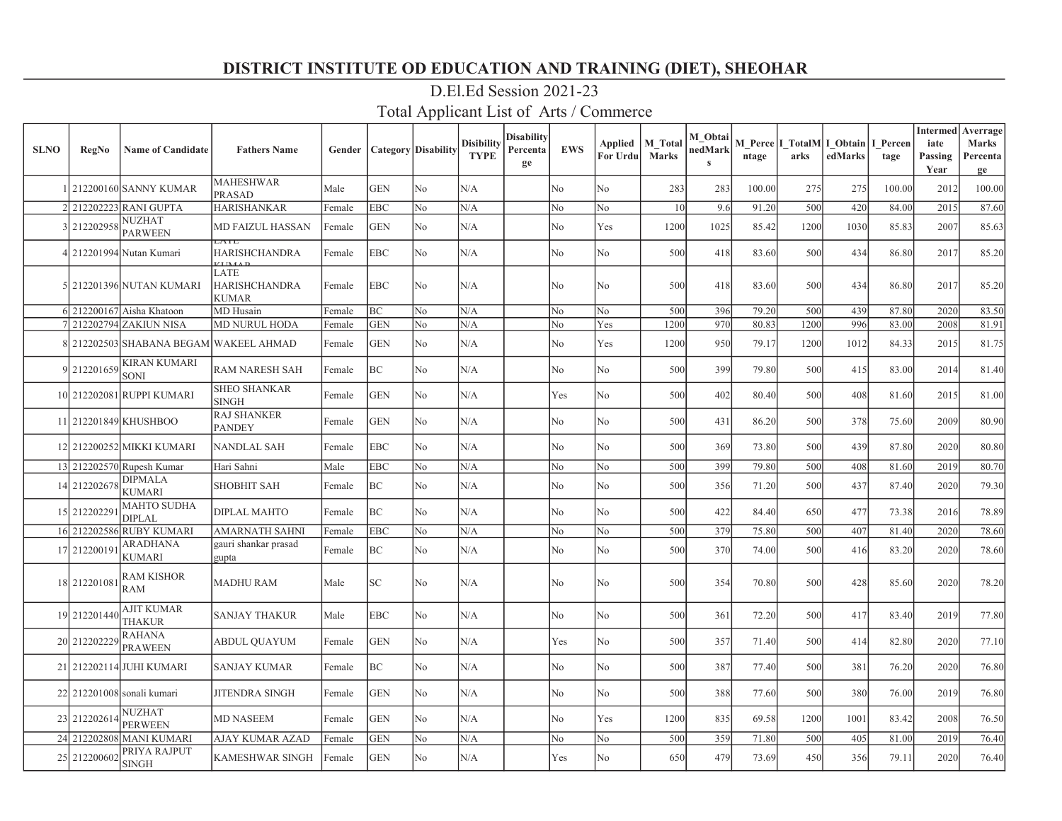# DISTRICT INSTITUTE OD EDUCATION AND TRAINING (DIET), SHEOHAR

## D.El.Ed Session 2021-23

### Total Applicant List of Arts / Commerce

| SLNO | RegNo | Name of Candidate | Fathers Name | Gender | Category | Disability | Disibility TYPE | Disability Percentage | EWS | Applied For Urdu | M_Total Marks | M_ObtainedMarks | M_Percentage | I_TotalMarks | I_ObtainedMarks | I_Percentage | Intermediate Passing Year | Averrage Marks Percentage |
|---|---|---|---|---|---|---|---|---|---|---|---|---|---|---|---|---|---|---|
| 1 | 212200160 | SANNY KUMAR | MAHESHWAR PRASAD | Male | GEN | No | N/A | | No | No | 283 | 283 | 100.00 | 275 | 275 | 100.00 | 2012 | 100.00 |
| 2 | 212202223 | RANI GUPTA | HARISHANKAR | Female | EBC | No | N/A | | No | No | 10 | 9.6 | 91.20 | 500 | 420 | 84.00 | 2015 | 87.60 |
| 3 | 212202958 | NUZHAT PARWEEN | MD FAIZUL HASSAN | Female | GEN | No | N/A | | No | Yes | 1200 | 1025 | 85.42 | 1200 | 1030 | 85.83 | 2007 | 85.63 |
| 4 | 212201994 | Nutan Kumari | LATE HARISHCHANDRA KUMAR | Female | EBC | No | N/A | | No | No | 500 | 418 | 83.60 | 500 | 434 | 86.80 | 2017 | 85.20 |
| 5 | 212201396 | NUTAN KUMARI | LATE HARISHCHANDRA KUMAR | Female | EBC | No | N/A | | No | No | 500 | 418 | 83.60 | 500 | 434 | 86.80 | 2017 | 85.20 |
| 6 | 212200167 | Aisha Khatoon | MD Husain | Female | BC | No | N/A | | No | No | 500 | 396 | 79.20 | 500 | 439 | 87.80 | 2020 | 83.50 |
| 7 | 212202794 | ZAKIUN NISA | MD NURUL HODA | Female | GEN | No | N/A | | No | Yes | 1200 | 970 | 80.83 | 1200 | 996 | 83.00 | 2008 | 81.91 |
| 8 | 212202503 | SHABANA BEGAM | WAKEEL AHMAD | Female | GEN | No | N/A | | No | Yes | 1200 | 950 | 79.17 | 1200 | 1012 | 84.33 | 2015 | 81.75 |
| 9 | 212201659 | KIRAN KUMARI SONI | RAM NARESH SAH | Female | BC | No | N/A | | No | No | 500 | 399 | 79.80 | 500 | 415 | 83.00 | 2014 | 81.40 |
| 10 | 212202081 | RUPPI KUMARI | SHEO SHANKAR SINGH | Female | GEN | No | N/A | | Yes | No | 500 | 402 | 80.40 | 500 | 408 | 81.60 | 2015 | 81.00 |
| 11 | 212201849 | KHUSHBOO | RAJ SHANKER PANDEY | Female | GEN | No | N/A | | No | No | 500 | 431 | 86.20 | 500 | 378 | 75.60 | 2009 | 80.90 |
| 12 | 212200252 | MIKKI KUMARI | NANDLAL SAH | Female | EBC | No | N/A | | No | No | 500 | 369 | 73.80 | 500 | 439 | 87.80 | 2020 | 80.80 |
| 13 | 212202570 | Rupesh Kumar | Hari Sahni | Male | EBC | No | N/A | | No | No | 500 | 399 | 79.80 | 500 | 408 | 81.60 | 2019 | 80.70 |
| 14 | 212202678 | DIPMALA KUMARI | SHOBHIT SAH | Female | BC | No | N/A | | No | No | 500 | 356 | 71.20 | 500 | 437 | 87.40 | 2020 | 79.30 |
| 15 | 212202291 | MAHTO SUDHA DIPLAL | DIPLAL MAHTO | Female | BC | No | N/A | | No | No | 500 | 422 | 84.40 | 650 | 477 | 73.38 | 2016 | 78.89 |
| 16 | 212202586 | RUBY KUMARI | AMARNATH SAHNI | Female | EBC | No | N/A | | No | No | 500 | 379 | 75.80 | 500 | 407 | 81.40 | 2020 | 78.60 |
| 17 | 212200191 | ARADHANA KUMARI | gauri shankar prasad gupta | Female | BC | No | N/A | | No | No | 500 | 370 | 74.00 | 500 | 416 | 83.20 | 2020 | 78.60 |
| 18 | 212201081 | RAM KISHOR RAM | MADHU RAM | Male | SC | No | N/A | | No | No | 500 | 354 | 70.80 | 500 | 428 | 85.60 | 2020 | 78.20 |
| 19 | 212201440 | AJIT KUMAR THAKUR | SANJAY THAKUR | Male | EBC | No | N/A | | No | No | 500 | 361 | 72.20 | 500 | 417 | 83.40 | 2019 | 77.80 |
| 20 | 212202229 | RAHANA PRAWEEN | ABDUL QUAYUM | Female | GEN | No | N/A | | Yes | No | 500 | 357 | 71.40 | 500 | 414 | 82.80 | 2020 | 77.10 |
| 21 | 212202114 | JUHI KUMARI | SANJAY KUMAR | Female | BC | No | N/A | | No | No | 500 | 387 | 77.40 | 500 | 381 | 76.20 | 2020 | 76.80 |
| 22 | 212201008 | sonali kumari | JITENDRA SINGH | Female | GEN | No | N/A | | No | No | 500 | 388 | 77.60 | 500 | 380 | 76.00 | 2019 | 76.80 |
| 23 | 212202614 | NUZHAT PERWEEN | MD NASEEM | Female | GEN | No | N/A | | No | Yes | 1200 | 835 | 69.58 | 1200 | 1001 | 83.42 | 2008 | 76.50 |
| 24 | 212202808 | MANI KUMARI | AJAY KUMAR AZAD | Female | GEN | No | N/A | | No | No | 500 | 359 | 71.80 | 500 | 405 | 81.00 | 2019 | 76.40 |
| 25 | 212200602 | PRIYA RAJPUT SINGH | KAMESHWAR SINGH | Female | GEN | No | N/A | | Yes | No | 650 | 479 | 73.69 | 450 | 356 | 79.11 | 2020 | 76.40 |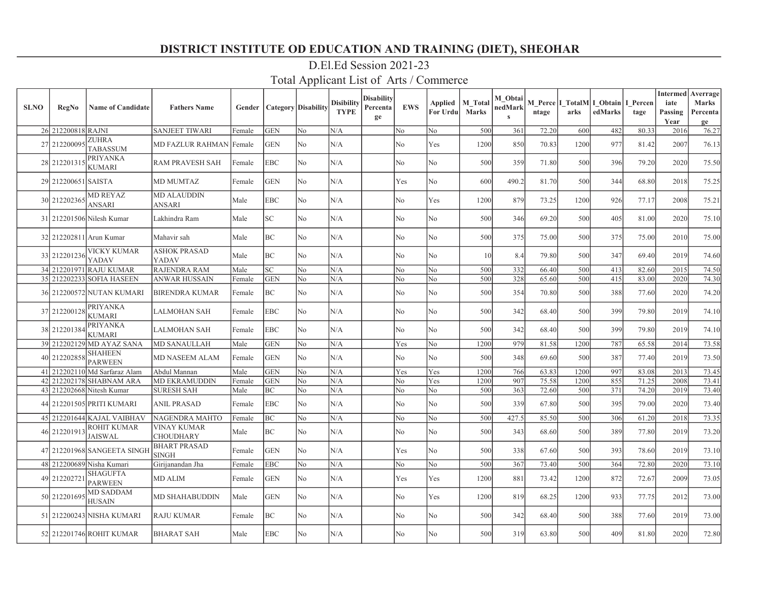# DISTRICT INSTITUTE OD EDUCATION AND TRAINING (DIET), SHEOHAR

## D.El.Ed Session 2021-23

## Total Applicant List of Arts / Commerce

| SLNO | RegNo | Name of Candidate | Fathers Name | Gender | Category | Disability | Disibility TYPE | Disability Percentage | EWS | Applied For Urdu | M_Total Marks | M_ObtainedMarks | M_Percentage | I_TotalMarks | I_ObtainedMarks | I_Percentage | Intermediate Passing Year | Averrage Marks Percentage |
|---|---|---|---|---|---|---|---|---|---|---|---|---|---|---|---|---|---|---|
| 26 | 212200818 | RAJNI | SANJEET TIWARI | Female | GEN | No | N/A | | No | No | 500 | 361 | 72.20 | 600 | 482 | 80.33 | 2016 | 76.27 |
| 27 | 212200095 | ZUHRA TABASSUM | MD FAZLUR RAHMAN | Female | GEN | No | N/A | | No | Yes | 1200 | 850 | 70.83 | 1200 | 977 | 81.42 | 2007 | 76.13 |
| 28 | 212201315 | PRIYANKA KUMARI | RAM PRAVESH SAH | Female | EBC | No | N/A | | No | No | 500 | 359 | 71.80 | 500 | 396 | 79.20 | 2020 | 75.50 |
| 29 | 212200651 | SAISTA | MD MUMTAZ | Female | GEN | No | N/A | | Yes | No | 600 | 490.2 | 81.70 | 500 | 344 | 68.80 | 2018 | 75.25 |
| 30 | 212202365 | MD REYAZ ANSARI | MD ALAUDDIN ANSARI | Male | EBC | No | N/A | | No | Yes | 1200 | 879 | 73.25 | 1200 | 926 | 77.17 | 2008 | 75.21 |
| 31 | 212201506 | Nilesh Kumar | Lakhindra Ram | Male | SC | No | N/A | | No | No | 500 | 346 | 69.20 | 500 | 405 | 81.00 | 2020 | 75.10 |
| 32 | 212202811 | Arun Kumar | Mahavir sah | Male | BC | No | N/A | | No | No | 500 | 375 | 75.00 | 500 | 375 | 75.00 | 2010 | 75.00 |
| 33 | 212201236 | VICKY KUMAR YADAV | ASHOK PRASAD YADAV | Male | BC | No | N/A | | No | No | 10 | 8.4 | 79.80 | 500 | 347 | 69.40 | 2019 | 74.60 |
| 34 | 212201971 | RAJU KUMAR | RAJENDRA RAM | Male | SC | No | N/A | | No | No | 500 | 332 | 66.40 | 500 | 413 | 82.60 | 2015 | 74.50 |
| 35 | 212202233 | SOFIA HASEEN | ANWAR HUSSAIN | Female | GEN | No | N/A | | No | No | 500 | 328 | 65.60 | 500 | 415 | 83.00 | 2020 | 74.30 |
| 36 | 212200572 | NUTAN KUMARI | BIRENDRA KUMAR | Female | BC | No | N/A | | No | No | 500 | 354 | 70.80 | 500 | 388 | 77.60 | 2020 | 74.20 |
| 37 | 212200128 | PRIYANKA KUMARI | LALMOHAN SAH | Female | EBC | No | N/A | | No | No | 500 | 342 | 68.40 | 500 | 399 | 79.80 | 2019 | 74.10 |
| 38 | 212201384 | PRIYANKA KUMARI | LALMOHAN SAH | Female | EBC | No | N/A | | No | No | 500 | 342 | 68.40 | 500 | 399 | 79.80 | 2019 | 74.10 |
| 39 | 212202129 | MD AYAZ SANA | MD SANAULLAH | Male | GEN | No | N/A | | Yes | No | 1200 | 979 | 81.58 | 1200 | 787 | 65.58 | 2014 | 73.58 |
| 40 | 212202858 | SHAHEEN PARWEEN | MD NASEEM ALAM | Female | GEN | No | N/A | | No | No | 500 | 348 | 69.60 | 500 | 387 | 77.40 | 2019 | 73.50 |
| 41 | 212202110 | Md Sarfaraz Alam | Abdul Mannan | Male | GEN | No | N/A | | Yes | Yes | 1200 | 766 | 63.83 | 1200 | 997 | 83.08 | 2013 | 73.45 |
| 42 | 212202178 | SHABNAM ARA | MD EKRAMUDDIN | Female | GEN | No | N/A | | No | Yes | 1200 | 907 | 75.58 | 1200 | 855 | 71.25 | 2008 | 73.41 |
| 43 | 212202668 | Nitesh Kumar | SURESH SAH | Male | BC | No | N/A | | No | No | 500 | 363 | 72.60 | 500 | 371 | 74.20 | 2019 | 73.40 |
| 44 | 212201505 | PRITI KUMARI | ANIL PRASAD | Female | EBC | No | N/A | | No | No | 500 | 339 | 67.80 | 500 | 395 | 79.00 | 2020 | 73.40 |
| 45 | 212201644 | KAJAL VAIBHAV | NAGENDRA MAHTO | Female | BC | No | N/A | | No | No | 500 | 427.5 | 85.50 | 500 | 306 | 61.20 | 2018 | 73.35 |
| 46 | 212201913 | ROHIT KUMAR JAISWAL | VINAY KUMAR CHOUDHARY | Male | BC | No | N/A | | No | No | 500 | 343 | 68.60 | 500 | 389 | 77.80 | 2019 | 73.20 |
| 47 | 212201968 | SANGEETA SINGH | BHART PRASAD SINGH | Female | GEN | No | N/A | | Yes | No | 500 | 338 | 67.60 | 500 | 393 | 78.60 | 2019 | 73.10 |
| 48 | 212200689 | Nisha Kumari | Girijanandan Jha | Female | EBC | No | N/A | | No | No | 500 | 367 | 73.40 | 500 | 364 | 72.80 | 2020 | 73.10 |
| 49 | 212202721 | SHAGUFTA PARWEEN | MD ALIM | Female | GEN | No | N/A | | Yes | Yes | 1200 | 881 | 73.42 | 1200 | 872 | 72.67 | 2009 | 73.05 |
| 50 | 212201695 | MD SADDAM HUSAIN | MD SHAHABUDDIN | Male | GEN | No | N/A | | No | Yes | 1200 | 819 | 68.25 | 1200 | 933 | 77.75 | 2012 | 73.00 |
| 51 | 212200243 | NISHA KUMARI | RAJU KUMAR | Female | BC | No | N/A | | No | No | 500 | 342 | 68.40 | 500 | 388 | 77.60 | 2019 | 73.00 |
| 52 | 212201746 | ROHIT KUMAR | BHARAT SAH | Male | EBC | No | N/A | | No | No | 500 | 319 | 63.80 | 500 | 409 | 81.80 | 2020 | 72.80 |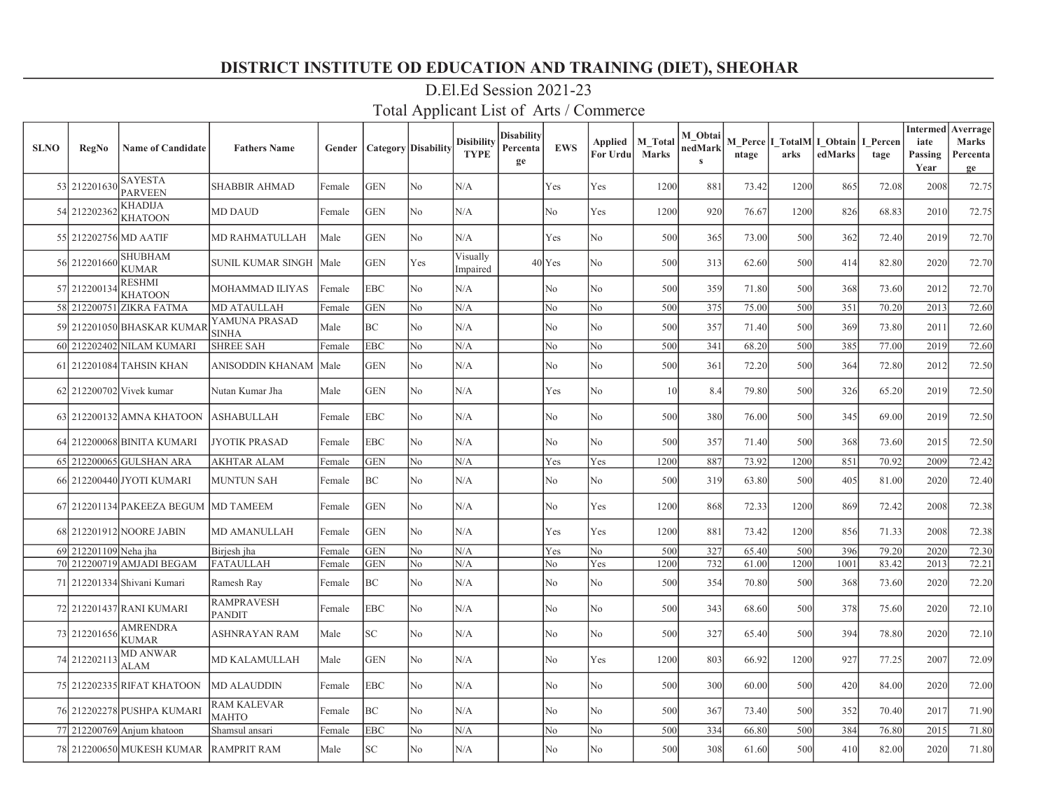# DISTRICT INSTITUTE OD EDUCATION AND TRAINING (DIET), SHEOHAR

## D.El.Ed Session 2021-23

## Total Applicant List of Arts / Commerce

| SLNO | RegNo | Name of Candidate | Fathers Name | Gender | Category | Disability | Disibility TYPE | Disability Percentage | EWS | Applied For Urdu | M_Total Marks | M_ObtainedMarks | M_Percentage | I_TotalMarks | I_ObtainedMarks | I_Percentage | Intermediate Passing Year | Averrage Marks Percentage |
|---|---|---|---|---|---|---|---|---|---|---|---|---|---|---|---|---|---|---|
| 53 | 212201630 | SAYESTA PARVEEN | SHABBIR AHMAD | Female | GEN | No | N/A | | Yes | Yes | 1200 | 881 | 73.42 | 1200 | 865 | 72.08 | 2008 | 72.75 |
| 54 | 212202362 | KHADIJA KHATOON | MD DAUD | Female | GEN | No | N/A | | No | Yes | 1200 | 920 | 76.67 | 1200 | 826 | 68.83 | 2010 | 72.75 |
| 55 | 212202756 | MD AATIF | MD RAHMATULLAH | Male | GEN | No | N/A | | Yes | No | 500 | 365 | 73.00 | 500 | 362 | 72.40 | 2019 | 72.70 |
| 56 | 212201660 | SHUBHAM KUMAR | SUNIL KUMAR SINGH | Male | GEN | Yes | Visually Impaired | 40 | Yes | No | 500 | 313 | 62.60 | 500 | 414 | 82.80 | 2020 | 72.70 |
| 57 | 212200134 | RESHMI KHATOON | MOHAMMAD ILIYAS | Female | EBC | No | N/A | | No | No | 500 | 359 | 71.80 | 500 | 368 | 73.60 | 2012 | 72.70 |
| 58 | 212200751 | ZIKRA FATMA | MD ATAULLAH | Female | GEN | No | N/A | | No | No | 500 | 375 | 75.00 | 500 | 351 | 70.20 | 2013 | 72.60 |
| 59 | 212201050 | BHASKAR KUMAR | YAMUNA PRASAD SINHA | Male | BC | No | N/A | | No | No | 500 | 357 | 71.40 | 500 | 369 | 73.80 | 2011 | 72.60 |
| 60 | 212202402 | NILAM KUMARI | SHREE SAH | Female | EBC | No | N/A | | No | No | 500 | 341 | 68.20 | 500 | 385 | 77.00 | 2019 | 72.60 |
| 61 | 212201084 | TAHSIN KHAN | ANISODDIN KHANAM | Male | GEN | No | N/A | | No | No | 500 | 361 | 72.20 | 500 | 364 | 72.80 | 2012 | 72.50 |
| 62 | 212200702 | Vivek kumar | Nutan Kumar Jha | Male | GEN | No | N/A | | Yes | No | 10 | 8.4 | 79.80 | 500 | 326 | 65.20 | 2019 | 72.50 |
| 63 | 212200132 | AMNA KHATOON | ASHABULLAH | Female | EBC | No | N/A | | No | No | 500 | 380 | 76.00 | 500 | 345 | 69.00 | 2019 | 72.50 |
| 64 | 212200068 | BINITA KUMARI | JYOTIK PRASAD | Female | EBC | No | N/A | | No | No | 500 | 357 | 71.40 | 500 | 368 | 73.60 | 2015 | 72.50 |
| 65 | 212200065 | GULSHAN ARA | AKHTAR ALAM | Female | GEN | No | N/A | | Yes | Yes | 1200 | 887 | 73.92 | 1200 | 851 | 70.92 | 2009 | 72.42 |
| 66 | 212200440 | JYOTI KUMARI | MUNTUN SAH | Female | BC | No | N/A | | No | No | 500 | 319 | 63.80 | 500 | 405 | 81.00 | 2020 | 72.40 |
| 67 | 212201134 | PAKEEZA BEGUM | MD TAMEEM | Female | GEN | No | N/A | | No | Yes | 1200 | 868 | 72.33 | 1200 | 869 | 72.42 | 2008 | 72.38 |
| 68 | 212201912 | NOORE JABIN | MD AMANULLAH | Female | GEN | No | N/A | | Yes | Yes | 1200 | 881 | 73.42 | 1200 | 856 | 71.33 | 2008 | 72.38 |
| 69 | 212201109 | Neha jha | Birjesh jha | Female | GEN | No | N/A | | Yes | No | 500 | 327 | 65.40 | 500 | 396 | 79.20 | 2020 | 72.30 |
| 70 | 212200719 | AMJADI BEGAM | FATAULLAH | Female | GEN | No | N/A | | No | Yes | 1200 | 732 | 61.00 | 1200 | 1001 | 83.42 | 2013 | 72.21 |
| 71 | 212201334 | Shivani Kumari | Ramesh Ray | Female | BC | No | N/A | | No | No | 500 | 354 | 70.80 | 500 | 368 | 73.60 | 2020 | 72.20 |
| 72 | 212201437 | RANI KUMARI | RAMPRAVESH PANDIT | Female | EBC | No | N/A | | No | No | 500 | 343 | 68.60 | 500 | 378 | 75.60 | 2020 | 72.10 |
| 73 | 212201656 | AMRENDRA KUMAR | ASHNRAYAN RAM | Male | SC | No | N/A | | No | No | 500 | 327 | 65.40 | 500 | 394 | 78.80 | 2020 | 72.10 |
| 74 | 212202113 | MD ANWAR ALAM | MD KALAMULLAH | Male | GEN | No | N/A | | No | Yes | 1200 | 803 | 66.92 | 1200 | 927 | 77.25 | 2007 | 72.09 |
| 75 | 212202335 | RIFAT KHATOON | MD ALAUDDIN | Female | EBC | No | N/A | | No | No | 500 | 300 | 60.00 | 500 | 420 | 84.00 | 2020 | 72.00 |
| 76 | 212202278 | PUSHPA KUMARI | RAM KALEVAR MAHTO | Female | BC | No | N/A | | No | No | 500 | 367 | 73.40 | 500 | 352 | 70.40 | 2017 | 71.90 |
| 77 | 212200769 | Anjum khatoon | Shamsul ansari | Female | EBC | No | N/A | | No | No | 500 | 334 | 66.80 | 500 | 384 | 76.80 | 2015 | 71.80 |
| 78 | 212200650 | MUKESH KUMAR | RAMPRIT RAM | Male | SC | No | N/A | | No | No | 500 | 308 | 61.60 | 500 | 410 | 82.00 | 2020 | 71.80 |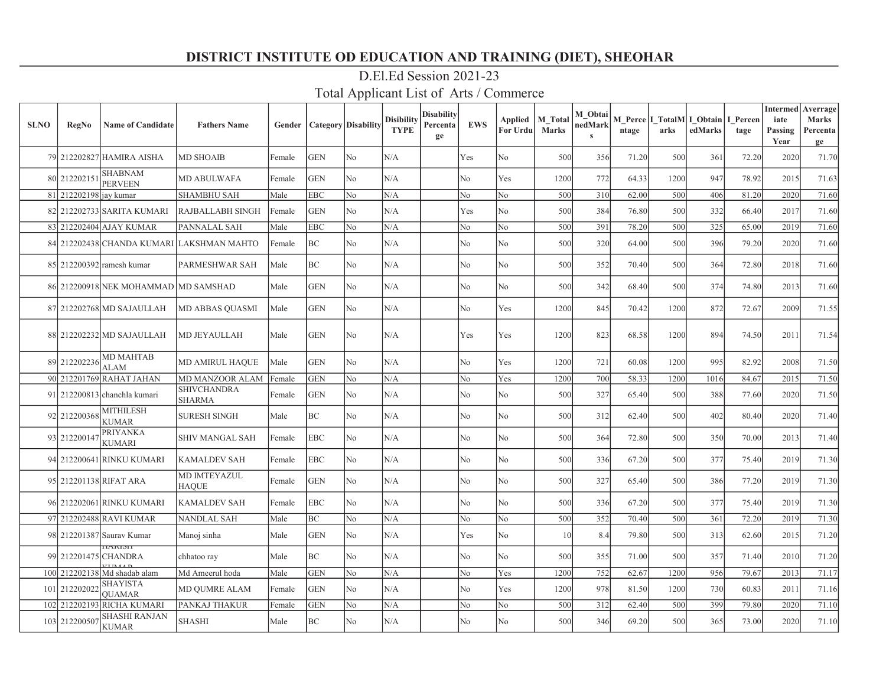# DISTRICT INSTITUTE OD EDUCATION AND TRAINING (DIET), SHEOHAR

## D.El.Ed Session 2021-23

## Total Applicant List of Arts / Commerce

| SLNO | RegNo | Name of Candidate | Fathers Name | Gender | Category | Disability | Disibility TYPE | Disability Percentage | EWS | Applied For Urdu | M_Total Marks | M_ObtainedMarks | M_Percentage | I_TotalMarks | I_ObtainedMarks | I_Percentage | Intermediate Passing Year | Averrage Marks Percentage |
|---|---|---|---|---|---|---|---|---|---|---|---|---|---|---|---|---|---|---|
| 79 | 212202827 | HAMIRA AISHA | MD SHOAIB | Female | GEN | No | N/A | | Yes | No | 500 | 356 | 71.20 | 500 | 361 | 72.20 | 2020 | 71.70 |
| 80 | 212202151 | SHABNAM PERVEEN | MD ABULWAFA | Female | GEN | No | N/A | | No | Yes | 1200 | 772 | 64.33 | 1200 | 947 | 78.92 | 2015 | 71.63 |
| 81 | 212202198 | jay kumar | SHAMBHU SAH | Male | EBC | No | N/A | | No | No | 500 | 310 | 62.00 | 500 | 406 | 81.20 | 2020 | 71.60 |
| 82 | 212202733 | SARITA KUMARI | RAJBALLABH SINGH | Female | GEN | No | N/A | | Yes | No | 500 | 384 | 76.80 | 500 | 332 | 66.40 | 2017 | 71.60 |
| 83 | 212202404 | AJAY KUMAR | PANNALAL SAH | Male | EBC | No | N/A | | No | No | 500 | 391 | 78.20 | 500 | 325 | 65.00 | 2019 | 71.60 |
| 84 | 212202438 | CHANDA KUMARI | LAKSHMAN MAHTO | Female | BC | No | N/A | | No | No | 500 | 320 | 64.00 | 500 | 396 | 79.20 | 2020 | 71.60 |
| 85 | 212200392 | ramesh kumar | PARMESHWAR SAH | Male | BC | No | N/A | | No | No | 500 | 352 | 70.40 | 500 | 364 | 72.80 | 2018 | 71.60 |
| 86 | 212200918 | NEK MOHAMMAD | MD SAMSHAD | Male | GEN | No | N/A | | No | No | 500 | 342 | 68.40 | 500 | 374 | 74.80 | 2013 | 71.60 |
| 87 | 212202768 | MD SAJAULLAH | MD ABBAS QUASMI | Male | GEN | No | N/A | | No | Yes | 1200 | 845 | 70.42 | 1200 | 872 | 72.67 | 2009 | 71.55 |
| 88 | 212202232 | MD SAJAULLAH | MD JEYAULLAH | Male | GEN | No | N/A | | Yes | Yes | 1200 | 823 | 68.58 | 1200 | 894 | 74.50 | 2011 | 71.54 |
| 89 | 212202236 | MD MAHTAB ALAM | MD AMIRUL HAQUE | Male | GEN | No | N/A | | No | Yes | 1200 | 721 | 60.08 | 1200 | 995 | 82.92 | 2008 | 71.50 |
| 90 | 212201769 | RAHAT JAHAN | MD MANZOOR ALAM | Female | GEN | No | N/A | | No | Yes | 1200 | 700 | 58.33 | 1200 | 1016 | 84.67 | 2015 | 71.50 |
| 91 | 212200813 | chanchla kumari | SHIVCHANDRA SHARMA | Female | GEN | No | N/A | | No | No | 500 | 327 | 65.40 | 500 | 388 | 77.60 | 2020 | 71.50 |
| 92 | 212200368 | MITHILESH KUMAR | SURESH SINGH | Male | BC | No | N/A | | No | No | 500 | 312 | 62.40 | 500 | 402 | 80.40 | 2020 | 71.40 |
| 93 | 212200147 | PRIYANKA KUMARI | SHIV MANGAL SAH | Female | EBC | No | N/A | | No | No | 500 | 364 | 72.80 | 500 | 350 | 70.00 | 2013 | 71.40 |
| 94 | 212200641 | RINKU KUMARI | KAMALDEV SAH | Female | EBC | No | N/A | | No | No | 500 | 336 | 67.20 | 500 | 377 | 75.40 | 2019 | 71.30 |
| 95 | 212201138 | RIFAT ARA | MD IMTEYAZUL HAQUE | Female | GEN | No | N/A | | No | No | 500 | 327 | 65.40 | 500 | 386 | 77.20 | 2019 | 71.30 |
| 96 | 212202061 | RINKU KUMARI | KAMALDEV SAH | Female | EBC | No | N/A | | No | No | 500 | 336 | 67.20 | 500 | 377 | 75.40 | 2019 | 71.30 |
| 97 | 212202488 | RAVI KUMAR | NANDLAL SAH | Male | BC | No | N/A | | No | No | 500 | 352 | 70.40 | 500 | 361 | 72.20 | 2019 | 71.30 |
| 98 | 212201387 | Saurav Kumar | Manoj sinha | Male | GEN | No | N/A | | Yes | No | 10 | 8.4 | 79.80 | 500 | 313 | 62.60 | 2015 | 71.20 |
| 99 | 212201475 | HARISH CHANDRA KUMAR | chhatoo ray | Male | BC | No | N/A | | No | No | 500 | 355 | 71.00 | 500 | 357 | 71.40 | 2010 | 71.20 |
| 100 | 212202138 | Md shadab alam | Md Ameerul hoda | Male | GEN | No | N/A | | No | Yes | 1200 | 752 | 62.67 | 1200 | 956 | 79.67 | 2013 | 71.17 |
| 101 | 212202022 | SHAYISTA QUAMAR | MD QUMRE ALAM | Female | GEN | No | N/A | | No | Yes | 1200 | 978 | 81.50 | 1200 | 730 | 60.83 | 2011 | 71.16 |
| 102 | 212202193 | RICHA KUMARI | PANKAJ THAKUR | Female | GEN | No | N/A | | No | No | 500 | 312 | 62.40 | 500 | 399 | 79.80 | 2020 | 71.10 |
| 103 | 212200507 | SHASHI RANJAN KUMAR | SHASHI | Male | BC | No | N/A | | No | No | 500 | 346 | 69.20 | 500 | 365 | 73.00 | 2020 | 71.10 |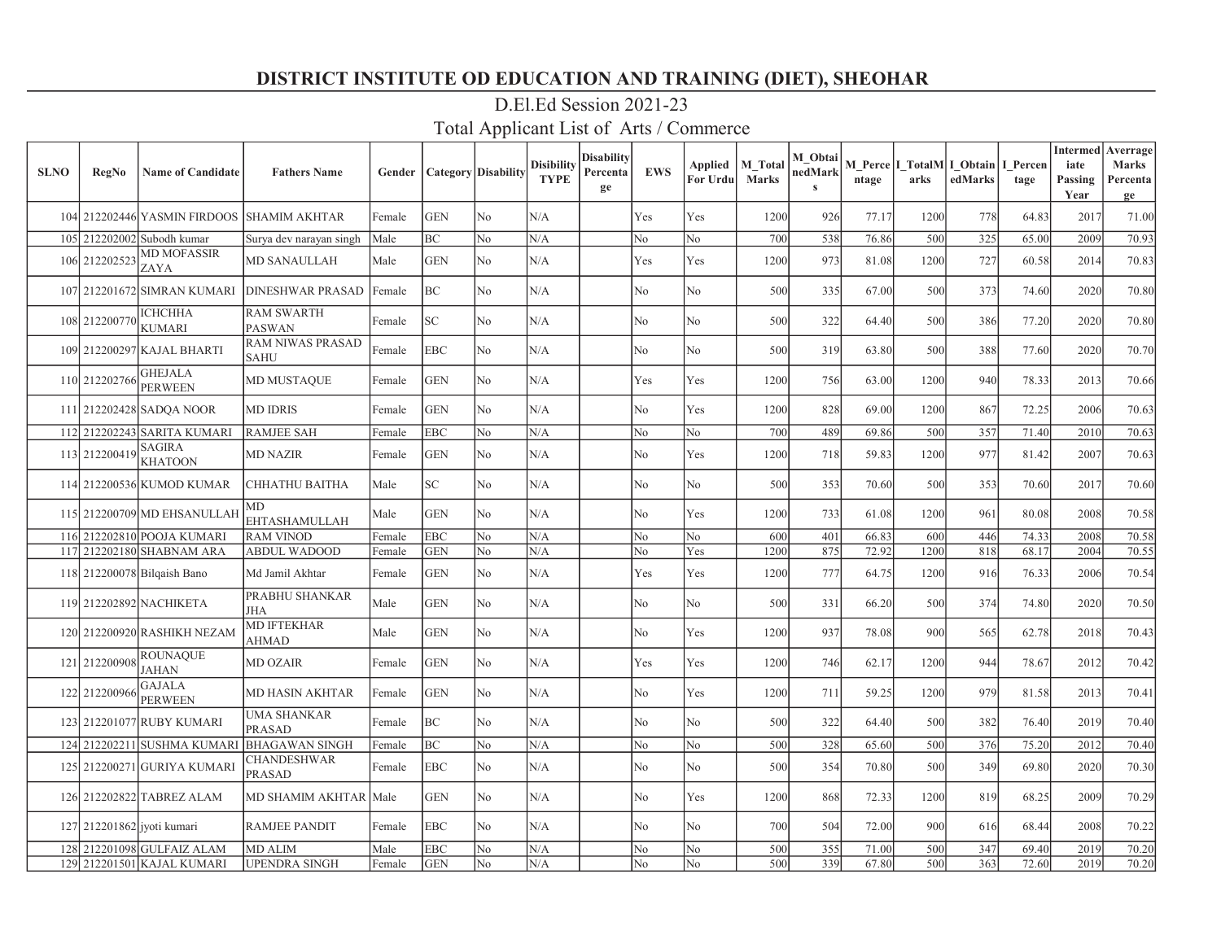# DISTRICT INSTITUTE OD EDUCATION AND TRAINING (DIET), SHEOHAR

## D.El.Ed Session 2021-23

## Total Applicant List of Arts / Commerce

| SLNO | RegNo | Name of Candidate | Fathers Name | Gender | Category | Disability | Disibility TYPE | Disability Percentage | EWS | Applied For Urdu | M_Total Marks | M_ObtainedMarks | M_Percentage | I_TotalMarks | I_ObtainedMarks | I_Percentage | Intermediate Passing Year | Averrage Marks Percentage |
|---|---|---|---|---|---|---|---|---|---|---|---|---|---|---|---|---|---|---|
| 104 | 212202446 | YASMIN FIRDOOS | SHAMIM AKHTAR | Female | GEN | No | N/A | | Yes | Yes | 1200 | 926 | 77.17 | 1200 | 778 | 64.83 | 2017 | 71.00 |
| 105 | 212202002 | Subodh kumar | Surya dev narayan singh | Male | BC | No | N/A | | No | No | 700 | 538 | 76.86 | 500 | 325 | 65.00 | 2009 | 70.93 |
| 106 | 212202523 | MD MOFASSIR ZAYA | MD SANAULLAH | Male | GEN | No | N/A | | Yes | Yes | 1200 | 973 | 81.08 | 1200 | 727 | 60.58 | 2014 | 70.83 |
| 107 | 212201672 | SIMRAN KUMARI | DINESHWAR PRASAD | Female | BC | No | N/A | | No | No | 500 | 335 | 67.00 | 500 | 373 | 74.60 | 2020 | 70.80 |
| 108 | 212200770 | ICHCHHA KUMARI | RAM SWARTH PASWAN | Female | SC | No | N/A | | No | No | 500 | 322 | 64.40 | 500 | 386 | 77.20 | 2020 | 70.80 |
| 109 | 212200297 | KAJAL BHARTI | RAM NIWAS PRASAD SAHU | Female | EBC | No | N/A | | No | No | 500 | 319 | 63.80 | 500 | 388 | 77.60 | 2020 | 70.70 |
| 110 | 212202766 | GHEJALA PERWEEN | MD MUSTAQUE | Female | GEN | No | N/A | | Yes | Yes | 1200 | 756 | 63.00 | 1200 | 940 | 78.33 | 2013 | 70.66 |
| 111 | 212202428 | SADQA NOOR | MD IDRIS | Female | GEN | No | N/A | | No | Yes | 1200 | 828 | 69.00 | 1200 | 867 | 72.25 | 2006 | 70.63 |
| 112 | 212202243 | SARITA KUMARI | RAMJEE SAH | Female | EBC | No | N/A | | No | No | 700 | 489 | 69.86 | 500 | 357 | 71.40 | 2010 | 70.63 |
| 113 | 212200419 | SAGIRA KHATOON | MD NAZIR | Female | GEN | No | N/A | | No | Yes | 1200 | 718 | 59.83 | 1200 | 977 | 81.42 | 2007 | 70.63 |
| 114 | 212200536 | KUMOD KUMAR | CHHATHU BAITHA | Male | SC | No | N/A | | No | No | 500 | 353 | 70.60 | 500 | 353 | 70.60 | 2017 | 70.60 |
| 115 | 212200709 | MD EHSANULLAH | MD EHTASHAMULLAH | Male | GEN | No | N/A | | No | Yes | 1200 | 733 | 61.08 | 1200 | 961 | 80.08 | 2008 | 70.58 |
| 116 | 212202810 | POOJA KUMARI | RAM VINOD | Female | EBC | No | N/A | | No | No | 600 | 401 | 66.83 | 600 | 446 | 74.33 | 2008 | 70.58 |
| 117 | 212202180 | SHABNAM ARA | ABDUL WADOOD | Female | GEN | No | N/A | | No | Yes | 1200 | 875 | 72.92 | 1200 | 818 | 68.17 | 2004 | 70.55 |
| 118 | 212200078 | Bilqaish Bano | Md Jamil Akhtar | Female | GEN | No | N/A | | Yes | Yes | 1200 | 777 | 64.75 | 1200 | 916 | 76.33 | 2006 | 70.54 |
| 119 | 212202892 | NACHIKETA | PRABHU SHANKAR JHA | Male | GEN | No | N/A | | No | No | 500 | 331 | 66.20 | 500 | 374 | 74.80 | 2020 | 70.50 |
| 120 | 212200920 | RASHIKH NEZAM | MD IFTEKHAR AHMAD | Male | GEN | No | N/A | | No | Yes | 1200 | 937 | 78.08 | 900 | 565 | 62.78 | 2018 | 70.43 |
| 121 | 212200908 | ROUNAQUE JAHAN | MD OZAIR | Female | GEN | No | N/A | | Yes | Yes | 1200 | 746 | 62.17 | 1200 | 944 | 78.67 | 2012 | 70.42 |
| 122 | 212200966 | GAJALA PERWEEN | MD HASIN AKHTAR | Female | GEN | No | N/A | | No | Yes | 1200 | 711 | 59.25 | 1200 | 979 | 81.58 | 2013 | 70.41 |
| 123 | 212201077 | RUBY KUMARI | UMA SHANKAR PRASAD | Female | BC | No | N/A | | No | No | 500 | 322 | 64.40 | 500 | 382 | 76.40 | 2019 | 70.40 |
| 124 | 212202211 | SUSHMA KUMARI | BHAGAWAN SINGH | Female | BC | No | N/A | | No | No | 500 | 328 | 65.60 | 500 | 376 | 75.20 | 2012 | 70.40 |
| 125 | 212200271 | GURIYA KUMARI | CHANDESHWAR PRASAD | Female | EBC | No | N/A | | No | No | 500 | 354 | 70.80 | 500 | 349 | 69.80 | 2020 | 70.30 |
| 126 | 212202822 | TABREZ ALAM | MD SHAMIM AKHTAR | Male | GEN | No | N/A | | No | Yes | 1200 | 868 | 72.33 | 1200 | 819 | 68.25 | 2009 | 70.29 |
| 127 | 212201862 | jyoti kumari | RAMJEE PANDIT | Female | EBC | No | N/A | | No | No | 700 | 504 | 72.00 | 900 | 616 | 68.44 | 2008 | 70.22 |
| 128 | 212201098 | GULFAIZ ALAM | MD ALIM | Male | EBC | No | N/A | | No | No | 500 | 355 | 71.00 | 500 | 347 | 69.40 | 2019 | 70.20 |
| 129 | 212201501 | KAJAL KUMARI | UPENDRA SINGH | Female | GEN | No | N/A | | No | No | 500 | 339 | 67.80 | 500 | 363 | 72.60 | 2019 | 70.20 |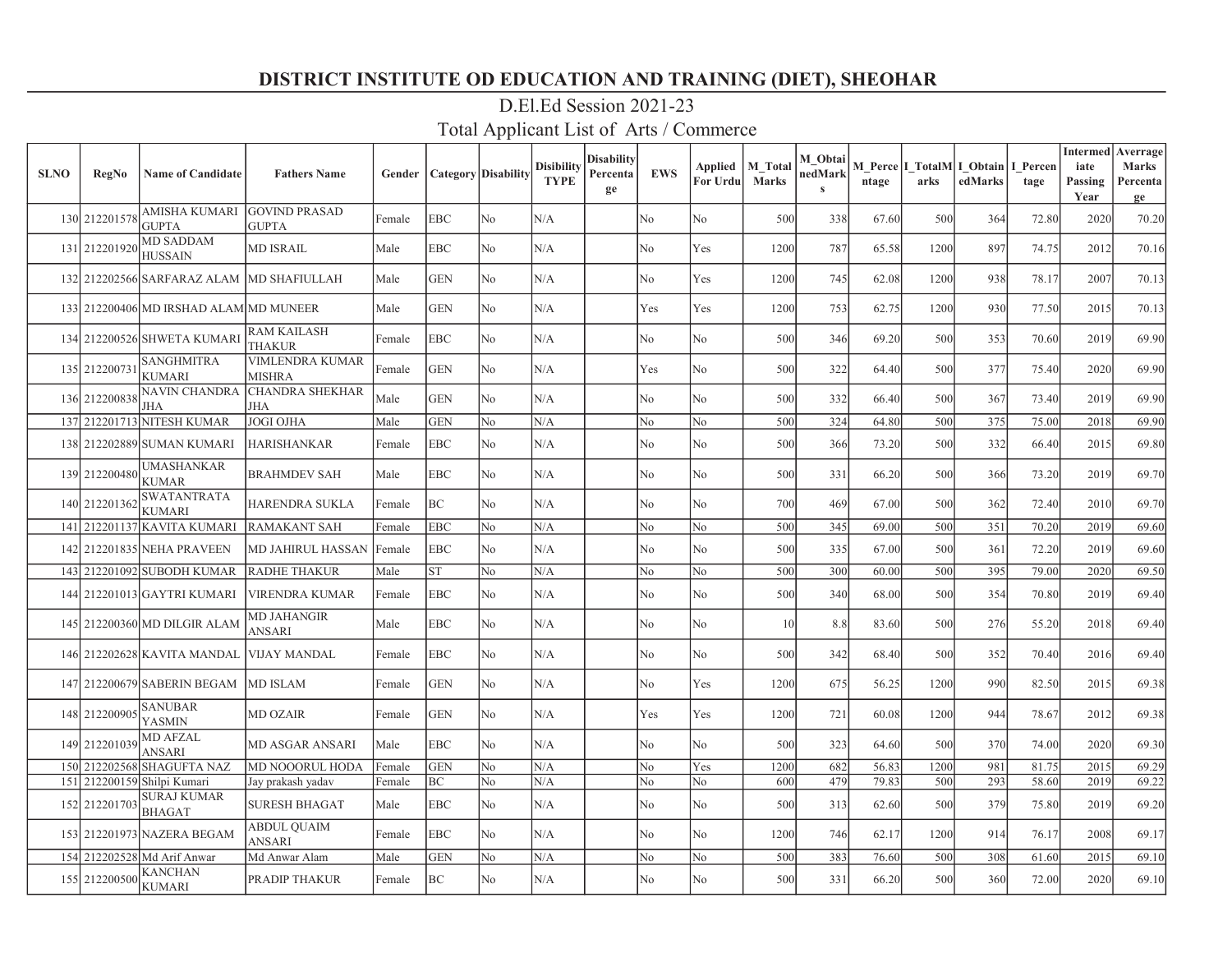# DISTRICT INSTITUTE OD EDUCATION AND TRAINING (DIET), SHEOHAR

## D.El.Ed Session 2021-23

## Total Applicant List of Arts / Commerce

| SLNO | RegNo | Name of Candidate | Fathers Name | Gender | Category | Disability | Disibility TYPE | Disability Percentage | EWS | Applied For Urdu | M_Total Marks | M_ObtainedMarks | M_Percentage | I_TotalMarks | I_ObtainedMarks | I_Percentage | Intermediate Passing Year | Averrage Marks Percentage |
|---|---|---|---|---|---|---|---|---|---|---|---|---|---|---|---|---|---|---|
| 130 | 212201578 | AMISHA KUMARI GUPTA | GOVIND PRASAD GUPTA | Female | EBC | No | N/A | | No | No | 500 | 338 | 67.60 | 500 | 364 | 72.80 | 2020 | 70.20 |
| 131 | 212201920 | MD SADDAM HUSSAIN | MD ISRAIL | Male | EBC | No | N/A | | No | Yes | 1200 | 787 | 65.58 | 1200 | 897 | 74.75 | 2012 | 70.16 |
| 132 | 212202566 | SARFARAZ ALAM | MD SHAFIULLAH | Male | GEN | No | N/A | | No | Yes | 1200 | 745 | 62.08 | 1200 | 938 | 78.17 | 2007 | 70.13 |
| 133 | 212200406 | MD IRSHAD ALAM | MD MUNEER | Male | GEN | No | N/A | | Yes | Yes | 1200 | 753 | 62.75 | 1200 | 930 | 77.50 | 2015 | 70.13 |
| 134 | 212200526 | SHWETA KUMARI | RAM KAILASH THAKUR | Female | EBC | No | N/A | | No | No | 500 | 346 | 69.20 | 500 | 353 | 70.60 | 2019 | 69.90 |
| 135 | 212200731 | SANGHMITRA KUMARI | VIMLENDRA KUMAR MISHRA | Female | GEN | No | N/A | | Yes | No | 500 | 322 | 64.40 | 500 | 377 | 75.40 | 2020 | 69.90 |
| 136 | 212200838 | NAVIN CHANDRA JHA | CHANDRA SHEKHAR JHA | Male | GEN | No | N/A | | No | No | 500 | 332 | 66.40 | 500 | 367 | 73.40 | 2019 | 69.90 |
| 137 | 212201713 | NITESH KUMAR | JOGI OJHA | Male | GEN | No | N/A | | No | No | 500 | 324 | 64.80 | 500 | 375 | 75.00 | 2018 | 69.90 |
| 138 | 212202889 | SUMAN KUMARI | HARISHANKAR | Female | EBC | No | N/A | | No | No | 500 | 366 | 73.20 | 500 | 332 | 66.40 | 2015 | 69.80 |
| 139 | 212200480 | UMASHANKAR KUMAR | BRAHMDEV SAH | Male | EBC | No | N/A | | No | No | 500 | 331 | 66.20 | 500 | 366 | 73.20 | 2019 | 69.70 |
| 140 | 212201362 | SWATANTRATA KUMARI | HARENDRA SUKLA | Female | BC | No | N/A | | No | No | 700 | 469 | 67.00 | 500 | 362 | 72.40 | 2010 | 69.70 |
| 141 | 212201137 | KAVITA KUMARI | RAMAKANT SAH | Female | EBC | No | N/A | | No | No | 500 | 345 | 69.00 | 500 | 351 | 70.20 | 2019 | 69.60 |
| 142 | 212201835 | NEHA PRAVEEN | MD JAHIRUL HASSAN | Female | EBC | No | N/A | | No | No | 500 | 335 | 67.00 | 500 | 361 | 72.20 | 2019 | 69.60 |
| 143 | 212201092 | SUBODH KUMAR | RADHE THAKUR | Male | ST | No | N/A | | No | No | 500 | 300 | 60.00 | 500 | 395 | 79.00 | 2020 | 69.50 |
| 144 | 212201013 | GAYTRI KUMARI | VIRENDRA KUMAR | Female | EBC | No | N/A | | No | No | 500 | 340 | 68.00 | 500 | 354 | 70.80 | 2019 | 69.40 |
| 145 | 212200360 | MD DILGIR ALAM | MD JAHANGIR ANSARI | Male | EBC | No | N/A | | No | No | 10 | 8.8 | 83.60 | 500 | 276 | 55.20 | 2018 | 69.40 |
| 146 | 212202628 | KAVITA MANDAL | VIJAY MANDAL | Female | EBC | No | N/A | | No | No | 500 | 342 | 68.40 | 500 | 352 | 70.40 | 2016 | 69.40 |
| 147 | 212200679 | SABERIN BEGAM | MD ISLAM | Female | GEN | No | N/A | | No | Yes | 1200 | 675 | 56.25 | 1200 | 990 | 82.50 | 2015 | 69.38 |
| 148 | 212200905 | SANUBAR YASMIN | MD OZAIR | Female | GEN | No | N/A | | Yes | Yes | 1200 | 721 | 60.08 | 1200 | 944 | 78.67 | 2012 | 69.38 |
| 149 | 212201039 | MD AFZAL ANSARI | MD ASGAR ANSARI | Male | EBC | No | N/A | | No | No | 500 | 323 | 64.60 | 500 | 370 | 74.00 | 2020 | 69.30 |
| 150 | 212202568 | SHAGUFTA NAZ | MD NOOORUL HODA | Female | GEN | No | N/A | | No | Yes | 1200 | 682 | 56.83 | 1200 | 981 | 81.75 | 2015 | 69.29 |
| 151 | 212200159 | Shilpi Kumari | Jay prakash yadav | Female | BC | No | N/A | | No | No | 600 | 479 | 79.83 | 500 | 293 | 58.60 | 2019 | 69.22 |
| 152 | 212201703 | SURAJ KUMAR BHAGAT | SURESH BHAGAT | Male | EBC | No | N/A | | No | No | 500 | 313 | 62.60 | 500 | 379 | 75.80 | 2019 | 69.20 |
| 153 | 212201973 | NAZERA BEGAM | ABDUL QUAIM ANSARI | Female | EBC | No | N/A | | No | No | 1200 | 746 | 62.17 | 1200 | 914 | 76.17 | 2008 | 69.17 |
| 154 | 212202528 | Md Arif Anwar | Md Anwar Alam | Male | GEN | No | N/A | | No | No | 500 | 383 | 76.60 | 500 | 308 | 61.60 | 2015 | 69.10 |
| 155 | 212200500 | KANCHAN KUMARI | PRADIP THAKUR | Female | BC | No | N/A | | No | No | 500 | 331 | 66.20 | 500 | 360 | 72.00 | 2020 | 69.10 |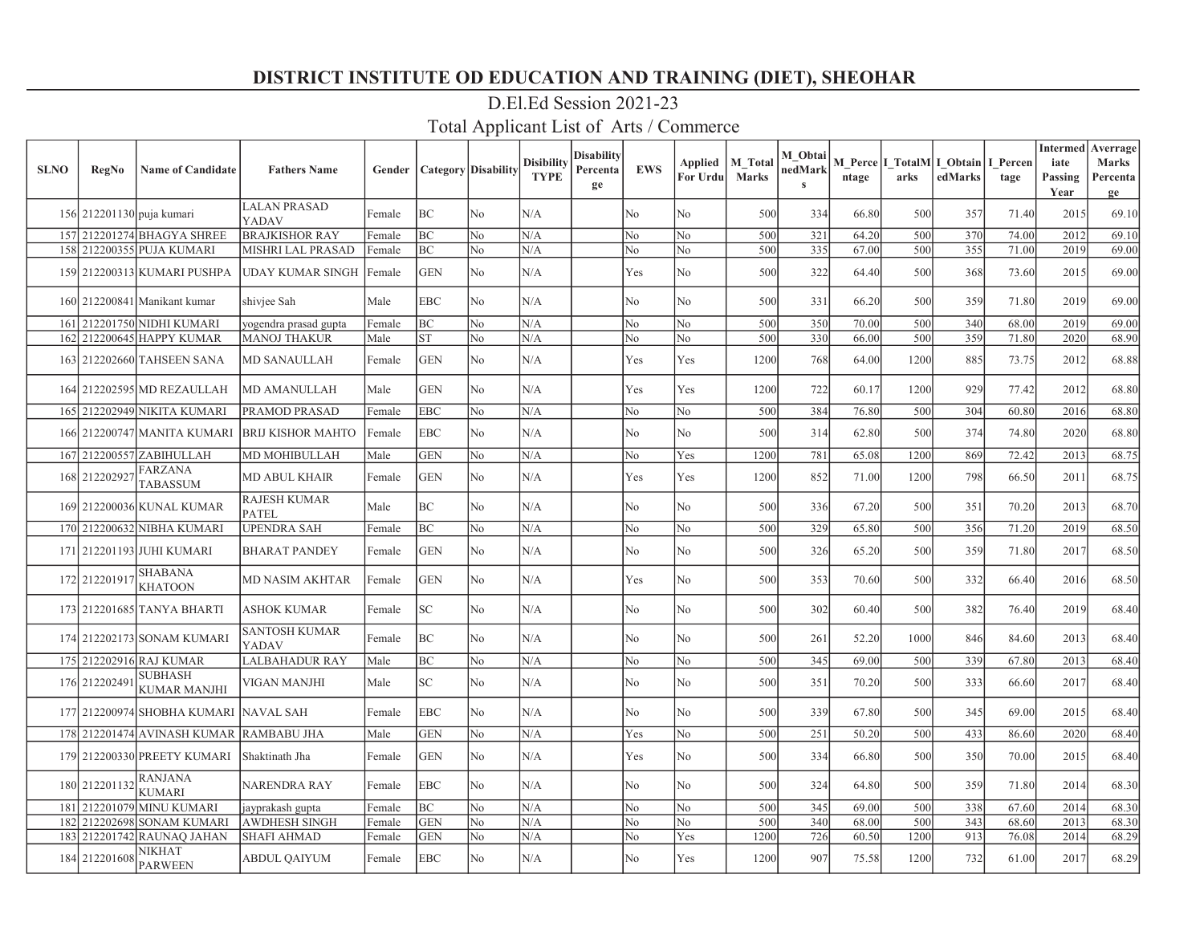# DISTRICT INSTITUTE OD EDUCATION AND TRAINING (DIET), SHEOHAR

## D.El.Ed Session 2021-23

## Total Applicant List of Arts / Commerce

| SLNO | RegNo | Name of Candidate | Fathers Name | Gender | Category | Disability | Disibility TYPE | Disability Percentage | EWS | Applied For Urdu | M_Total Marks | M_ObtainedMarks | M_Percentage | I_TotalMarks | I_ObtainedMarks | I_Percentage | Intermediate Passing Year | Averrage Marks Percentage |
|---|---|---|---|---|---|---|---|---|---|---|---|---|---|---|---|---|---|---|
| 156 | 212201130 | puja kumari | LALAN PRASAD YADAV | Female | BC | No | N/A | | No | No | 500 | 334 | 66.80 | 500 | 357 | 71.40 | 2015 | 69.10 |
| 157 | 212201274 | BHAGYA SHREE | BRAJKISHOR RAY | Female | BC | No | N/A | | No | No | 500 | 321 | 64.20 | 500 | 370 | 74.00 | 2012 | 69.10 |
| 158 | 212200355 | PUJA KUMARI | MISHRI LAL PRASAD | Female | BC | No | N/A | | No | No | 500 | 335 | 67.00 | 500 | 355 | 71.00 | 2019 | 69.00 |
| 159 | 212200313 | KUMARI PUSHPA | UDAY KUMAR SINGH | Female | GEN | No | N/A | | Yes | No | 500 | 322 | 64.40 | 500 | 368 | 73.60 | 2015 | 69.00 |
| 160 | 212200841 | Manikant kumar | shivjee Sah | Male | EBC | No | N/A | | No | No | 500 | 331 | 66.20 | 500 | 359 | 71.80 | 2019 | 69.00 |
| 161 | 212201750 | NIDHI KUMARI | yogendra prasad gupta | Female | BC | No | N/A | | No | No | 500 | 350 | 70.00 | 500 | 340 | 68.00 | 2019 | 69.00 |
| 162 | 212200645 | HAPPY KUMAR | MANOJ THAKUR | Male | ST | No | N/A | | No | No | 500 | 330 | 66.00 | 500 | 359 | 71.80 | 2020 | 68.90 |
| 163 | 212202660 | TAHSEEN SANA | MD SANAULLAH | Female | GEN | No | N/A | | Yes | Yes | 1200 | 768 | 64.00 | 1200 | 885 | 73.75 | 2012 | 68.88 |
| 164 | 212202595 | MD REZAULLAH | MD AMANULLAH | Male | GEN | No | N/A | | Yes | Yes | 1200 | 722 | 60.17 | 1200 | 929 | 77.42 | 2012 | 68.80 |
| 165 | 212202949 | NIKITA KUMARI | PRAMOD PRASAD | Female | EBC | No | N/A | | No | No | 500 | 384 | 76.80 | 500 | 304 | 60.80 | 2016 | 68.80 |
| 166 | 212200747 | MANITA KUMARI | BRIJ KISHOR MAHTO | Female | EBC | No | N/A | | No | No | 500 | 314 | 62.80 | 500 | 374 | 74.80 | 2020 | 68.80 |
| 167 | 212200557 | ZABIHULLAH | MD MOHIBULLAH | Male | GEN | No | N/A | | No | Yes | 1200 | 781 | 65.08 | 1200 | 869 | 72.42 | 2013 | 68.75 |
| 168 | 212202927 | FARZANA TABASSUM | MD ABUL KHAIR | Female | GEN | No | N/A | | Yes | Yes | 1200 | 852 | 71.00 | 1200 | 798 | 66.50 | 2011 | 68.75 |
| 169 | 212200036 | KUNAL KUMAR | RAJESH KUMAR PATEL | Male | BC | No | N/A | | No | No | 500 | 336 | 67.20 | 500 | 351 | 70.20 | 2013 | 68.70 |
| 170 | 212200632 | NIBHA KUMARI | UPENDRA SAH | Female | BC | No | N/A | | No | No | 500 | 329 | 65.80 | 500 | 356 | 71.20 | 2019 | 68.50 |
| 171 | 212201193 | JUHI KUMARI | BHARAT PANDEY | Female | GEN | No | N/A | | No | No | 500 | 326 | 65.20 | 500 | 359 | 71.80 | 2017 | 68.50 |
| 172 | 212201917 | SHABANA KHATOON | MD NASIM AKHTAR | Female | GEN | No | N/A | | Yes | No | 500 | 353 | 70.60 | 500 | 332 | 66.40 | 2016 | 68.50 |
| 173 | 212201685 | TANYA BHARTI | ASHOK KUMAR | Female | SC | No | N/A | | No | No | 500 | 302 | 60.40 | 500 | 382 | 76.40 | 2019 | 68.40 |
| 174 | 212202173 | SONAM KUMARI | SANTOSH KUMAR YADAV | Female | BC | No | N/A | | No | No | 500 | 261 | 52.20 | 1000 | 846 | 84.60 | 2013 | 68.40 |
| 175 | 212202916 | RAJ KUMAR | LALBAHADUR RAY | Male | BC | No | N/A | | No | No | 500 | 345 | 69.00 | 500 | 339 | 67.80 | 2013 | 68.40 |
| 176 | 212202491 | SUBHASH KUMAR MANJHI | VIGAN MANJHI | Male | SC | No | N/A | | No | No | 500 | 351 | 70.20 | 500 | 333 | 66.60 | 2017 | 68.40 |
| 177 | 212200974 | SHOBHA KUMARI | NAVAL SAH | Female | EBC | No | N/A | | No | No | 500 | 339 | 67.80 | 500 | 345 | 69.00 | 2015 | 68.40 |
| 178 | 212201474 | AVINASH KUMAR | RAMBABU JHA | Male | GEN | No | N/A | | Yes | No | 500 | 251 | 50.20 | 500 | 433 | 86.60 | 2020 | 68.40 |
| 179 | 212200330 | PREETY KUMARI | Shaktinath Jha | Female | GEN | No | N/A | | Yes | No | 500 | 334 | 66.80 | 500 | 350 | 70.00 | 2015 | 68.40 |
| 180 | 212201132 | RANJANA KUMARI | NARENDRA RAY | Female | EBC | No | N/A | | No | No | 500 | 324 | 64.80 | 500 | 359 | 71.80 | 2014 | 68.30 |
| 181 | 212201079 | MINU KUMARI | jayprakash gupta | Female | BC | No | N/A | | No | No | 500 | 345 | 69.00 | 500 | 338 | 67.60 | 2014 | 68.30 |
| 182 | 212202698 | SONAM KUMARI | AWDHESH SINGH | Female | GEN | No | N/A | | No | No | 500 | 340 | 68.00 | 500 | 343 | 68.60 | 2013 | 68.30 |
| 183 | 212201742 | RAUNAQ JAHAN | SHAFI AHMAD | Female | GEN | No | N/A | | No | Yes | 1200 | 726 | 60.50 | 1200 | 913 | 76.08 | 2014 | 68.29 |
| 184 | 212201608 | NIKHAT PARWEEN | ABDUL QAIYUM | Female | EBC | No | N/A | | No | Yes | 1200 | 907 | 75.58 | 1200 | 732 | 61.00 | 2017 | 68.29 |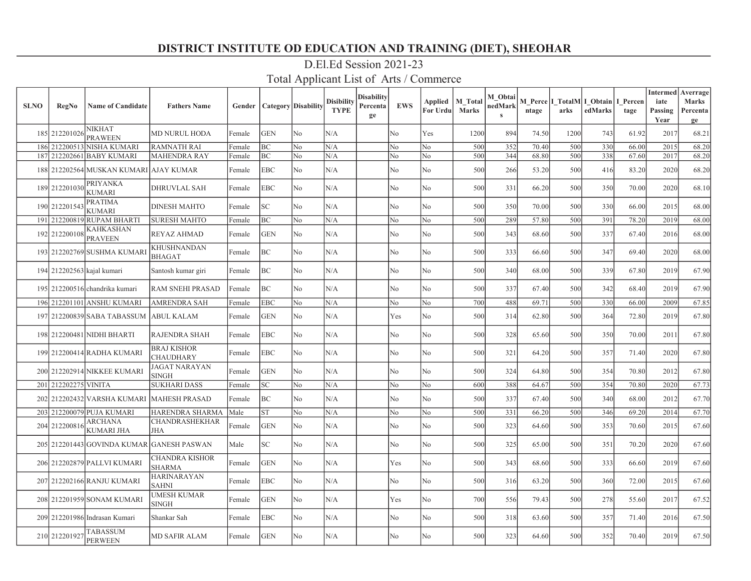# DISTRICT INSTITUTE OD EDUCATION AND TRAINING (DIET), SHEOHAR

## D.El.Ed Session 2021-23

## Total Applicant List of Arts / Commerce

| SLNO | RegNo | Name of Candidate | Fathers Name | Gender | Category | Disability | Disibility TYPE | Disability Percentage | EWS | Applied For Urdu | M_Total Marks | M_ObtainedMarks | M_Percentage | I_TotalMarks | I_ObtainedMarks | I_Percentage | Intermediate Passing Year | Averrage Marks Percentage |
|---|---|---|---|---|---|---|---|---|---|---|---|---|---|---|---|---|---|---|
| 185 | 212201026 | NIKHAT PRAWEEN | MD NURUL HODA | Female | GEN | No | N/A | | No | Yes | 1200 | 894 | 74.50 | 1200 | 743 | 61.92 | 2017 | 68.21 |
| 186 | 212200513 | NISHA KUMARI | RAMNATH RAI | Female | BC | No | N/A | | No | No | 500 | 352 | 70.40 | 500 | 330 | 66.00 | 2015 | 68.20 |
| 187 | 212202661 | BABY KUMARI | MAHENDRA RAY | Female | BC | No | N/A | | No | No | 500 | 344 | 68.80 | 500 | 338 | 67.60 | 2017 | 68.20 |
| 188 | 212202564 | MUSKAN KUMARI | AJAY KUMAR | Female | EBC | No | N/A | | No | No | 500 | 266 | 53.20 | 500 | 416 | 83.20 | 2020 | 68.20 |
| 189 | 212201030 | PRIYANKA KUMARI | DHRUVLAL SAH | Female | EBC | No | N/A | | No | No | 500 | 331 | 66.20 | 500 | 350 | 70.00 | 2020 | 68.10 |
| 190 | 212201543 | PRATIMA KUMARI | DINESH MAHTO | Female | SC | No | N/A | | No | No | 500 | 350 | 70.00 | 500 | 330 | 66.00 | 2015 | 68.00 |
| 191 | 212200819 | RUPAM BHARTI | SURESH MAHTO | Female | BC | No | N/A | | No | No | 500 | 289 | 57.80 | 500 | 391 | 78.20 | 2019 | 68.00 |
| 192 | 212200108 | KAHKASHAN PRAVEEN | REYAZ AHMAD | Female | GEN | No | N/A | | No | No | 500 | 343 | 68.60 | 500 | 337 | 67.40 | 2016 | 68.00 |
| 193 | 212202769 | SUSHMA KUMARI | KHUSHNANDAN BHAGAT | Female | BC | No | N/A | | No | No | 500 | 333 | 66.60 | 500 | 347 | 69.40 | 2020 | 68.00 |
| 194 | 212202563 | kajal kumari | Santosh kumar giri | Female | BC | No | N/A | | No | No | 500 | 340 | 68.00 | 500 | 339 | 67.80 | 2019 | 67.90 |
| 195 | 212200516 | chandrika kumari | RAM SNEHI PRASAD | Female | BC | No | N/A | | No | No | 500 | 337 | 67.40 | 500 | 342 | 68.40 | 2019 | 67.90 |
| 196 | 212201101 | ANSHU KUMARI | AMRENDRA SAH | Female | EBC | No | N/A | | No | No | 700 | 488 | 69.71 | 500 | 330 | 66.00 | 2009 | 67.85 |
| 197 | 212200839 | SABA TABASSUM | ABUL KALAM | Female | GEN | No | N/A | | Yes | No | 500 | 314 | 62.80 | 500 | 364 | 72.80 | 2019 | 67.80 |
| 198 | 212200481 | NIDHI BHARTI | RAJENDRA SHAH | Female | EBC | No | N/A | | No | No | 500 | 328 | 65.60 | 500 | 350 | 70.00 | 2011 | 67.80 |
| 199 | 212200414 | RADHA KUMARI | BRAJ KISHOR CHAUDHARY | Female | EBC | No | N/A | | No | No | 500 | 321 | 64.20 | 500 | 357 | 71.40 | 2020 | 67.80 |
| 200 | 212202914 | NIKKEE KUMARI | JAGAT NARAYAN SINGH | Female | GEN | No | N/A | | No | No | 500 | 324 | 64.80 | 500 | 354 | 70.80 | 2012 | 67.80 |
| 201 | 212202275 | VINITA | SUKHARI DASS | Female | SC | No | N/A | | No | No | 600 | 388 | 64.67 | 500 | 354 | 70.80 | 2020 | 67.73 |
| 202 | 212202432 | VARSHA KUMARI | MAHESH PRASAD | Female | BC | No | N/A | | No | No | 500 | 337 | 67.40 | 500 | 340 | 68.00 | 2012 | 67.70 |
| 203 | 212200079 | PUJA KUMARI | HARENDRA SHARMA | Male | ST | No | N/A | | No | No | 500 | 331 | 66.20 | 500 | 346 | 69.20 | 2014 | 67.70 |
| 204 | 212200816 | ARCHANA KUMARI JHA | CHANDRASHEKHAR JHA | Female | GEN | No | N/A | | No | No | 500 | 323 | 64.60 | 500 | 353 | 70.60 | 2015 | 67.60 |
| 205 | 212201443 | GOVINDA KUMAR | GANESH PASWAN | Male | SC | No | N/A | | No | No | 500 | 325 | 65.00 | 500 | 351 | 70.20 | 2020 | 67.60 |
| 206 | 212202879 | PALLVI KUMARI | CHANDRA KISHOR SHARMA | Female | GEN | No | N/A | | Yes | No | 500 | 343 | 68.60 | 500 | 333 | 66.60 | 2019 | 67.60 |
| 207 | 212202166 | RANJU KUMARI | HARINARAYAN SAHNI | Female | EBC | No | N/A | | No | No | 500 | 316 | 63.20 | 500 | 360 | 72.00 | 2015 | 67.60 |
| 208 | 212201959 | SONAM KUMARI | UMESH KUMAR SINGH | Female | GEN | No | N/A | | Yes | No | 700 | 556 | 79.43 | 500 | 278 | 55.60 | 2017 | 67.52 |
| 209 | 212201986 | Indrasan Kumari | Shankar Sah | Female | EBC | No | N/A | | No | No | 500 | 318 | 63.60 | 500 | 357 | 71.40 | 2016 | 67.50 |
| 210 | 212201927 | TABASSUM PERWEEN | MD SAFIR ALAM | Female | GEN | No | N/A | | No | No | 500 | 323 | 64.60 | 500 | 352 | 70.40 | 2019 | 67.50 |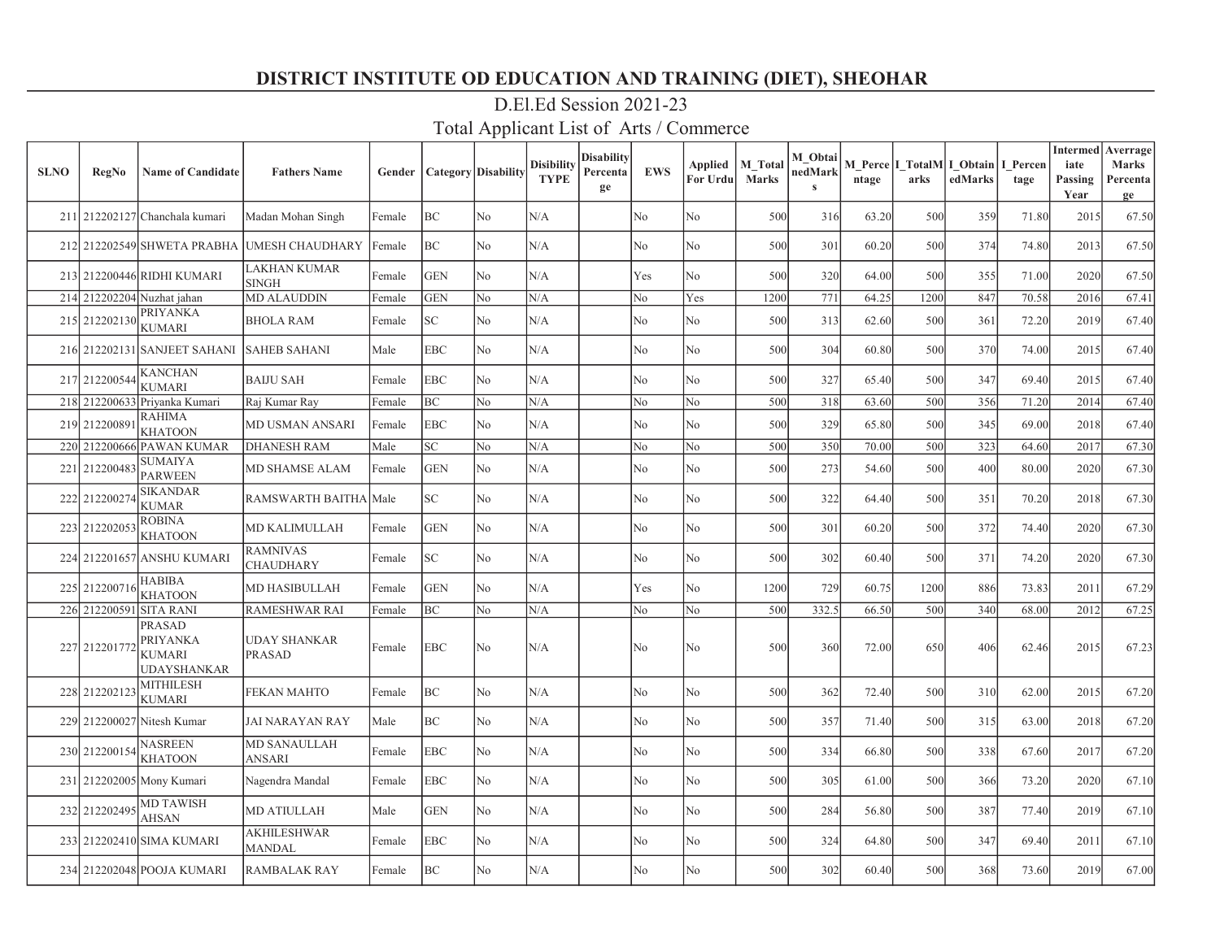# DISTRICT INSTITUTE OD EDUCATION AND TRAINING (DIET), SHEOHAR

## D.El.Ed Session 2021-23

## Total Applicant List of Arts / Commerce

| SLNO | RegNo | Name of Candidate | Fathers Name | Gender | Category | Disability | Disibility TYPE | Disability Percentage | EWS | Applied For Urdu | M_Total Marks | M_ObtainedMarks | M_Percentage | I_TotalMarks | I_ObtainedMarks | I_Percentage | Intermediate Passing Year | Averrage Marks Percentage |
|---|---|---|---|---|---|---|---|---|---|---|---|---|---|---|---|---|---|---|
| 211 | 212202127 | Chanchala kumari | Madan Mohan Singh | Female | BC | No | N/A | | No | No | 500 | 316 | 63.20 | 500 | 359 | 71.80 | 2015 | 67.50 |
| 212 | 212202549 | SHWETA PRABHA | UMESH CHAUDHARY | Female | BC | No | N/A | | No | No | 500 | 301 | 60.20 | 500 | 374 | 74.80 | 2013 | 67.50 |
| 213 | 212200446 | RIDHI KUMARI | LAKHAN KUMAR SINGH | Female | GEN | No | N/A | | Yes | No | 500 | 320 | 64.00 | 500 | 355 | 71.00 | 2020 | 67.50 |
| 214 | 212202204 | Nuzhat jahan | MD ALAUDDIN | Female | GEN | No | N/A | | No | Yes | 1200 | 771 | 64.25 | 1200 | 847 | 70.58 | 2016 | 67.41 |
| 215 | 212202130 | PRIYANKA KUMARI | BHOLA RAM | Female | SC | No | N/A | | No | No | 500 | 313 | 62.60 | 500 | 361 | 72.20 | 2019 | 67.40 |
| 216 | 212202131 | SANJEET SAHANI | SAHEB SAHANI | Male | EBC | No | N/A | | No | No | 500 | 304 | 60.80 | 500 | 370 | 74.00 | 2015 | 67.40 |
| 217 | 212200544 | KANCHAN KUMARI | BAIJU SAH | Female | EBC | No | N/A | | No | No | 500 | 327 | 65.40 | 500 | 347 | 69.40 | 2015 | 67.40 |
| 218 | 212200633 | Priyanka Kumari | Raj Kumar Ray | Female | BC | No | N/A | | No | No | 500 | 318 | 63.60 | 500 | 356 | 71.20 | 2014 | 67.40 |
| 219 | 212200891 | RAHIMA KHATOON | MD USMAN ANSARI | Female | EBC | No | N/A | | No | No | 500 | 329 | 65.80 | 500 | 345 | 69.00 | 2018 | 67.40 |
| 220 | 212200666 | PAWAN KUMAR | DHANESH RAM | Male | SC | No | N/A | | No | No | 500 | 350 | 70.00 | 500 | 323 | 64.60 | 2017 | 67.30 |
| 221 | 212200483 | SUMAIYA PARWEEN | MD SHAMSE ALAM | Female | GEN | No | N/A | | No | No | 500 | 273 | 54.60 | 500 | 400 | 80.00 | 2020 | 67.30 |
| 222 | 212200274 | SIKANDAR KUMAR | RAMSWARTH BAITHA | Male | SC | No | N/A | | No | No | 500 | 322 | 64.40 | 500 | 351 | 70.20 | 2018 | 67.30 |
| 223 | 212202053 | ROBINA KHATOON | MD KALIMULLAH | Female | GEN | No | N/A | | No | No | 500 | 301 | 60.20 | 500 | 372 | 74.40 | 2020 | 67.30 |
| 224 | 212201657 | ANSHU KUMARI | RAMNIVAS CHAUDHARY | Female | SC | No | N/A | | No | No | 500 | 302 | 60.40 | 500 | 371 | 74.20 | 2020 | 67.30 |
| 225 | 212200716 | HABIBA KHATOON | MD HASIBULLAH | Female | GEN | No | N/A | | Yes | No | 1200 | 729 | 60.75 | 1200 | 886 | 73.83 | 2011 | 67.29 |
| 226 | 212200591 | SITA RANI | RAMESHWAR RAI | Female | BC | No | N/A | | No | No | 500 | 332.5 | 66.50 | 500 | 340 | 68.00 | 2012 | 67.25 |
| 227 | 212201772 | PRASAD PRIYANKA KUMARI UDAYSHANKAR | UDAY SHANKAR PRASAD | Female | EBC | No | N/A | | No | No | 500 | 360 | 72.00 | 650 | 406 | 62.46 | 2015 | 67.23 |
| 228 | 212202123 | MITHILESH KUMARI | FEKAN MAHTO | Female | BC | No | N/A | | No | No | 500 | 362 | 72.40 | 500 | 310 | 62.00 | 2015 | 67.20 |
| 229 | 212200027 | Nitesh Kumar | JAI NARAYAN RAY | Male | BC | No | N/A | | No | No | 500 | 357 | 71.40 | 500 | 315 | 63.00 | 2018 | 67.20 |
| 230 | 212200154 | NASREEN KHATOON | MD SANAULLAH ANSARI | Female | EBC | No | N/A | | No | No | 500 | 334 | 66.80 | 500 | 338 | 67.60 | 2017 | 67.20 |
| 231 | 212202005 | Mony Kumari | Nagendra Mandal | Female | EBC | No | N/A | | No | No | 500 | 305 | 61.00 | 500 | 366 | 73.20 | 2020 | 67.10 |
| 232 | 212202495 | MD TAWISH AHSAN | MD ATIULLAH | Male | GEN | No | N/A | | No | No | 500 | 284 | 56.80 | 500 | 387 | 77.40 | 2019 | 67.10 |
| 233 | 212202410 | SIMA KUMARI | AKHILESHWAR MANDAL | Female | EBC | No | N/A | | No | No | 500 | 324 | 64.80 | 500 | 347 | 69.40 | 2011 | 67.10 |
| 234 | 212202048 | POOJA KUMARI | RAMBALAK RAY | Female | BC | No | N/A | | No | No | 500 | 302 | 60.40 | 500 | 368 | 73.60 | 2019 | 67.00 |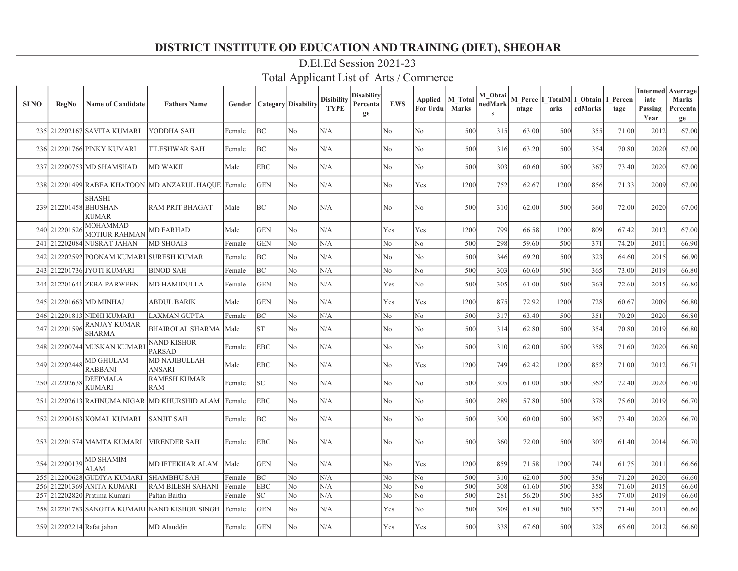# DISTRICT INSTITUTE OD EDUCATION AND TRAINING (DIET), SHEOHAR

## D.El.Ed Session 2021-23

## Total Applicant List of Arts / Commerce

| SLNO | RegNo | Name of Candidate | Fathers Name | Gender | Category | Disability | Disibility TYPE | Disability Percentage | EWS | Applied For Urdu | M_Total Marks | M_ObtainedMarks | M_Percentage | I_TotalMarks | I_ObtainedMarks | I_Percentage | Intermediate Passing Year | Averrage Marks Percentage |
|---|---|---|---|---|---|---|---|---|---|---|---|---|---|---|---|---|---|---|
| 235 | 212202167 | SAVITA KUMARI | YODDHA SAH | Female | BC | No | N/A | | No | No | 500 | 315 | 63.00 | 500 | 355 | 71.00 | 2012 | 67.00 |
| 236 | 212201766 | PINKY KUMARI | TILESHWAR SAH | Female | BC | No | N/A | | No | No | 500 | 316 | 63.20 | 500 | 354 | 70.80 | 2020 | 67.00 |
| 237 | 212200753 | MD SHAMSHAD | MD WAKIL | Male | EBC | No | N/A | | No | No | 500 | 303 | 60.60 | 500 | 367 | 73.40 | 2020 | 67.00 |
| 238 | 212201499 | RABEA KHATOON | MD ANZARUL HAQUE | Female | GEN | No | N/A | | No | Yes | 1200 | 752 | 62.67 | 1200 | 856 | 71.33 | 2009 | 67.00 |
| 239 | 212201458 | SHASHI BHUSHAN KUMAR | RAM PRIT BHAGAT | Male | BC | No | N/A | | No | No | 500 | 310 | 62.00 | 500 | 360 | 72.00 | 2020 | 67.00 |
| 240 | 212201526 | MOHAMMAD MOTIUR RAHMAN | MD FARHAD | Male | GEN | No | N/A | | Yes | Yes | 1200 | 799 | 66.58 | 1200 | 809 | 67.42 | 2012 | 67.00 |
| 241 | 212202084 | NUSRAT JAHAN | MD SHOAIB | Female | GEN | No | N/A | | No | No | 500 | 298 | 59.60 | 500 | 371 | 74.20 | 2011 | 66.90 |
| 242 | 212202592 | POONAM KUMARI | SURESH KUMAR | Female | BC | No | N/A | | No | No | 500 | 346 | 69.20 | 500 | 323 | 64.60 | 2015 | 66.90 |
| 243 | 212201736 | JYOTI KUMARI | BINOD SAH | Female | BC | No | N/A | | No | No | 500 | 303 | 60.60 | 500 | 365 | 73.00 | 2019 | 66.80 |
| 244 | 212201641 | ZEBA PARWEEN | MD HAMIDULLA | Female | GEN | No | N/A | | Yes | No | 500 | 305 | 61.00 | 500 | 363 | 72.60 | 2015 | 66.80 |
| 245 | 212201663 | MD MINHAJ | ABDUL BARIK | Male | GEN | No | N/A | | Yes | Yes | 1200 | 875 | 72.92 | 1200 | 728 | 60.67 | 2009 | 66.80 |
| 246 | 212201813 | NIDHI KUMARI | LAXMAN GUPTA | Female | BC | No | N/A | | No | No | 500 | 317 | 63.40 | 500 | 351 | 70.20 | 2020 | 66.80 |
| 247 | 212201596 | RANJAY KUMAR SHARMA | BHAIROLAL SHARMA | Male | ST | No | N/A | | No | No | 500 | 314 | 62.80 | 500 | 354 | 70.80 | 2019 | 66.80 |
| 248 | 212200744 | MUSKAN KUMARI | NAND KISHOR PARSAD | Female | EBC | No | N/A | | No | No | 500 | 310 | 62.00 | 500 | 358 | 71.60 | 2020 | 66.80 |
| 249 | 212202448 | MD GHULAM RABBANI | MD NAJIBULLAH ANSARI | Male | EBC | No | N/A | | No | Yes | 1200 | 749 | 62.42 | 1200 | 852 | 71.00 | 2012 | 66.71 |
| 250 | 212202638 | DEEPMALA KUMARI | RAMESH KUMAR RAM | Female | SC | No | N/A | | No | No | 500 | 305 | 61.00 | 500 | 362 | 72.40 | 2020 | 66.70 |
| 251 | 212202613 | RAHNUMA NIGAR | MD KHURSHID ALAM | Female | EBC | No | N/A | | No | No | 500 | 289 | 57.80 | 500 | 378 | 75.60 | 2019 | 66.70 |
| 252 | 212200163 | KOMAL KUMARI | SANJIT SAH | Female | BC | No | N/A | | No | No | 500 | 300 | 60.00 | 500 | 367 | 73.40 | 2020 | 66.70 |
| 253 | 212201574 | MAMTA KUMARI | VIRENDER SAH | Female | EBC | No | N/A | | No | No | 500 | 360 | 72.00 | 500 | 307 | 61.40 | 2014 | 66.70 |
| 254 | 212200139 | MD SHAMIM ALAM | MD IFTEKHAR ALAM | Male | GEN | No | N/A | | No | Yes | 1200 | 859 | 71.58 | 1200 | 741 | 61.75 | 2011 | 66.66 |
| 255 | 212200628 | GUDIYA KUMARI | SHAMBHU SAH | Female | BC | No | N/A | | No | No | 500 | 310 | 62.00 | 500 | 356 | 71.20 | 2020 | 66.60 |
| 256 | 212201369 | ANITA KUMARI | RAM BILESH SAHANI | Female | EBC | No | N/A | | No | No | 500 | 308 | 61.60 | 500 | 358 | 71.60 | 2015 | 66.60 |
| 257 | 212202820 | Pratima Kumari | Paltan Baitha | Female | SC | No | N/A | | No | No | 500 | 281 | 56.20 | 500 | 385 | 77.00 | 2019 | 66.60 |
| 258 | 212201783 | SANGITA KUMARI | NAND KISHOR SINGH | Female | GEN | No | N/A | | Yes | No | 500 | 309 | 61.80 | 500 | 357 | 71.40 | 2011 | 66.60 |
| 259 | 212202214 | Rafat jahan | MD Alauddin | Female | GEN | No | N/A | | Yes | Yes | 500 | 338 | 67.60 | 500 | 328 | 65.60 | 2012 | 66.60 |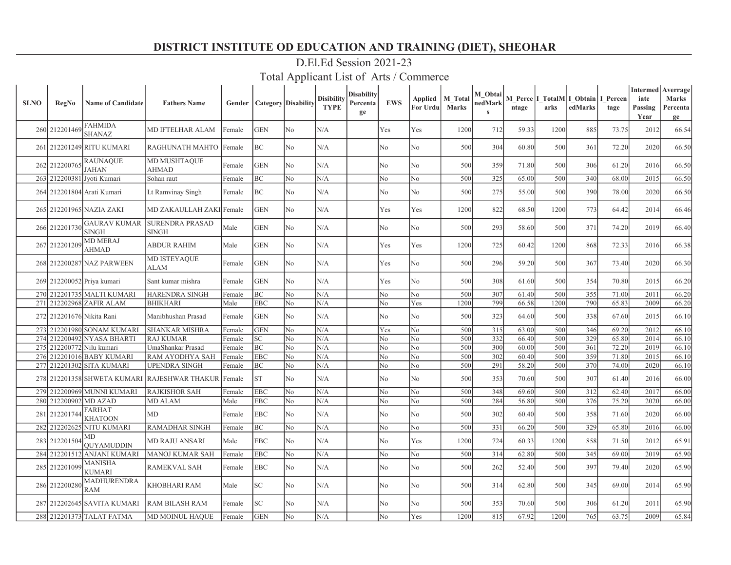# DISTRICT INSTITUTE OD EDUCATION AND TRAINING (DIET), SHEOHAR

## D.El.Ed Session 2021-23

## Total Applicant List of Arts / Commerce

| SLNO | RegNo | Name of Candidate | Fathers Name | Gender | Category | Disability | Disibility TYPE | Disability Percentage | EWS | Applied For Urdu | M_Total Marks | M_ObtainedMarks | M_Percentage | I_TotalMarks | I_ObtainedMarks | I_Percentage | Intermediate Passing Year | Averrage Marks Percentage |
|---|---|---|---|---|---|---|---|---|---|---|---|---|---|---|---|---|---|---|
| 260 | 212201469 | FAHMIDA SHANAZ | MD IFTELHAR ALAM | Female | GEN | No | N/A | | Yes | Yes | 1200 | 712 | 59.33 | 1200 | 885 | 73.75 | 2012 | 66.54 |
| 261 | 212201249 | RITU KUMARI | RAGHUNATH MAHTO | Female | BC | No | N/A | | No | No | 500 | 304 | 60.80 | 500 | 361 | 72.20 | 2020 | 66.50 |
| 262 | 212200765 | RAUNAQUE JAHAN | MD MUSHTAQUE AHMAD | Female | GEN | No | N/A | | No | No | 500 | 359 | 71.80 | 500 | 306 | 61.20 | 2016 | 66.50 |
| 263 | 212200381 | Jyoti Kumari | Sohan raut | Female | BC | No | N/A | | No | No | 500 | 325 | 65.00 | 500 | 340 | 68.00 | 2015 | 66.50 |
| 264 | 212201804 | Arati Kumari | Lt Ramvinay Singh | Female | BC | No | N/A | | No | No | 500 | 275 | 55.00 | 500 | 390 | 78.00 | 2020 | 66.50 |
| 265 | 212201965 | NAZIA ZAKI | MD ZAKAULLAH ZAKI | Female | GEN | No | N/A | | Yes | Yes | 1200 | 822 | 68.50 | 1200 | 773 | 64.42 | 2014 | 66.46 |
| 266 | 212201730 | GAURAV KUMAR SINGH | SURENDRA PRASAD SINGH | Male | GEN | No | N/A | | No | No | 500 | 293 | 58.60 | 500 | 371 | 74.20 | 2019 | 66.40 |
| 267 | 212201209 | MD MERAJ AHMAD | ABDUR RAHIM | Male | GEN | No | N/A | | Yes | Yes | 1200 | 725 | 60.42 | 1200 | 868 | 72.33 | 2016 | 66.38 |
| 268 | 212200287 | NAZ PARWEEN | MD ISTEYAQUE ALAM | Female | GEN | No | N/A | | Yes | No | 500 | 296 | 59.20 | 500 | 367 | 73.40 | 2020 | 66.30 |
| 269 | 212200052 | Priya kumari | Sant kumar mishra | Female | GEN | No | N/A | | Yes | No | 500 | 308 | 61.60 | 500 | 354 | 70.80 | 2015 | 66.20 |
| 270 | 212201735 | MALTI KUMARI | HARENDRA SINGH | Female | BC | No | N/A | | No | No | 500 | 307 | 61.40 | 500 | 355 | 71.00 | 2011 | 66.20 |
| 271 | 212202968 | ZAFIR ALAM | BHIKHARI | Male | EBC | No | N/A | | No | Yes | 1200 | 799 | 66.58 | 1200 | 790 | 65.83 | 2009 | 66.20 |
| 272 | 212201676 | Nikita Rani | Manibhushan Prasad | Female | GEN | No | N/A | | No | No | 500 | 323 | 64.60 | 500 | 338 | 67.60 | 2015 | 66.10 |
| 273 | 212201980 | SONAM KUMARI | SHANKAR MISHRA | Female | GEN | No | N/A | | Yes | No | 500 | 315 | 63.00 | 500 | 346 | 69.20 | 2012 | 66.10 |
| 274 | 212200492 | NYASA BHARTI | RAJ KUMAR | Female | SC | No | N/A | | No | No | 500 | 332 | 66.40 | 500 | 329 | 65.80 | 2014 | 66.10 |
| 275 | 212200772 | Nilu kumari | UmaShankar Prasad | Female | BC | No | N/A | | No | No | 500 | 300 | 60.00 | 500 | 361 | 72.20 | 2019 | 66.10 |
| 276 | 212201016 | BABY KUMARI | RAM AYODHYA SAH | Female | EBC | No | N/A | | No | No | 500 | 302 | 60.40 | 500 | 359 | 71.80 | 2015 | 66.10 |
| 277 | 212201302 | SITA KUMARI | UPENDRA SINGH | Female | BC | No | N/A | | No | No | 500 | 291 | 58.20 | 500 | 370 | 74.00 | 2020 | 66.10 |
| 278 | 212201358 | SHWETA KUMARI | RAJESHWAR THAKUR | Female | ST | No | N/A | | No | No | 500 | 353 | 70.60 | 500 | 307 | 61.40 | 2016 | 66.00 |
| 279 | 212200969 | MUNNI KUMARI | RAJKISHOR SAH | Female | EBC | No | N/A | | No | No | 500 | 348 | 69.60 | 500 | 312 | 62.40 | 2017 | 66.00 |
| 280 | 212200902 | MD AZAD | MD ALAM | Male | EBC | No | N/A | | No | No | 500 | 284 | 56.80 | 500 | 376 | 75.20 | 2020 | 66.00 |
| 281 | 212201744 | FARHAT KHATOON | MD | Female | EBC | No | N/A | | No | No | 500 | 302 | 60.40 | 500 | 358 | 71.60 | 2020 | 66.00 |
| 282 | 212202625 | NITU KUMARI | RAMADHAR SINGH | Female | BC | No | N/A | | No | No | 500 | 331 | 66.20 | 500 | 329 | 65.80 | 2016 | 66.00 |
| 283 | 212201504 | MD QUYAMUDDIN | MD RAJU ANSARI | Male | EBC | No | N/A | | No | Yes | 1200 | 724 | 60.33 | 1200 | 858 | 71.50 | 2012 | 65.91 |
| 284 | 212201512 | ANJANI KUMARI | MANOJ KUMAR SAH | Female | EBC | No | N/A | | No | No | 500 | 314 | 62.80 | 500 | 345 | 69.00 | 2019 | 65.90 |
| 285 | 212201099 | MANISHA KUMARI | RAMEKVAL SAH | Female | EBC | No | N/A | | No | No | 500 | 262 | 52.40 | 500 | 397 | 79.40 | 2020 | 65.90 |
| 286 | 212200280 | MADHURENDRA RAM | KHOBHARI RAM | Male | SC | No | N/A | | No | No | 500 | 314 | 62.80 | 500 | 345 | 69.00 | 2014 | 65.90 |
| 287 | 212202645 | SAVITA KUMARI | RAM BILASH RAM | Female | SC | No | N/A | | No | No | 500 | 353 | 70.60 | 500 | 306 | 61.20 | 2011 | 65.90 |
| 288 | 212201373 | TALAT FATMA | MD MOINUL HAQUE | Female | GEN | No | N/A | | No | Yes | 1200 | 815 | 67.92 | 1200 | 765 | 63.75 | 2009 | 65.84 |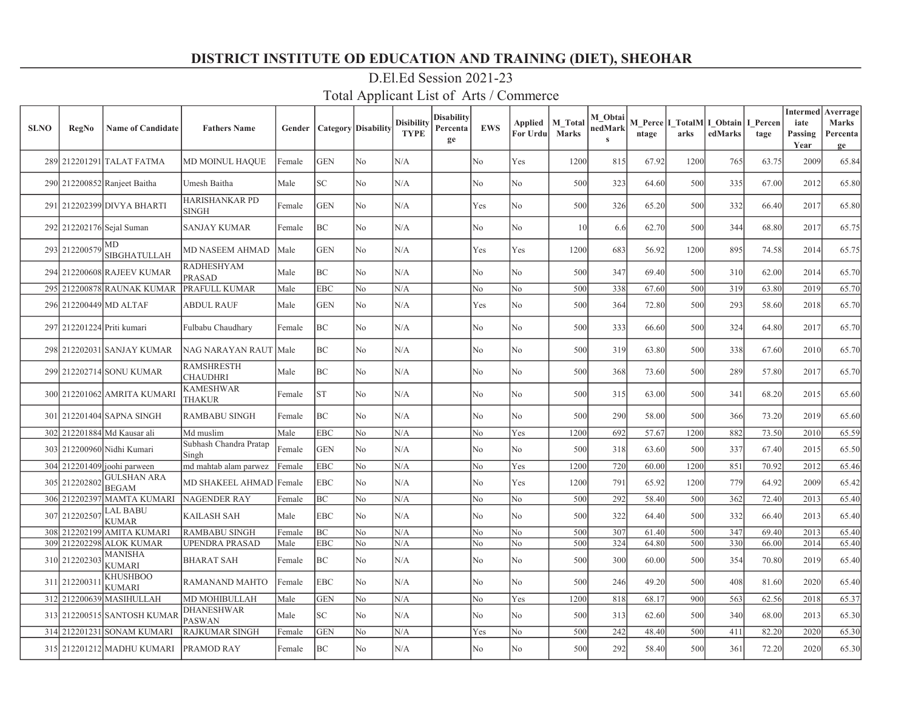# DISTRICT INSTITUTE OD EDUCATION AND TRAINING (DIET), SHEOHAR

## D.El.Ed Session 2021-23

## Total Applicant List of Arts / Commerce

| SLNO | RegNo | Name of Candidate | Fathers Name | Gender | Category | Disability | Disibility TYPE | Disability Percentage | EWS | Applied For Urdu | M_Total Marks | M_ObtainedMarks | M_Percentage | I_TotalMarks | I_ObtainedMarks | I_Percentage | Intermediate Passing Year | Averrage Marks Percentage |
|---|---|---|---|---|---|---|---|---|---|---|---|---|---|---|---|---|---|---|
| 289 | 212201291 | TALAT FATMA | MD MOINUL HAQUE | Female | GEN | No | N/A | | No | Yes | 1200 | 815 | 67.92 | 1200 | 765 | 63.75 | 2009 | 65.84 |
| 290 | 212200852 | Ranjeet Baitha | Umesh Baitha | Male | SC | No | N/A | | No | No | 500 | 323 | 64.60 | 500 | 335 | 67.00 | 2012 | 65.80 |
| 291 | 212202399 | DIVYA BHARTI | HARISHANKAR PD SINGH | Female | GEN | No | N/A | | Yes | No | 500 | 326 | 65.20 | 500 | 332 | 66.40 | 2017 | 65.80 |
| 292 | 212202176 | Sejal Suman | SANJAY KUMAR | Female | BC | No | N/A | | No | No | 10 | 6.6 | 62.70 | 500 | 344 | 68.80 | 2017 | 65.75 |
| 293 | 212200579 | MD SIBGHATULLAH | MD NASEEM AHMAD | Male | GEN | No | N/A | | Yes | Yes | 1200 | 683 | 56.92 | 1200 | 895 | 74.58 | 2014 | 65.75 |
| 294 | 212200608 | RAJEEV KUMAR | RADHESHYAM PRASAD | Male | BC | No | N/A | | No | No | 500 | 347 | 69.40 | 500 | 310 | 62.00 | 2014 | 65.70 |
| 295 | 212200878 | RAUNAK KUMAR | PRAFULL KUMAR | Male | EBC | No | N/A | | No | No | 500 | 338 | 67.60 | 500 | 319 | 63.80 | 2019 | 65.70 |
| 296 | 212200449 | MD ALTAF | ABDUL RAUF | Male | GEN | No | N/A | | Yes | No | 500 | 364 | 72.80 | 500 | 293 | 58.60 | 2018 | 65.70 |
| 297 | 212201224 | Priti kumari | Fulbabu Chaudhary | Female | BC | No | N/A | | No | No | 500 | 333 | 66.60 | 500 | 324 | 64.80 | 2017 | 65.70 |
| 298 | 212202031 | SANJAY KUMAR | NAG NARAYAN RAUT | Male | BC | No | N/A | | No | No | 500 | 319 | 63.80 | 500 | 338 | 67.60 | 2010 | 65.70 |
| 299 | 212202714 | SONU KUMAR | RAMSHRESTH CHAUDHRI | Male | BC | No | N/A | | No | No | 500 | 368 | 73.60 | 500 | 289 | 57.80 | 2017 | 65.70 |
| 300 | 212201062 | AMRITA KUMARI | KAMESHWAR THAKUR | Female | ST | No | N/A | | No | No | 500 | 315 | 63.00 | 500 | 341 | 68.20 | 2015 | 65.60 |
| 301 | 212201404 | SAPNA SINGH | RAMBABU SINGH | Female | BC | No | N/A | | No | No | 500 | 290 | 58.00 | 500 | 366 | 73.20 | 2019 | 65.60 |
| 302 | 212201884 | Md Kausar ali | Md muslim | Male | EBC | No | N/A | | No | Yes | 1200 | 692 | 57.67 | 1200 | 882 | 73.50 | 2010 | 65.59 |
| 303 | 212200960 | Nidhi Kumari | Subhash Chandra Pratap Singh | Female | GEN | No | N/A | | No | No | 500 | 318 | 63.60 | 500 | 337 | 67.40 | 2015 | 65.50 |
| 304 | 212201409 | joohi parween | md mahtab alam parwez | Female | EBC | No | N/A | | No | Yes | 1200 | 720 | 60.00 | 1200 | 851 | 70.92 | 2012 | 65.46 |
| 305 | 212202802 | GULSHAN ARA BEGAM | MD SHAKEEL AHMAD | Female | EBC | No | N/A | | No | Yes | 1200 | 791 | 65.92 | 1200 | 779 | 64.92 | 2009 | 65.42 |
| 306 | 212202397 | MAMTA KUMARI | NAGENDER RAY | Female | BC | No | N/A | | No | No | 500 | 292 | 58.40 | 500 | 362 | 72.40 | 2013 | 65.40 |
| 307 | 212202507 | LAL BABU KUMAR | KAILASH SAH | Male | EBC | No | N/A | | No | No | 500 | 322 | 64.40 | 500 | 332 | 66.40 | 2013 | 65.40 |
| 308 | 212202199 | AMITA KUMARI | RAMBABU SINGH | Female | BC | No | N/A | | No | No | 500 | 307 | 61.40 | 500 | 347 | 69.40 | 2013 | 65.40 |
| 309 | 212202298 | ALOK KUMAR | UPENDRA PRASAD | Male | EBC | No | N/A | | No | No | 500 | 324 | 64.80 | 500 | 330 | 66.00 | 2014 | 65.40 |
| 310 | 212202303 | MANISHA KUMARI | BHARAT SAH | Female | BC | No | N/A | | No | No | 500 | 300 | 60.00 | 500 | 354 | 70.80 | 2019 | 65.40 |
| 311 | 212200311 | KHUSHBOO KUMARI | RAMANAND MAHTO | Female | EBC | No | N/A | | No | No | 500 | 246 | 49.20 | 500 | 408 | 81.60 | 2020 | 65.40 |
| 312 | 212200639 | MASIHULLAH | MD MOHIBULLAH | Male | GEN | No | N/A | | No | Yes | 1200 | 818 | 68.17 | 900 | 563 | 62.56 | 2018 | 65.37 |
| 313 | 212200515 | SANTOSH KUMAR | DHANESHWAR PASWAN | Male | SC | No | N/A | | No | No | 500 | 313 | 62.60 | 500 | 340 | 68.00 | 2013 | 65.30 |
| 314 | 212201231 | SONAM KUMARI | RAJKUMAR SINGH | Female | GEN | No | N/A | | Yes | No | 500 | 242 | 48.40 | 500 | 411 | 82.20 | 2020 | 65.30 |
| 315 | 212201212 | MADHU KUMARI | PRAMOD RAY | Female | BC | No | N/A | | No | No | 500 | 292 | 58.40 | 500 | 361 | 72.20 | 2020 | 65.30 |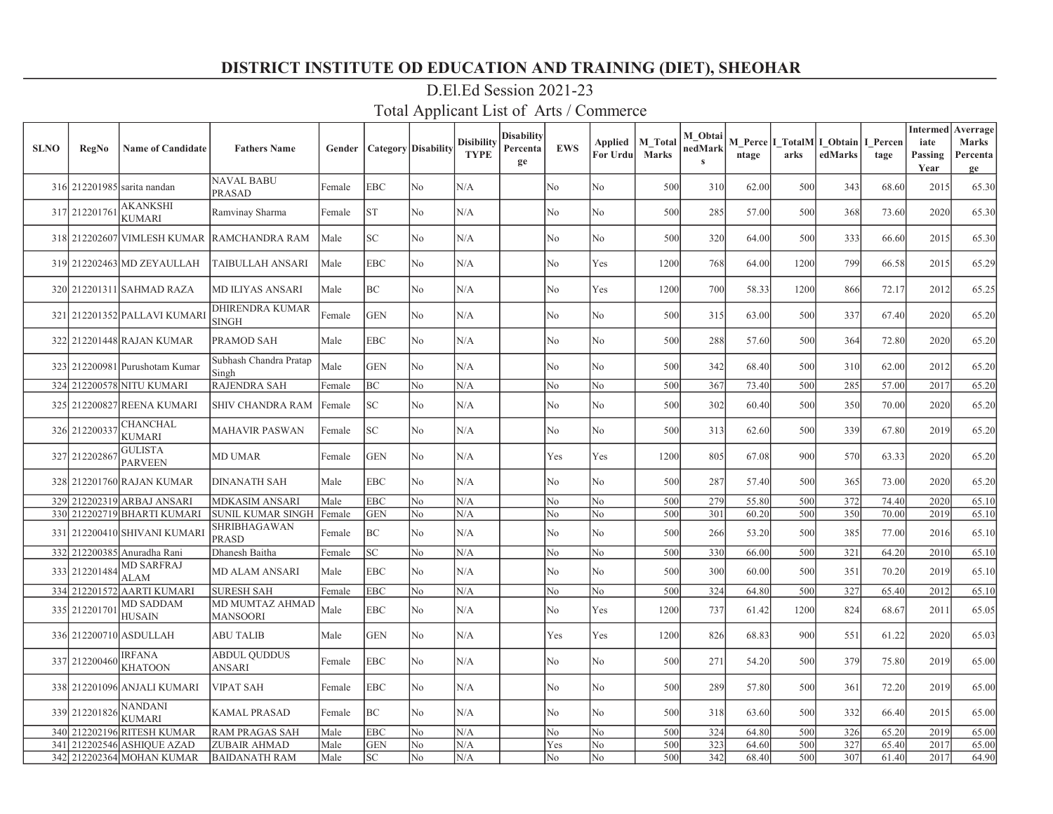# DISTRICT INSTITUTE OD EDUCATION AND TRAINING (DIET), SHEOHAR

## D.El.Ed Session 2021-23

## Total Applicant List of Arts / Commerce

| SLNO | RegNo | Name of Candidate | Fathers Name | Gender | Category | Disability | Disibility TYPE | Disability Percentage | EWS | Applied For Urdu | M_Total Marks | M_ObtainedMarks | M_Percentage | I_TotalMarks | I_ObtainedMarks | I_Percentage | Intermediate Passing Year | Averrage Marks Percentage |
|---|---|---|---|---|---|---|---|---|---|---|---|---|---|---|---|---|---|---|
| 316 | 212201985 | sarita nandan | NAVAL BABU PRASAD | Female | EBC | No | N/A | | No | No | 500 | 310 | 62.00 | 500 | 343 | 68.60 | 2015 | 65.30 |
| 317 | 212201761 | AKANKSHI KUMARI | Ramvinay Sharma | Female | ST | No | N/A | | No | No | 500 | 285 | 57.00 | 500 | 368 | 73.60 | 2020 | 65.30 |
| 318 | 212202607 | VIMLESH KUMAR | RAMCHANDRA RAM | Male | SC | No | N/A | | No | No | 500 | 320 | 64.00 | 500 | 333 | 66.60 | 2015 | 65.30 |
| 319 | 212202463 | MD ZEYAULLAH | TAIBULLAH ANSARI | Male | EBC | No | N/A | | No | Yes | 1200 | 768 | 64.00 | 1200 | 799 | 66.58 | 2015 | 65.29 |
| 320 | 212201311 | SAHMAD RAZA | MD ILIYAS ANSARI | Male | BC | No | N/A | | No | Yes | 1200 | 700 | 58.33 | 1200 | 866 | 72.17 | 2012 | 65.25 |
| 321 | 212201352 | PALLAVI KUMARI | DHIRENDRA KUMAR SINGH | Female | GEN | No | N/A | | No | No | 500 | 315 | 63.00 | 500 | 337 | 67.40 | 2020 | 65.20 |
| 322 | 212201448 | RAJAN KUMAR | PRAMOD SAH | Male | EBC | No | N/A | | No | No | 500 | 288 | 57.60 | 500 | 364 | 72.80 | 2020 | 65.20 |
| 323 | 212200981 | Purushotam Kumar | Subhash Chandra Pratap Singh | Male | GEN | No | N/A | | No | No | 500 | 342 | 68.40 | 500 | 310 | 62.00 | 2012 | 65.20 |
| 324 | 212200578 | NITU KUMARI | RAJENDRA SAH | Female | BC | No | N/A | | No | No | 500 | 367 | 73.40 | 500 | 285 | 57.00 | 2017 | 65.20 |
| 325 | 212200827 | REENA KUMARI | SHIV CHANDRA RAM | Female | SC | No | N/A | | No | No | 500 | 302 | 60.40 | 500 | 350 | 70.00 | 2020 | 65.20 |
| 326 | 212200337 | CHANCHAL KUMARI | MAHAVIR PASWAN | Female | SC | No | N/A | | No | No | 500 | 313 | 62.60 | 500 | 339 | 67.80 | 2019 | 65.20 |
| 327 | 212202867 | GULISTA PARVEEN | MD UMAR | Female | GEN | No | N/A | | Yes | Yes | 1200 | 805 | 67.08 | 900 | 570 | 63.33 | 2020 | 65.20 |
| 328 | 212201760 | RAJAN KUMAR | DINANATH SAH | Male | EBC | No | N/A | | No | No | 500 | 287 | 57.40 | 500 | 365 | 73.00 | 2020 | 65.20 |
| 329 | 212202319 | ARBAJ ANSARI | MDKASIM ANSARI | Male | EBC | No | N/A | | No | No | 500 | 279 | 55.80 | 500 | 372 | 74.40 | 2020 | 65.10 |
| 330 | 212202719 | BHARTI KUMARI | SUNIL KUMAR SINGH | Female | GEN | No | N/A | | No | No | 500 | 301 | 60.20 | 500 | 350 | 70.00 | 2019 | 65.10 |
| 331 | 212200410 | SHIVANI KUMARI | SHRIBHAGAWAN PRASD | Female | BC | No | N/A | | No | No | 500 | 266 | 53.20 | 500 | 385 | 77.00 | 2016 | 65.10 |
| 332 | 212200385 | Anuradha Rani | Dhanesh Baitha | Female | SC | No | N/A | | No | No | 500 | 330 | 66.00 | 500 | 321 | 64.20 | 2010 | 65.10 |
| 333 | 212201484 | MD SARFRAJ ALAM | MD ALAM ANSARI | Male | EBC | No | N/A | | No | No | 500 | 300 | 60.00 | 500 | 351 | 70.20 | 2019 | 65.10 |
| 334 | 212201572 | AARTI KUMARI | SURESH SAH | Female | EBC | No | N/A | | No | No | 500 | 324 | 64.80 | 500 | 327 | 65.40 | 2012 | 65.10 |
| 335 | 212201701 | MD SADDAM HUSAIN | MD MUMTAZ AHMAD MANSOORI | Male | EBC | No | N/A | | No | Yes | 1200 | 737 | 61.42 | 1200 | 824 | 68.67 | 2011 | 65.05 |
| 336 | 212200710 | ASDULLAH | ABU TALIB | Male | GEN | No | N/A | | Yes | Yes | 1200 | 826 | 68.83 | 900 | 551 | 61.22 | 2020 | 65.03 |
| 337 | 212200460 | IRFANA KHATOON | ABDUL QUDDUS ANSARI | Female | EBC | No | N/A | | No | No | 500 | 271 | 54.20 | 500 | 379 | 75.80 | 2019 | 65.00 |
| 338 | 212201096 | ANJALI KUMARI | VIPAT SAH | Female | EBC | No | N/A | | No | No | 500 | 289 | 57.80 | 500 | 361 | 72.20 | 2019 | 65.00 |
| 339 | 212201826 | NANDANI KUMARI | KAMAL PRASAD | Female | BC | No | N/A | | No | No | 500 | 318 | 63.60 | 500 | 332 | 66.40 | 2015 | 65.00 |
| 340 | 212202196 | RITESH KUMAR | RAM PRAGAS SAH | Male | EBC | No | N/A | | No | No | 500 | 324 | 64.80 | 500 | 326 | 65.20 | 2019 | 65.00 |
| 341 | 212202546 | ASHIQUE AZAD | ZUBAIR AHMAD | Male | GEN | No | N/A | | Yes | No | 500 | 323 | 64.60 | 500 | 327 | 65.40 | 2017 | 65.00 |
| 342 | 212202364 | MOHAN KUMAR | BAIDANATH RAM | Male | SC | No | N/A | | No | No | 500 | 342 | 68.40 | 500 | 307 | 61.40 | 2017 | 64.90 |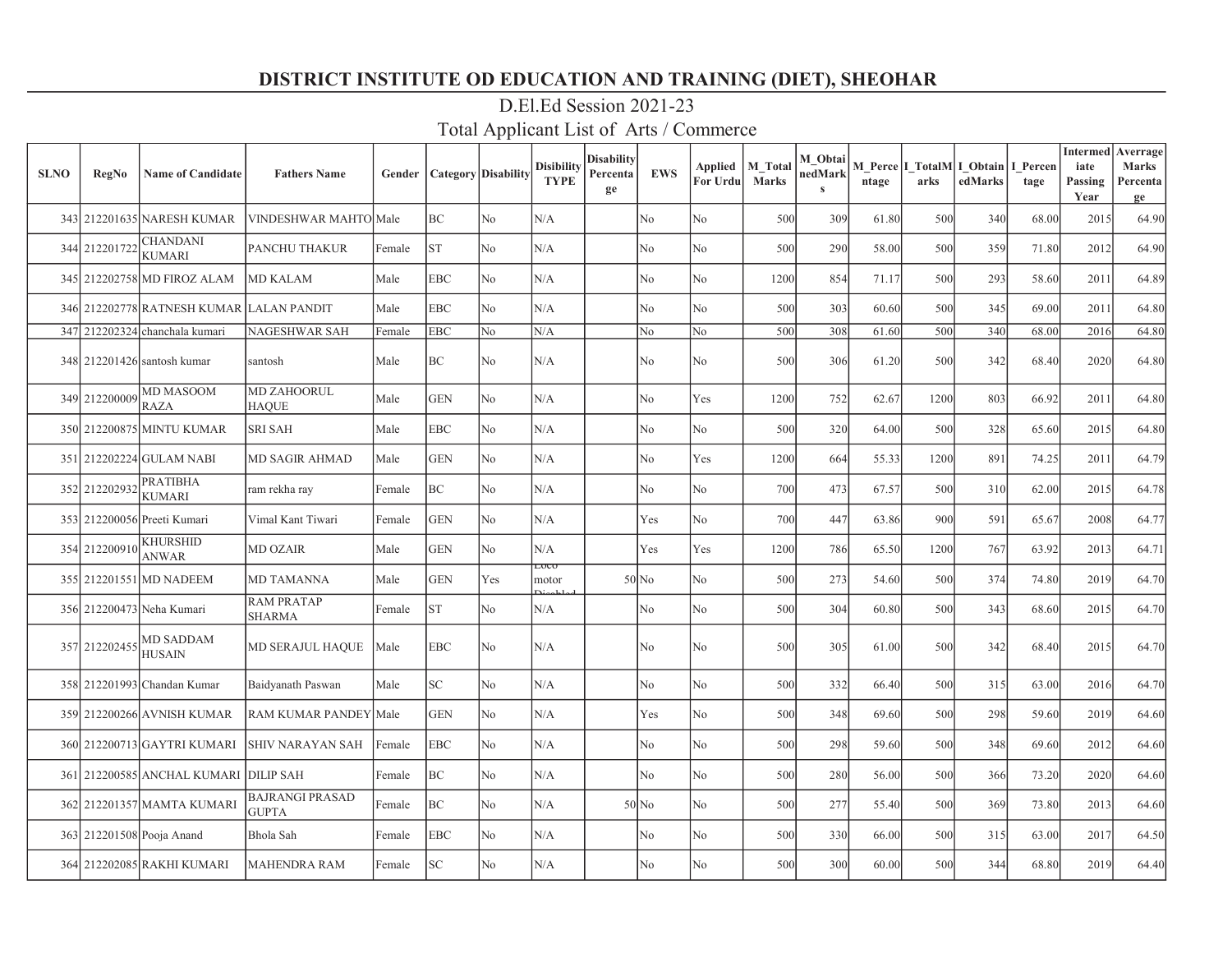# DISTRICT INSTITUTE OD EDUCATION AND TRAINING (DIET), SHEOHAR

## D.El.Ed Session 2021-23

## Total Applicant List of Arts / Commerce

| SLNO | RegNo | Name of Candidate | Fathers Name | Gender | Category | Disability | Disibility TYPE | Disability Percentage | EWS | Applied For Urdu | M_Total Marks | M_ObtainedMarks | M_Percentage | I_TotalMarks | I_ObtainedMarks | I_Percentage | Intermediate Passing Year | Averrage Marks Percentage |
|---|---|---|---|---|---|---|---|---|---|---|---|---|---|---|---|---|---|---|
| 343 | 212201635 | NARESH KUMAR | VINDESHWAR MAHTO | Male | BC | No | N/A | | No | No | 500 | 309 | 61.80 | 500 | 340 | 68.00 | 2015 | 64.90 |
| 344 | 212201722 | CHANDANI KUMARI | PANCHU THAKUR | Female | ST | No | N/A | | No | No | 500 | 290 | 58.00 | 500 | 359 | 71.80 | 2012 | 64.90 |
| 345 | 212202758 | MD FIROZ ALAM | MD KALAM | Male | EBC | No | N/A | | No | No | 1200 | 854 | 71.17 | 500 | 293 | 58.60 | 2011 | 64.89 |
| 346 | 212202778 | RATNESH KUMAR | LALAN PANDIT | Male | EBC | No | N/A | | No | No | 500 | 303 | 60.60 | 500 | 345 | 69.00 | 2011 | 64.80 |
| 347 | 212202324 | chanchala kumari | NAGESHWAR SAH | Female | EBC | No | N/A | | No | No | 500 | 308 | 61.60 | 500 | 340 | 68.00 | 2016 | 64.80 |
| 348 | 212201426 | santosh kumar | santosh | Male | BC | No | N/A | | No | No | 500 | 306 | 61.20 | 500 | 342 | 68.40 | 2020 | 64.80 |
| 349 | 212200009 | MD MASOOM RAZA | MD ZAHOORUL HAQUE | Male | GEN | No | N/A | | No | Yes | 1200 | 752 | 62.67 | 1200 | 803 | 66.92 | 2011 | 64.80 |
| 350 | 212200875 | MINTU KUMAR | SRI SAH | Male | EBC | No | N/A | | No | No | 500 | 320 | 64.00 | 500 | 328 | 65.60 | 2015 | 64.80 |
| 351 | 212202224 | GULAM NABI | MD SAGIR AHMAD | Male | GEN | No | N/A | | No | Yes | 1200 | 664 | 55.33 | 1200 | 891 | 74.25 | 2011 | 64.79 |
| 352 | 212202932 | PRATIBHA KUMARI | ram rekha ray | Female | BC | No | N/A | | No | No | 700 | 473 | 67.57 | 500 | 310 | 62.00 | 2015 | 64.78 |
| 353 | 212200056 | Preeti Kumari | Vimal Kant Tiwari | Female | GEN | No | N/A | | Yes | No | 700 | 447 | 63.86 | 900 | 591 | 65.67 | 2008 | 64.77 |
| 354 | 212200910 | KHURSHID ANWAR | MD OZAIR | Male | GEN | No | N/A | | Yes | Yes | 1200 | 786 | 65.50 | 1200 | 767 | 63.92 | 2013 | 64.71 |
| 355 | 212201551 | MD NADEEM | MD TAMANNA | Male | GEN | Yes | Loco motor Disabled | 50 | No | No | 500 | 273 | 54.60 | 500 | 374 | 74.80 | 2019 | 64.70 |
| 356 | 212200473 | Neha Kumari | RAM PRATAP SHARMA | Female | ST | No | N/A | | No | No | 500 | 304 | 60.80 | 500 | 343 | 68.60 | 2015 | 64.70 |
| 357 | 212202455 | MD SADDAM HUSAIN | MD SERAJUL HAQUE | Male | EBC | No | N/A | | No | No | 500 | 305 | 61.00 | 500 | 342 | 68.40 | 2015 | 64.70 |
| 358 | 212201993 | Chandan Kumar | Baidyanath Paswan | Male | SC | No | N/A | | No | No | 500 | 332 | 66.40 | 500 | 315 | 63.00 | 2016 | 64.70 |
| 359 | 212200266 | AVNISH KUMAR | RAM KUMAR PANDEY | Male | GEN | No | N/A | | Yes | No | 500 | 348 | 69.60 | 500 | 298 | 59.60 | 2019 | 64.60 |
| 360 | 212200713 | GAYTRI KUMARI | SHIV NARAYAN SAH | Female | EBC | No | N/A | | No | No | 500 | 298 | 59.60 | 500 | 348 | 69.60 | 2012 | 64.60 |
| 361 | 212200585 | ANCHAL KUMARI | DILIP SAH | Female | BC | No | N/A | | No | No | 500 | 280 | 56.00 | 500 | 366 | 73.20 | 2020 | 64.60 |
| 362 | 212201357 | MAMTA KUMARI | BAJRANGI PRASAD GUPTA | Female | BC | No | N/A | 50 | No | No | 500 | 277 | 55.40 | 500 | 369 | 73.80 | 2013 | 64.60 |
| 363 | 212201508 | Pooja Anand | Bhola Sah | Female | EBC | No | N/A | | No | No | 500 | 330 | 66.00 | 500 | 315 | 63.00 | 2017 | 64.50 |
| 364 | 212202085 | RAKHI KUMARI | MAHENDRA RAM | Female | SC | No | N/A | | No | No | 500 | 300 | 60.00 | 500 | 344 | 68.80 | 2019 | 64.40 |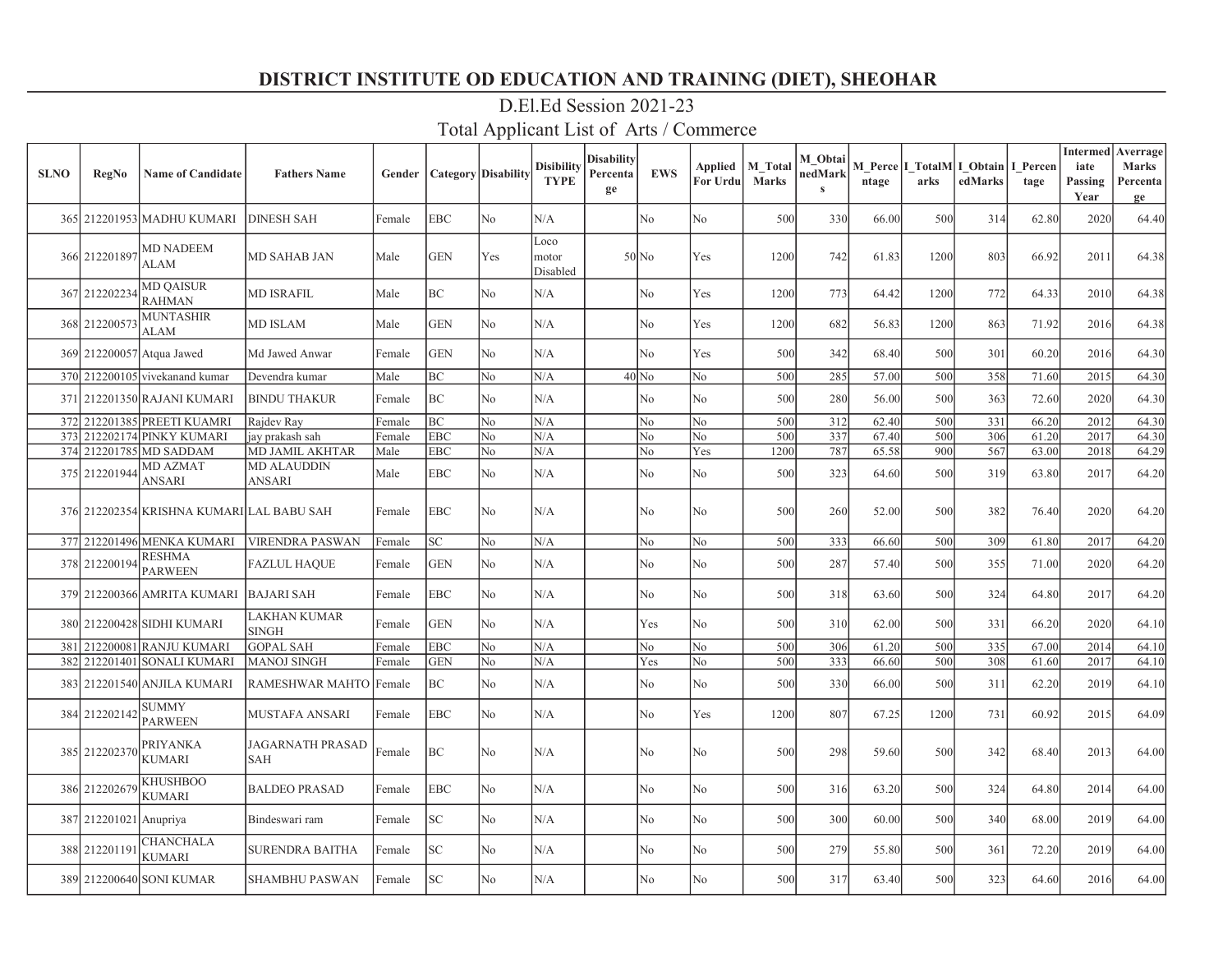# DISTRICT INSTITUTE OD EDUCATION AND TRAINING (DIET), SHEOHAR

## D.El.Ed Session 2021-23

## Total Applicant List of Arts / Commerce

| SLNO | RegNo | Name of Candidate | Fathers Name | Gender | Category | Disability | Disibility TYPE | Disability Percentage | EWS | Applied For Urdu | M_Total Marks | M_ObtainedMarks | M_Percentage | I_TotalMarks | I_ObtainedMarks | I_Percentage | Intermediate Passing Year | Averrage Marks Percentage |
|---|---|---|---|---|---|---|---|---|---|---|---|---|---|---|---|---|---|---|
| 365 | 212201953 | MADHU KUMARI | DINESH SAH | Female | EBC | No | N/A | | No | No | 500 | 330 | 66.00 | 500 | 314 | 62.80 | 2020 | 64.40 |
| 366 | 212201897 | MD NADEEM ALAM | MD SAHAB JAN | Male | GEN | Yes | Loco motor Disabled | 50 | No | Yes | 1200 | 742 | 61.83 | 1200 | 803 | 66.92 | 2011 | 64.38 |
| 367 | 212202234 | MD QAISUR RAHMAN | MD ISRAFIL | Male | BC | No | N/A | | No | Yes | 1200 | 773 | 64.42 | 1200 | 772 | 64.33 | 2010 | 64.38 |
| 368 | 212200573 | MUNTASHIR ALAM | MD ISLAM | Male | GEN | No | N/A | | No | Yes | 1200 | 682 | 56.83 | 1200 | 863 | 71.92 | 2016 | 64.38 |
| 369 | 212200057 | Atqua Jawed | Md Jawed Anwar | Female | GEN | No | N/A | | No | Yes | 500 | 342 | 68.40 | 500 | 301 | 60.20 | 2016 | 64.30 |
| 370 | 212200105 | vivekanand kumar | Devendra kumar | Male | BC | No | N/A | 40 | No | No | 500 | 285 | 57.00 | 500 | 358 | 71.60 | 2015 | 64.30 |
| 371 | 212201350 | RAJANI KUMARI | BINDU THAKUR | Female | BC | No | N/A | | No | No | 500 | 280 | 56.00 | 500 | 363 | 72.60 | 2020 | 64.30 |
| 372 | 212201385 | PREETI KUAMRI | Rajdev Ray | Female | BC | No | N/A | | No | No | 500 | 312 | 62.40 | 500 | 331 | 66.20 | 2012 | 64.30 |
| 373 | 212202174 | PINKY KUMARI | jay prakash sah | Female | EBC | No | N/A | | No | No | 500 | 337 | 67.40 | 500 | 306 | 61.20 | 2017 | 64.30 |
| 374 | 212201785 | MD SADDAM | MD JAMIL AKHTAR | Male | EBC | No | N/A | | No | Yes | 1200 | 787 | 65.58 | 900 | 567 | 63.00 | 2018 | 64.29 |
| 375 | 212201944 | MD AZMAT ANSARI | MD ALAUDDIN ANSARI | Male | EBC | No | N/A | | No | No | 500 | 323 | 64.60 | 500 | 319 | 63.80 | 2017 | 64.20 |
| 376 | 212202354 | KRISHNA KUMARI | LAL BABU SAH | Female | EBC | No | N/A | | No | No | 500 | 260 | 52.00 | 500 | 382 | 76.40 | 2020 | 64.20 |
| 377 | 212201496 | MENKA KUMARI | VIRENDRA PASWAN | Female | SC | No | N/A | | No | No | 500 | 333 | 66.60 | 500 | 309 | 61.80 | 2017 | 64.20 |
| 378 | 212200194 | RESHMA PARWEEN | FAZLUL HAQUE | Female | GEN | No | N/A | | No | No | 500 | 287 | 57.40 | 500 | 355 | 71.00 | 2020 | 64.20 |
| 379 | 212200366 | AMRITA KUMARI | BAJARI SAH | Female | EBC | No | N/A | | No | No | 500 | 318 | 63.60 | 500 | 324 | 64.80 | 2017 | 64.20 |
| 380 | 212200428 | SIDHI KUMARI | LAKHAN KUMAR SINGH | Female | GEN | No | N/A | | Yes | No | 500 | 310 | 62.00 | 500 | 331 | 66.20 | 2020 | 64.10 |
| 381 | 212200081 | RANJU KUMARI | GOPAL SAH | Female | EBC | No | N/A | | No | No | 500 | 306 | 61.20 | 500 | 335 | 67.00 | 2014 | 64.10 |
| 382 | 212201401 | SONALI KUMARI | MANOJ SINGH | Female | GEN | No | N/A | | Yes | No | 500 | 333 | 66.60 | 500 | 308 | 61.60 | 2017 | 64.10 |
| 383 | 212201540 | ANJILA KUMARI | RAMESHWAR MAHTO | Female | BC | No | N/A | | No | No | 500 | 330 | 66.00 | 500 | 311 | 62.20 | 2019 | 64.10 |
| 384 | 212202142 | SUMMY PARWEEN | MUSTAFA ANSARI | Female | EBC | No | N/A | | No | Yes | 1200 | 807 | 67.25 | 1200 | 731 | 60.92 | 2015 | 64.09 |
| 385 | 212202370 | PRIYANKA KUMARI | JAGARNATH PRASAD SAH | Female | BC | No | N/A | | No | No | 500 | 298 | 59.60 | 500 | 342 | 68.40 | 2013 | 64.00 |
| 386 | 212202679 | KHUSHBOO KUMARI | BALDEO PRASAD | Female | EBC | No | N/A | | No | No | 500 | 316 | 63.20 | 500 | 324 | 64.80 | 2014 | 64.00 |
| 387 | 212201021 | Anupriya | Bindeswari ram | Female | SC | No | N/A | | No | No | 500 | 300 | 60.00 | 500 | 340 | 68.00 | 2019 | 64.00 |
| 388 | 212201191 | CHANCHALA KUMARI | SURENDRA BAITHA | Female | SC | No | N/A | | No | No | 500 | 279 | 55.80 | 500 | 361 | 72.20 | 2019 | 64.00 |
| 389 | 212200640 | SONI KUMAR | SHAMBHU PASWAN | Female | SC | No | N/A | | No | No | 500 | 317 | 63.40 | 500 | 323 | 64.60 | 2016 | 64.00 |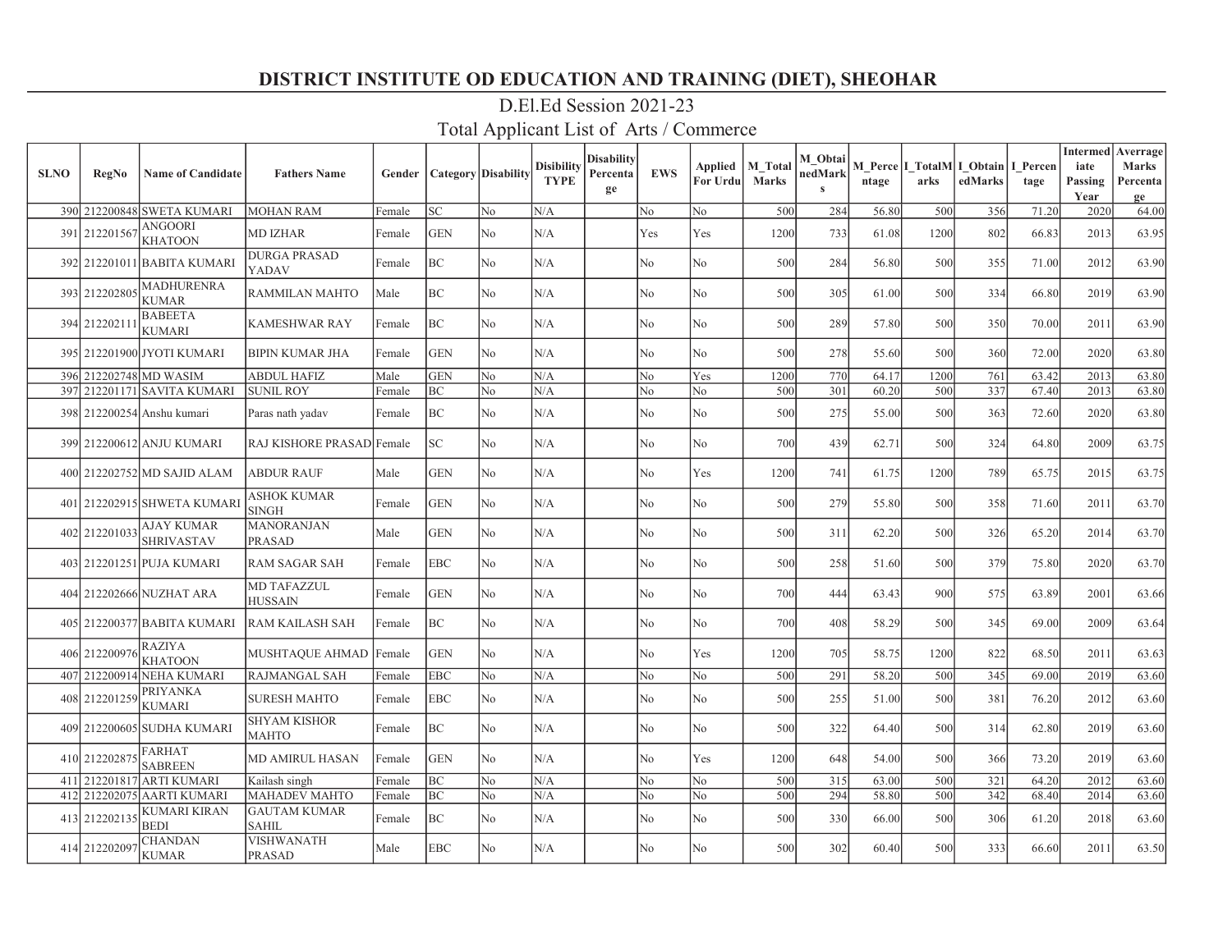# DISTRICT INSTITUTE OD EDUCATION AND TRAINING (DIET), SHEOHAR

## D.El.Ed Session 2021-23

## Total Applicant List of Arts / Commerce

| SLNO | RegNo | Name of Candidate | Fathers Name | Gender | Category | Disability | Disibility TYPE | Disability Percentage | EWS | Applied For Urdu | M_Total Marks | M_ObtainedMarks | M_Percentage | I_TotalMarks | I_ObtainedMarks | I_Percentage | Intermediate Passing Year | Averrage Marks Percentage |
|---|---|---|---|---|---|---|---|---|---|---|---|---|---|---|---|---|---|---|
| 390 | 212200848 | SWETA KUMARI | MOHAN RAM | Female | SC | No | N/A | | No | No | 500 | 284 | 56.80 | 500 | 356 | 71.20 | 2020 | 64.00 |
| 391 | 212201567 | ANGOORI KHATOON | MD IZHAR | Female | GEN | No | N/A | | Yes | Yes | 1200 | 733 | 61.08 | 1200 | 802 | 66.83 | 2013 | 63.95 |
| 392 | 212201011 | BABITA KUMARI | DURGA PRASAD YADAV | Female | BC | No | N/A | | No | No | 500 | 284 | 56.80 | 500 | 355 | 71.00 | 2012 | 63.90 |
| 393 | 212202805 | MADHURENRA KUMAR | RAMMILAN MAHTO | Male | BC | No | N/A | | No | No | 500 | 305 | 61.00 | 500 | 334 | 66.80 | 2019 | 63.90 |
| 394 | 212202111 | BABEETA KUMARI | KAMESHWAR RAY | Female | BC | No | N/A | | No | No | 500 | 289 | 57.80 | 500 | 350 | 70.00 | 2011 | 63.90 |
| 395 | 212201900 | JYOTI KUMARI | BIPIN KUMAR JHA | Female | GEN | No | N/A | | No | No | 500 | 278 | 55.60 | 500 | 360 | 72.00 | 2020 | 63.80 |
| 396 | 212202748 | MD WASIM | ABDUL HAFIZ | Male | GEN | No | N/A | | No | Yes | 1200 | 770 | 64.17 | 1200 | 761 | 63.42 | 2013 | 63.80 |
| 397 | 212201171 | SAVITA KUMARI | SUNIL ROY | Female | BC | No | N/A | | No | No | 500 | 301 | 60.20 | 500 | 337 | 67.40 | 2013 | 63.80 |
| 398 | 212200254 | Anshu kumari | Paras nath yadav | Female | BC | No | N/A | | No | No | 500 | 275 | 55.00 | 500 | 363 | 72.60 | 2020 | 63.80 |
| 399 | 212200612 | ANJU KUMARI | RAJ KISHORE PRASAD | Female | SC | No | N/A | | No | No | 700 | 439 | 62.71 | 500 | 324 | 64.80 | 2009 | 63.75 |
| 400 | 212202752 | MD SAJID ALAM | ABDUR RAUF | Male | GEN | No | N/A | | No | Yes | 1200 | 741 | 61.75 | 1200 | 789 | 65.75 | 2015 | 63.75 |
| 401 | 212202915 | SHWETA KUMARI | ASHOK KUMAR SINGH | Female | GEN | No | N/A | | No | No | 500 | 279 | 55.80 | 500 | 358 | 71.60 | 2011 | 63.70 |
| 402 | 212201033 | AJAY KUMAR SHRIVASTAV | MANORANJAN PRASAD | Male | GEN | No | N/A | | No | No | 500 | 311 | 62.20 | 500 | 326 | 65.20 | 2014 | 63.70 |
| 403 | 212201251 | PUJA KUMARI | RAM SAGAR SAH | Female | EBC | No | N/A | | No | No | 500 | 258 | 51.60 | 500 | 379 | 75.80 | 2020 | 63.70 |
| 404 | 212202666 | NUZHAT ARA | MD TAFAZZUL HUSSAIN | Female | GEN | No | N/A | | No | No | 700 | 444 | 63.43 | 900 | 575 | 63.89 | 2001 | 63.66 |
| 405 | 212200377 | BABITA KUMARI | RAM KAILASH SAH | Female | BC | No | N/A | | No | No | 700 | 408 | 58.29 | 500 | 345 | 69.00 | 2009 | 63.64 |
| 406 | 212200976 | RAZIYA KHATOON | MUSHTAQUE AHMAD | Female | GEN | No | N/A | | No | Yes | 1200 | 705 | 58.75 | 1200 | 822 | 68.50 | 2011 | 63.63 |
| 407 | 212200914 | NEHA KUMARI | RAJMANGAL SAH | Female | EBC | No | N/A | | No | No | 500 | 291 | 58.20 | 500 | 345 | 69.00 | 2019 | 63.60 |
| 408 | 212201259 | PRIYANKA KUMARI | SURESH MAHTO | Female | EBC | No | N/A | | No | No | 500 | 255 | 51.00 | 500 | 381 | 76.20 | 2012 | 63.60 |
| 409 | 212200605 | SUDHA KUMARI | SHYAM KISHOR MAHTO | Female | BC | No | N/A | | No | No | 500 | 322 | 64.40 | 500 | 314 | 62.80 | 2019 | 63.60 |
| 410 | 212202875 | FARHAT SABREEN | MD AMIRUL HASAN | Female | GEN | No | N/A | | No | Yes | 1200 | 648 | 54.00 | 500 | 366 | 73.20 | 2019 | 63.60 |
| 411 | 212201817 | ARTI KUMARI | Kailash singh | Female | BC | No | N/A | | No | No | 500 | 315 | 63.00 | 500 | 321 | 64.20 | 2012 | 63.60 |
| 412 | 212202075 | AARTI KUMARI | MAHADEV MAHTO | Female | BC | No | N/A | | No | No | 500 | 294 | 58.80 | 500 | 342 | 68.40 | 2014 | 63.60 |
| 413 | 212202135 | KUMARI KIRAN BEDI | GAUTAM KUMAR SAHIL | Female | BC | No | N/A | | No | No | 500 | 330 | 66.00 | 500 | 306 | 61.20 | 2018 | 63.60 |
| 414 | 212202097 | CHANDAN KUMAR | VISHWANATH PRASAD | Male | EBC | No | N/A | | No | No | 500 | 302 | 60.40 | 500 | 333 | 66.60 | 2011 | 63.50 |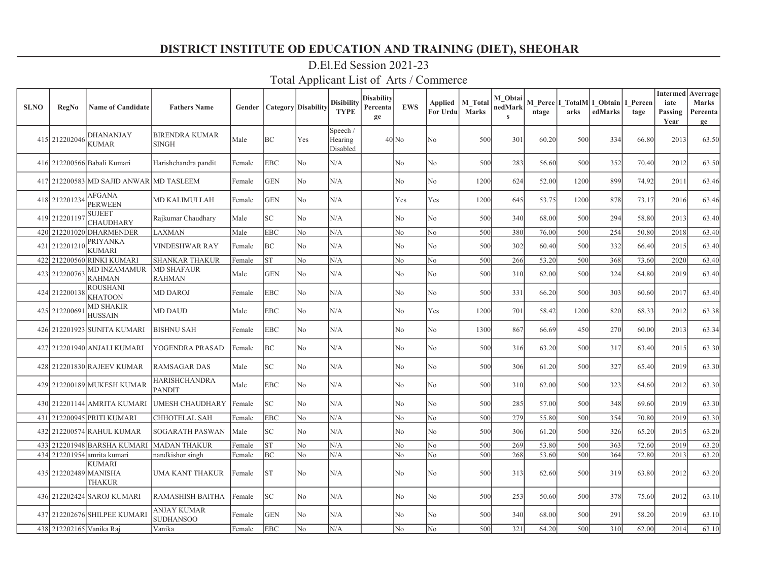# DISTRICT INSTITUTE OD EDUCATION AND TRAINING (DIET), SHEOHAR

## D.El.Ed Session 2021-23

## Total Applicant List of Arts / Commerce

| SLNO | RegNo | Name of Candidate | Fathers Name | Gender | Category | Disability | Disibility TYPE | Disability Percentage | EWS | Applied For Urdu | M_Total Marks | M_ObtainedMarks | M_Percentage | I_TotalMarks | I_ObtainedMarks | I_Percentage | Intermediate Passing Year | Averrage Marks Percentage |
|---|---|---|---|---|---|---|---|---|---|---|---|---|---|---|---|---|---|---|
| 415 | 212202046 | DHANANJAY KUMAR | BIRENDRA KUMAR SINGH | Male | BC | Yes | Speech / Hearing Disabled | 40 | No | No | 500 | 301 | 60.20 | 500 | 334 | 66.80 | 2013 | 63.50 |
| 416 | 212200566 | Babali Kumari | Harishchandra pandit | Female | EBC | No | N/A | | No | No | 500 | 283 | 56.60 | 500 | 352 | 70.40 | 2012 | 63.50 |
| 417 | 212200583 | MD SAJID ANWAR | MD TASLEEM | Female | GEN | No | N/A | | No | No | 1200 | 624 | 52.00 | 1200 | 899 | 74.92 | 2011 | 63.46 |
| 418 | 212201234 | AFGANA PERWEEN | MD KALIMULLAH | Female | GEN | No | N/A | | Yes | Yes | 1200 | 645 | 53.75 | 1200 | 878 | 73.17 | 2016 | 63.46 |
| 419 | 212201197 | SUJEET CHAUDHARY | Rajkumar Chaudhary | Male | SC | No | N/A | | No | No | 500 | 340 | 68.00 | 500 | 294 | 58.80 | 2013 | 63.40 |
| 420 | 212201020 | DHARMENDER | LAXMAN | Male | EBC | No | N/A | | No | No | 500 | 380 | 76.00 | 500 | 254 | 50.80 | 2018 | 63.40 |
| 421 | 212201210 | PRIYANKA KUMARI | VINDESHWAR RAY | Female | BC | No | N/A | | No | No | 500 | 302 | 60.40 | 500 | 332 | 66.40 | 2015 | 63.40 |
| 422 | 212200560 | RINKI KUMARI | SHANKAR THAKUR | Female | ST | No | N/A | | No | No | 500 | 266 | 53.20 | 500 | 368 | 73.60 | 2020 | 63.40 |
| 423 | 212200763 | MD INZAMAMUR RAHMAN | MD SHAFAUR RAHMAN | Male | GEN | No | N/A | | No | No | 500 | 310 | 62.00 | 500 | 324 | 64.80 | 2019 | 63.40 |
| 424 | 212200138 | ROUSHANI KHATOON | MD DAROJ | Female | EBC | No | N/A | | No | No | 500 | 331 | 66.20 | 500 | 303 | 60.60 | 2017 | 63.40 |
| 425 | 212200691 | MD SHAKIR HUSSAIN | MD DAUD | Male | EBC | No | N/A | | No | Yes | 1200 | 701 | 58.42 | 1200 | 820 | 68.33 | 2012 | 63.38 |
| 426 | 212201923 | SUNITA KUMARI | BISHNU SAH | Female | EBC | No | N/A | | No | No | 1300 | 867 | 66.69 | 450 | 270 | 60.00 | 2013 | 63.34 |
| 427 | 212201940 | ANJALI KUMARI | YOGENDRA PRASAD | Female | BC | No | N/A | | No | No | 500 | 316 | 63.20 | 500 | 317 | 63.40 | 2015 | 63.30 |
| 428 | 212201830 | RAJEEV KUMAR | RAMSAGAR DAS | Male | SC | No | N/A | | No | No | 500 | 306 | 61.20 | 500 | 327 | 65.40 | 2019 | 63.30 |
| 429 | 212200189 | MUKESH KUMAR | HARISHCHANDRA PANDIT | Male | EBC | No | N/A | | No | No | 500 | 310 | 62.00 | 500 | 323 | 64.60 | 2012 | 63.30 |
| 430 | 212201144 | AMRITA KUMARI | UMESH CHAUDHARY | Female | SC | No | N/A | | No | No | 500 | 285 | 57.00 | 500 | 348 | 69.60 | 2019 | 63.30 |
| 431 | 212200945 | PRITI KUMARI | CHHOTELAL SAH | Female | EBC | No | N/A | | No | No | 500 | 279 | 55.80 | 500 | 354 | 70.80 | 2019 | 63.30 |
| 432 | 212200574 | RAHUL KUMAR | SOGARATH PASWAN | Male | SC | No | N/A | | No | No | 500 | 306 | 61.20 | 500 | 326 | 65.20 | 2015 | 63.20 |
| 433 | 212201948 | BARSHA KUMARI | MADAN THAKUR | Female | ST | No | N/A | | No | No | 500 | 269 | 53.80 | 500 | 363 | 72.60 | 2019 | 63.20 |
| 434 | 212201954 | amrita kumari | nandkishor singh | Female | BC | No | N/A | | No | No | 500 | 268 | 53.60 | 500 | 364 | 72.80 | 2013 | 63.20 |
| 435 | 212202489 | KUMARI MANISHA THAKUR | UMA KANT THAKUR | Female | ST | No | N/A | | No | No | 500 | 313 | 62.60 | 500 | 319 | 63.80 | 2012 | 63.20 |
| 436 | 212202424 | SAROJ KUMARI | RAMASHISH BAITHA | Female | SC | No | N/A | | No | No | 500 | 253 | 50.60 | 500 | 378 | 75.60 | 2012 | 63.10 |
| 437 | 212202676 | SHILPEE KUMARI | ANJAY KUMAR SUDHANSOO | Female | GEN | No | N/A | | No | No | 500 | 340 | 68.00 | 500 | 291 | 58.20 | 2019 | 63.10 |
| 438 | 212202165 | Vanika Raj | Vanika | Female | EBC | No | N/A | | No | No | 500 | 321 | 64.20 | 500 | 310 | 62.00 | 2014 | 63.10 |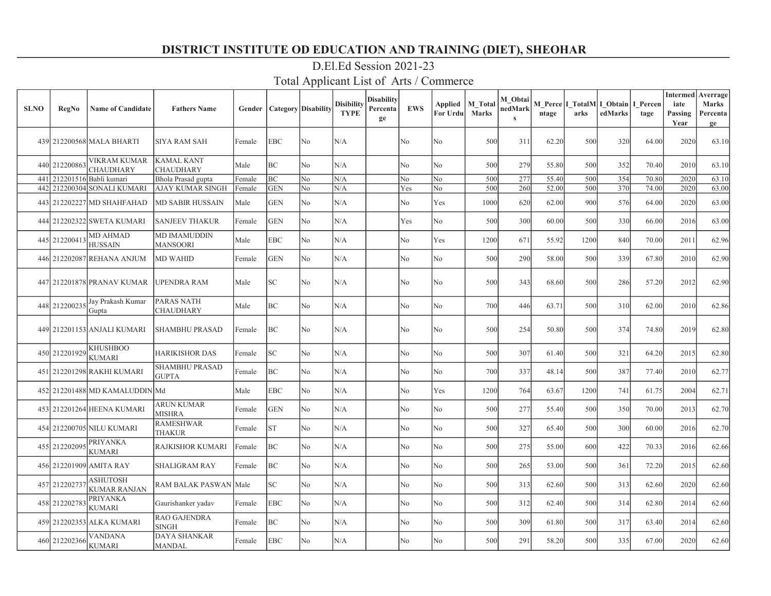# DISTRICT INSTITUTE OD EDUCATION AND TRAINING (DIET), SHEOHAR

## D.El.Ed Session 2021-23

## Total Applicant List of Arts / Commerce

| SLNO | RegNo | Name of Candidate | Fathers Name | Gender | Category | Disability | Disibility TYPE | Disability Percentage | EWS | Applied For Urdu | M_Total Marks | M_ObtainedMarks | M_Percentage | I_TotalMarks | I_ObtainedMarks | I_Percentage | Intermediate Passing Year | Averrage Marks Percentage |
|---|---|---|---|---|---|---|---|---|---|---|---|---|---|---|---|---|---|---|
| 439 | 212200568 | MALA BHARTI | SIYA RAM SAH | Female | EBC | No | N/A | | No | No | 500 | 311 | 62.20 | 500 | 320 | 64.00 | 2020 | 63.10 |
| 440 | 212200863 | VIKRAM KUMAR CHAUDHARY | KAMAL KANT CHAUDHARY | Male | BC | No | N/A | | No | No | 500 | 279 | 55.80 | 500 | 352 | 70.40 | 2010 | 63.10 |
| 441 | 212201516 | Babli kumari | Bhola Prasad gupta | Female | BC | No | N/A | | No | No | 500 | 277 | 55.40 | 500 | 354 | 70.80 | 2020 | 63.10 |
| 442 | 212200304 | SONALI KUMARI | AJAY KUMAR SINGH | Female | GEN | No | N/A | | Yes | No | 500 | 260 | 52.00 | 500 | 370 | 74.00 | 2020 | 63.00 |
| 443 | 212202227 | MD SHAHFAHAD | MD SABIR HUSSAIN | Male | GEN | No | N/A | | No | Yes | 1000 | 620 | 62.00 | 900 | 576 | 64.00 | 2020 | 63.00 |
| 444 | 212202322 | SWETA KUMARI | SANJEEV THAKUR | Female | GEN | No | N/A | | Yes | No | 500 | 300 | 60.00 | 500 | 330 | 66.00 | 2016 | 63.00 |
| 445 | 212200413 | MD AHMAD HUSSAIN | MD IMAMUDDIN MANSOORI | Male | EBC | No | N/A | | No | Yes | 1200 | 671 | 55.92 | 1200 | 840 | 70.00 | 2011 | 62.96 |
| 446 | 212202087 | REHANA ANJUM | MD WAHID | Female | GEN | No | N/A | | No | No | 500 | 290 | 58.00 | 500 | 339 | 67.80 | 2010 | 62.90 |
| 447 | 212201878 | PRANAV KUMAR | UPENDRA RAM | Male | SC | No | N/A | | No | No | 500 | 343 | 68.60 | 500 | 286 | 57.20 | 2012 | 62.90 |
| 448 | 212200235 | Jay Prakash Kumar Gupta | PARAS NATH CHAUDHARY | Male | BC | No | N/A | | No | No | 700 | 446 | 63.71 | 500 | 310 | 62.00 | 2010 | 62.86 |
| 449 | 212201153 | ANJALI KUMARI | SHAMBHU PRASAD | Female | BC | No | N/A | | No | No | 500 | 254 | 50.80 | 500 | 374 | 74.80 | 2019 | 62.80 |
| 450 | 212201929 | KHUSHBOO KUMARI | HARIKISHOR DAS | Female | SC | No | N/A | | No | No | 500 | 307 | 61.40 | 500 | 321 | 64.20 | 2015 | 62.80 |
| 451 | 212201298 | RAKHI KUMARI | SHAMBHU PRASAD GUPTA | Female | BC | No | N/A | | No | No | 700 | 337 | 48.14 | 500 | 387 | 77.40 | 2010 | 62.77 |
| 452 | 212201488 | MD KAMALUDDIN | Md | Male | EBC | No | N/A | | No | Yes | 1200 | 764 | 63.67 | 1200 | 741 | 61.75 | 2004 | 62.71 |
| 453 | 212201264 | HEENA KUMARI | ARUN KUMAR MISHRA | Female | GEN | No | N/A | | No | No | 500 | 277 | 55.40 | 500 | 350 | 70.00 | 2013 | 62.70 |
| 454 | 212200705 | NILU KUMARI | RAMESHWAR THAKUR | Female | ST | No | N/A | | No | No | 500 | 327 | 65.40 | 500 | 300 | 60.00 | 2016 | 62.70 |
| 455 | 212202095 | PRIYANKA KUMARI | RAJKISHOR KUMARI | Female | BC | No | N/A | | No | No | 500 | 275 | 55.00 | 600 | 422 | 70.33 | 2016 | 62.66 |
| 456 | 212201909 | AMITA RAY | SHALIGRAM RAY | Female | BC | No | N/A | | No | No | 500 | 265 | 53.00 | 500 | 361 | 72.20 | 2015 | 62.60 |
| 457 | 212202737 | ASHUTOSH KUMAR RANJAN | RAM BALAK PASWAN | Male | SC | No | N/A | | No | No | 500 | 313 | 62.60 | 500 | 313 | 62.60 | 2020 | 62.60 |
| 458 | 212202783 | PRIYANKA KUMARI | Gaurishanker yadav | Female | EBC | No | N/A | | No | No | 500 | 312 | 62.40 | 500 | 314 | 62.80 | 2014 | 62.60 |
| 459 | 212202353 | ALKA KUMARI | RAO GAJENDRA SINGH | Female | BC | No | N/A | | No | No | 500 | 309 | 61.80 | 500 | 317 | 63.40 | 2014 | 62.60 |
| 460 | 212202366 | VANDANA KUMARI | DAYA SHANKAR MANDAL | Female | EBC | No | N/A | | No | No | 500 | 291 | 58.20 | 500 | 335 | 67.00 | 2020 | 62.60 |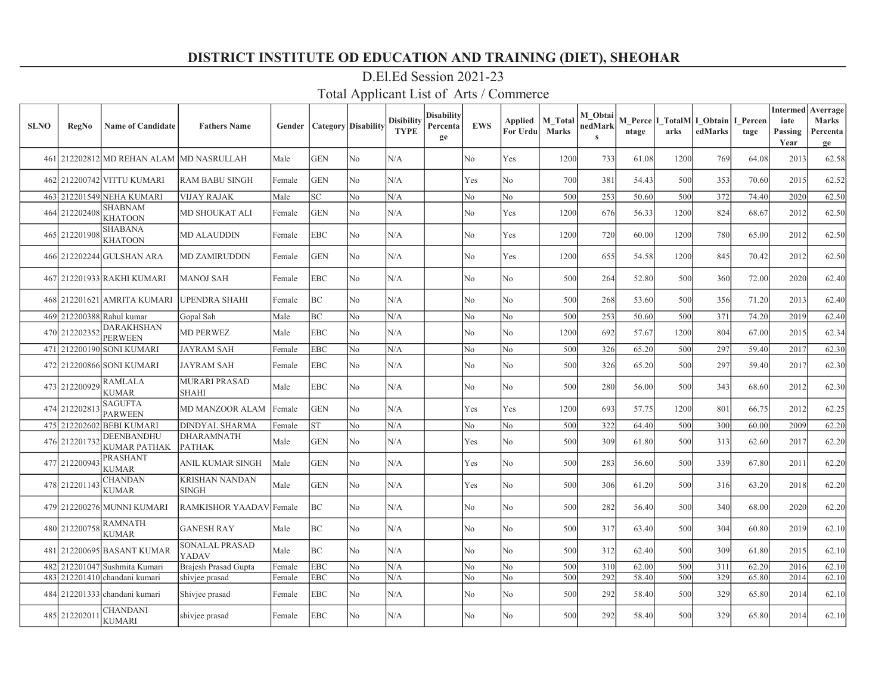# DISTRICT INSTITUTE OD EDUCATION AND TRAINING (DIET), SHEOHAR

## D.El.Ed Session 2021-23

## Total Applicant List of Arts / Commerce

| SLNO | RegNo | Name of Candidate | Fathers Name | Gender | Category | Disability | Disibility TYPE | Disability Percentage | EWS | Applied For Urdu | M_Total Marks | M_ObtainedMarks | M_Percentage | I_TotalMarks | I_ObtainedMarks | I_Percentage | Intermediate Passing Year | Averrage Marks Percentage |
|---|---|---|---|---|---|---|---|---|---|---|---|---|---|---|---|---|---|---|
| 461 | 212202812 | MD REHAN ALAM | MD NASRULLAH | Male | GEN | No | N/A | | No | Yes | 1200 | 733 | 61.08 | 1200 | 769 | 64.08 | 2013 | 62.58 |
| 462 | 212200742 | VITTU KUMARI | RAM BABU SINGH | Female | GEN | No | N/A | | Yes | No | 700 | 381 | 54.43 | 500 | 353 | 70.60 | 2015 | 62.52 |
| 463 | 212201549 | NEHA KUMARI | VIJAY RAJAK | Male | SC | No | N/A | | No | No | 500 | 253 | 50.60 | 500 | 372 | 74.40 | 2020 | 62.50 |
| 464 | 212202408 | SHABNAM KHATOON | MD SHOUKAT ALI | Female | GEN | No | N/A | | No | Yes | 1200 | 676 | 56.33 | 1200 | 824 | 68.67 | 2012 | 62.50 |
| 465 | 212201908 | SHABANA KHATOON | MD ALAUDDIN | Female | EBC | No | N/A | | No | Yes | 1200 | 720 | 60.00 | 1200 | 780 | 65.00 | 2012 | 62.50 |
| 466 | 212202244 | GULSHAN ARA | MD ZAMIRUDDIN | Female | GEN | No | N/A | | No | Yes | 1200 | 655 | 54.58 | 1200 | 845 | 70.42 | 2012 | 62.50 |
| 467 | 212201933 | RAKHI KUMARI | MANOJ SAH | Female | EBC | No | N/A | | No | No | 500 | 264 | 52.80 | 500 | 360 | 72.00 | 2020 | 62.40 |
| 468 | 212201621 | AMRITA KUMARI | UPENDRA SHAHI | Female | BC | No | N/A | | No | No | 500 | 268 | 53.60 | 500 | 356 | 71.20 | 2013 | 62.40 |
| 469 | 212200388 | Rahul kumar | Gopal Sah | Male | BC | No | N/A | | No | No | 500 | 253 | 50.60 | 500 | 371 | 74.20 | 2019 | 62.40 |
| 470 | 212202352 | DARAKHSHAN PERWEEN | MD PERWEZ | Male | EBC | No | N/A | | No | No | 1200 | 692 | 57.67 | 1200 | 804 | 67.00 | 2015 | 62.34 |
| 471 | 212200190 | SONI KUMARI | JAYRAM SAH | Female | EBC | No | N/A | | No | No | 500 | 326 | 65.20 | 500 | 297 | 59.40 | 2017 | 62.30 |
| 472 | 212200866 | SONI KUMARI | JAYRAM SAH | Female | EBC | No | N/A | | No | No | 500 | 326 | 65.20 | 500 | 297 | 59.40 | 2017 | 62.30 |
| 473 | 212200929 | RAMLALA KUMAR | MURARI PRASAD SHAHI | Male | EBC | No | N/A | | No | No | 500 | 280 | 56.00 | 500 | 343 | 68.60 | 2012 | 62.30 |
| 474 | 212202813 | SAGUFTA PARWEEN | MD MANZOOR ALAM | Female | GEN | No | N/A | | Yes | Yes | 1200 | 693 | 57.75 | 1200 | 801 | 66.75 | 2012 | 62.25 |
| 475 | 212202602 | BEBI KUMARI | DINDYAL SHARMA | Female | ST | No | N/A | | No | No | 500 | 322 | 64.40 | 500 | 300 | 60.00 | 2009 | 62.20 |
| 476 | 212201732 | DEENBANDHU KUMAR PATHAK | DHARAMNATH PATHAK | Male | GEN | No | N/A | | Yes | No | 500 | 309 | 61.80 | 500 | 313 | 62.60 | 2017 | 62.20 |
| 477 | 212200943 | PRASHANT KUMAR | ANIL KUMAR SINGH | Male | GEN | No | N/A | | Yes | No | 500 | 283 | 56.60 | 500 | 339 | 67.80 | 2011 | 62.20 |
| 478 | 212201143 | CHANDAN KUMAR | KRISHAN NANDAN SINGH | Male | GEN | No | N/A | | Yes | No | 500 | 306 | 61.20 | 500 | 316 | 63.20 | 2018 | 62.20 |
| 479 | 212200276 | MUNNI KUMARI | RAMKISHOR YAADAV | Female | BC | No | N/A | | No | No | 500 | 282 | 56.40 | 500 | 340 | 68.00 | 2020 | 62.20 |
| 480 | 212200758 | RAMNATH KUMAR | GANESH RAY | Male | BC | No | N/A | | No | No | 500 | 317 | 63.40 | 500 | 304 | 60.80 | 2019 | 62.10 |
| 481 | 212200695 | BASANT KUMAR | SONALAL PRASAD YADAV | Male | BC | No | N/A | | No | No | 500 | 312 | 62.40 | 500 | 309 | 61.80 | 2015 | 62.10 |
| 482 | 212201047 | Sushmita Kumari | Brajesh Prasad Gupta | Female | EBC | No | N/A | | No | No | 500 | 310 | 62.00 | 500 | 311 | 62.20 | 2016 | 62.10 |
| 483 | 212201410 | chandani kumari | shivjee prasad | Female | EBC | No | N/A | | No | No | 500 | 292 | 58.40 | 500 | 329 | 65.80 | 2014 | 62.10 |
| 484 | 212201333 | chandani kumari | Shivjee prasad | Female | EBC | No | N/A | | No | No | 500 | 292 | 58.40 | 500 | 329 | 65.80 | 2014 | 62.10 |
| 485 | 212202011 | CHANDANI KUMARI | shivjee prasad | Female | EBC | No | N/A | | No | No | 500 | 292 | 58.40 | 500 | 329 | 65.80 | 2014 | 62.10 |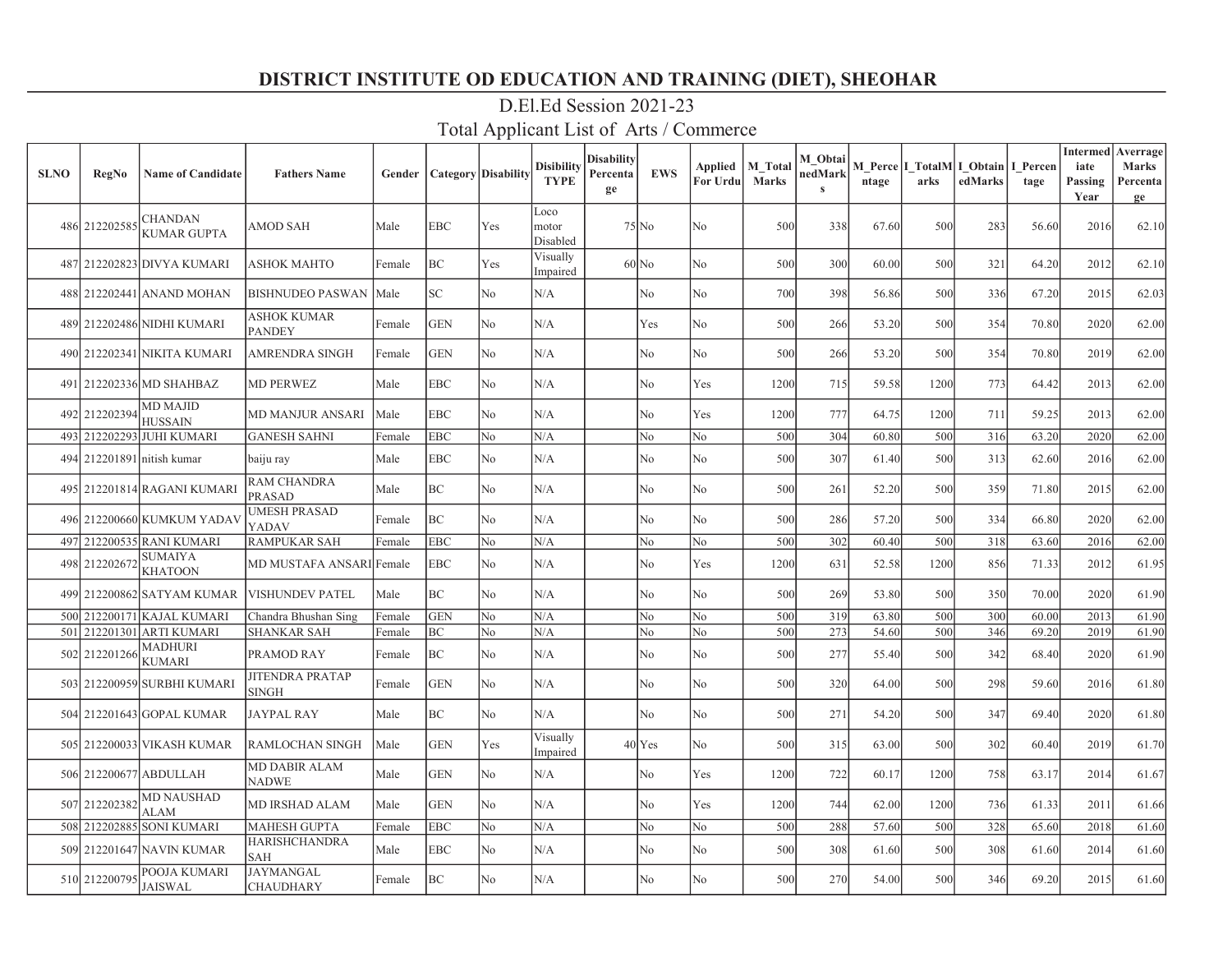# DISTRICT INSTITUTE OD EDUCATION AND TRAINING (DIET), SHEOHAR

## D.El.Ed Session 2021-23

## Total Applicant List of Arts / Commerce

| SLNO | RegNo | Name of Candidate | Fathers Name | Gender | Category | Disability | Disibility TYPE | Disability Percentage | EWS | Applied For Urdu | M_Total Marks | M_ObtainedMarks | M_Percentage | I_TotalMarks | I_ObtainedMarks | I_Percentage | Intermediate Passing Year | Averrage Marks Percentage |
|---|---|---|---|---|---|---|---|---|---|---|---|---|---|---|---|---|---|---|
| 486 | 212202585 | CHANDAN KUMAR GUPTA | AMOD SAH | Male | EBC | Yes | Loco motor Disabled | 75 | No | No | 500 | 338 | 67.60 | 500 | 283 | 56.60 | 2016 | 62.10 |
| 487 | 212202823 | DIVYA KUMARI | ASHOK MAHTO | Female | BC | Yes | Visually Impaired | 60 | No | No | 500 | 300 | 60.00 | 500 | 321 | 64.20 | 2012 | 62.10 |
| 488 | 212202441 | ANAND MOHAN | BISHNUDEO PASWAN | Male | SC | No | N/A | | No | No | 700 | 398 | 56.86 | 500 | 336 | 67.20 | 2015 | 62.03 |
| 489 | 212202486 | NIDHI KUMARI | ASHOK KUMAR PANDEY | Female | GEN | No | N/A | | Yes | No | 500 | 266 | 53.20 | 500 | 354 | 70.80 | 2020 | 62.00 |
| 490 | 212202341 | NIKITA KUMARI | AMRENDRA SINGH | Female | GEN | No | N/A | | No | No | 500 | 266 | 53.20 | 500 | 354 | 70.80 | 2019 | 62.00 |
| 491 | 212202336 | MD SHAHBAZ | MD PERWEZ | Male | EBC | No | N/A | | No | Yes | 1200 | 715 | 59.58 | 1200 | 773 | 64.42 | 2013 | 62.00 |
| 492 | 212202394 | MD MAJID HUSSAIN | MD MANJUR ANSARI | Male | EBC | No | N/A | | No | Yes | 1200 | 777 | 64.75 | 1200 | 711 | 59.25 | 2013 | 62.00 |
| 493 | 212202293 | JUHI KUMARI | GANESH SAHNI | Female | EBC | No | N/A | | No | No | 500 | 304 | 60.80 | 500 | 316 | 63.20 | 2020 | 62.00 |
| 494 | 212201891 | nitish kumar | baiju ray | Male | EBC | No | N/A | | No | No | 500 | 307 | 61.40 | 500 | 313 | 62.60 | 2016 | 62.00 |
| 495 | 212201814 | RAGANI KUMARI | RAM CHANDRA PRASAD | Male | BC | No | N/A | | No | No | 500 | 261 | 52.20 | 500 | 359 | 71.80 | 2015 | 62.00 |
| 496 | 212200660 | KUMKUM YADAV | UMESH PRASAD YADAV | Female | BC | No | N/A | | No | No | 500 | 286 | 57.20 | 500 | 334 | 66.80 | 2020 | 62.00 |
| 497 | 212200535 | RANI KUMARI | RAMPUKAR SAH | Female | EBC | No | N/A | | No | No | 500 | 302 | 60.40 | 500 | 318 | 63.60 | 2016 | 62.00 |
| 498 | 212202672 | SUMAIYA KHATOON | MD MUSTAFA ANSARI | Female | EBC | No | N/A | | No | Yes | 1200 | 631 | 52.58 | 1200 | 856 | 71.33 | 2012 | 61.95 |
| 499 | 212200862 | SATYAM KUMAR | VISHUNDEV PATEL | Male | BC | No | N/A | | No | No | 500 | 269 | 53.80 | 500 | 350 | 70.00 | 2020 | 61.90 |
| 500 | 212200171 | KAJAL KUMARI | Chandra Bhushan Sing | Female | GEN | No | N/A | | No | No | 500 | 319 | 63.80 | 500 | 300 | 60.00 | 2013 | 61.90 |
| 501 | 212201301 | ARTI KUMARI | SHANKAR SAH | Female | BC | No | N/A | | No | No | 500 | 273 | 54.60 | 500 | 346 | 69.20 | 2019 | 61.90 |
| 502 | 212201266 | MADHURI KUMARI | PRAMOD RAY | Female | BC | No | N/A | | No | No | 500 | 277 | 55.40 | 500 | 342 | 68.40 | 2020 | 61.90 |
| 503 | 212200959 | SURBHI KUMARI | JITENDRA PRATAP SINGH | Female | GEN | No | N/A | | No | No | 500 | 320 | 64.00 | 500 | 298 | 59.60 | 2016 | 61.80 |
| 504 | 212201643 | GOPAL KUMAR | JAYPAL RAY | Male | BC | No | N/A | | No | No | 500 | 271 | 54.20 | 500 | 347 | 69.40 | 2020 | 61.80 |
| 505 | 212200033 | VIKASH KUMAR | RAMLOCHAN SINGH | Male | GEN | Yes | Visually Impaired | 40 | Yes | No | 500 | 315 | 63.00 | 500 | 302 | 60.40 | 2019 | 61.70 |
| 506 | 212200677 | ABDULLAH | MD DABIR ALAM NADWE | Male | GEN | No | N/A | | No | Yes | 1200 | 722 | 60.17 | 1200 | 758 | 63.17 | 2014 | 61.67 |
| 507 | 212202382 | MD NAUSHAD ALAM | MD IRSHAD ALAM | Male | GEN | No | N/A | | No | Yes | 1200 | 744 | 62.00 | 1200 | 736 | 61.33 | 2011 | 61.66 |
| 508 | 212202885 | SONI KUMARI | MAHESH GUPTA | Female | EBC | No | N/A | | No | No | 500 | 288 | 57.60 | 500 | 328 | 65.60 | 2018 | 61.60 |
| 509 | 212201647 | NAVIN KUMAR | HARISHCHANDRA SAH | Male | EBC | No | N/A | | No | No | 500 | 308 | 61.60 | 500 | 308 | 61.60 | 2014 | 61.60 |
| 510 | 212200795 | POOJA KUMARI JAISWAL | JAYMANGAL CHAUDHARY | Female | BC | No | N/A | | No | No | 500 | 270 | 54.00 | 500 | 346 | 69.20 | 2015 | 61.60 |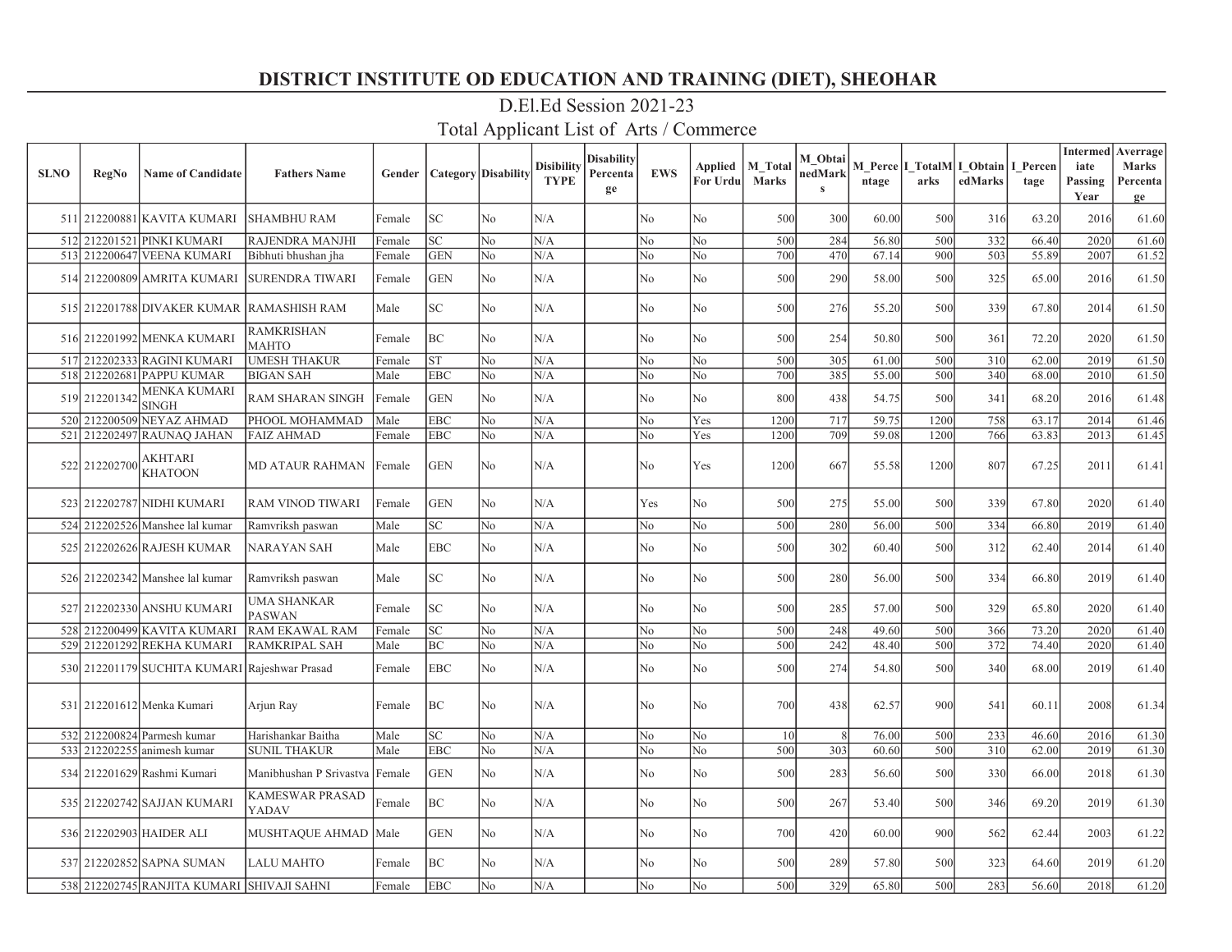# DISTRICT INSTITUTE OD EDUCATION AND TRAINING (DIET), SHEOHAR

## D.El.Ed Session 2021-23

## Total Applicant List of Arts / Commerce

| SLNO | RegNo | Name of Candidate | Fathers Name | Gender | Category | Disability | Disibility TYPE | Disability Percentage | EWS | Applied For Urdu | M_Total Marks | M_ObtainedMarks | M_Percentage | I_TotalMarks | I_ObtainedMarks | I_Percentage | Intermediate Passing Year | Averrage Marks Percentage |
|---|---|---|---|---|---|---|---|---|---|---|---|---|---|---|---|---|---|---|
| 511 | 212200881 | KAVITA KUMARI | SHAMBHU RAM | Female | SC | No | N/A | | No | No | 500 | 300 | 60.00 | 500 | 316 | 63.20 | 2016 | 61.60 |
| 512 | 212201521 | PINKI KUMARI | RAJENDRA MANJHI | Female | SC | No | N/A | | No | No | 500 | 284 | 56.80 | 500 | 332 | 66.40 | 2020 | 61.60 |
| 513 | 212200647 | VEENA KUMARI | Bibhuti bhushan jha | Female | GEN | No | N/A | | No | No | 700 | 470 | 67.14 | 900 | 503 | 55.89 | 2007 | 61.52 |
| 514 | 212200809 | AMRITA KUMARI | SURENDRA TIWARI | Female | GEN | No | N/A | | No | No | 500 | 290 | 58.00 | 500 | 325 | 65.00 | 2016 | 61.50 |
| 515 | 212201788 | DIVAKER KUMAR | RAMASHISH RAM | Male | SC | No | N/A | | No | No | 500 | 276 | 55.20 | 500 | 339 | 67.80 | 2014 | 61.50 |
| 516 | 212201992 | MENKA KUMARI | RAMKRISHAN MAHTO | Female | BC | No | N/A | | No | No | 500 | 254 | 50.80 | 500 | 361 | 72.20 | 2020 | 61.50 |
| 517 | 212202333 | RAGINI KUMARI | UMESH THAKUR | Female | ST | No | N/A | | No | No | 500 | 305 | 61.00 | 500 | 310 | 62.00 | 2019 | 61.50 |
| 518 | 212202681 | PAPPU KUMAR | BIGAN SAH | Male | EBC | No | N/A | | No | No | 700 | 385 | 55.00 | 500 | 340 | 68.00 | 2010 | 61.50 |
| 519 | 212201342 | MENKA KUMARI SINGH | RAM SHARAN SINGH | Female | GEN | No | N/A | | No | No | 800 | 438 | 54.75 | 500 | 341 | 68.20 | 2016 | 61.48 |
| 520 | 212200509 | NEYAZ AHMAD | PHOOL MOHAMMAD | Male | EBC | No | N/A | | No | Yes | 1200 | 717 | 59.75 | 1200 | 758 | 63.17 | 2014 | 61.46 |
| 521 | 212202497 | RAUNAQ JAHAN | FAIZ AHMAD | Female | EBC | No | N/A | | No | Yes | 1200 | 709 | 59.08 | 1200 | 766 | 63.83 | 2013 | 61.45 |
| 522 | 212202700 | AKHTARI KHATOON | MD ATAUR RAHMAN | Female | GEN | No | N/A | | No | Yes | 1200 | 667 | 55.58 | 1200 | 807 | 67.25 | 2011 | 61.41 |
| 523 | 212202787 | NIDHI KUMARI | RAM VINOD TIWARI | Female | GEN | No | N/A | | Yes | No | 500 | 275 | 55.00 | 500 | 339 | 67.80 | 2020 | 61.40 |
| 524 | 212202526 | Manshee lal kumar | Ramvriksh paswan | Male | SC | No | N/A | | No | No | 500 | 280 | 56.00 | 500 | 334 | 66.80 | 2019 | 61.40 |
| 525 | 212202626 | RAJESH KUMAR | NARAYAN SAH | Male | EBC | No | N/A | | No | No | 500 | 302 | 60.40 | 500 | 312 | 62.40 | 2014 | 61.40 |
| 526 | 212202342 | Manshee lal kumar | Ramvriksh paswan | Male | SC | No | N/A | | No | No | 500 | 280 | 56.00 | 500 | 334 | 66.80 | 2019 | 61.40 |
| 527 | 212202330 | ANSHU KUMARI | UMA SHANKAR PASWAN | Female | SC | No | N/A | | No | No | 500 | 285 | 57.00 | 500 | 329 | 65.80 | 2020 | 61.40 |
| 528 | 212200499 | KAVITA KUMARI | RAM EKAWAL RAM | Female | SC | No | N/A | | No | No | 500 | 248 | 49.60 | 500 | 366 | 73.20 | 2020 | 61.40 |
| 529 | 212201292 | REKHA KUMARI | RAMKRIPAL SAH | Male | BC | No | N/A | | No | No | 500 | 242 | 48.40 | 500 | 372 | 74.40 | 2020 | 61.40 |
| 530 | 212201179 | SUCHITA KUMARI | Rajeshwar Prasad | Female | EBC | No | N/A | | No | No | 500 | 274 | 54.80 | 500 | 340 | 68.00 | 2019 | 61.40 |
| 531 | 212201612 | Menka Kumari | Arjun Ray | Female | BC | No | N/A | | No | No | 700 | 438 | 62.57 | 900 | 541 | 60.11 | 2008 | 61.34 |
| 532 | 212200824 | Parmesh kumar | Harishankar Baitha | Male | SC | No | N/A | | No | No | 10 | 8 | 76.00 | 500 | 233 | 46.60 | 2016 | 61.30 |
| 533 | 212202255 | animesh kumar | SUNIL THAKUR | Male | EBC | No | N/A | | No | No | 500 | 303 | 60.60 | 500 | 310 | 62.00 | 2019 | 61.30 |
| 534 | 212201629 | Rashmi Kumari | Manibhushan P Srivastva | Female | GEN | No | N/A | | No | No | 500 | 283 | 56.60 | 500 | 330 | 66.00 | 2018 | 61.30 |
| 535 | 212202742 | SAJJAN KUMARI | KAMESWAR PRASAD YADAV | Female | BC | No | N/A | | No | No | 500 | 267 | 53.40 | 500 | 346 | 69.20 | 2019 | 61.30 |
| 536 | 212202903 | HAIDER ALI | MUSHTAQUE AHMAD | Male | GEN | No | N/A | | No | No | 700 | 420 | 60.00 | 900 | 562 | 62.44 | 2003 | 61.22 |
| 537 | 212202852 | SAPNA SUMAN | LALU MAHTO | Female | BC | No | N/A | | No | No | 500 | 289 | 57.80 | 500 | 323 | 64.60 | 2019 | 61.20 |
| 538 | 212202745 | RANJITA KUMARI | SHIVAJI SAHNI | Female | EBC | No | N/A | | No | No | 500 | 329 | 65.80 | 500 | 283 | 56.60 | 2018 | 61.20 |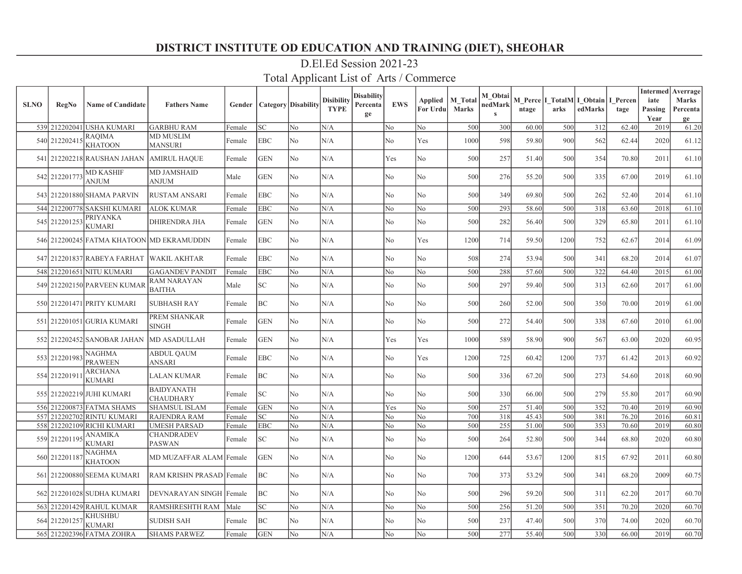# DISTRICT INSTITUTE OD EDUCATION AND TRAINING (DIET), SHEOHAR

## D.El.Ed Session 2021-23

## Total Applicant List of Arts / Commerce

| SLNO | RegNo | Name of Candidate | Fathers Name | Gender | Category | Disability | Disibility TYPE | Disability Percentage | EWS | Applied For Urdu | M_Total Marks | M_ObtainedMarks | M_Percentage | I_TotalMarks | I_ObtainedMarks | I_Percentage | Intermediate Passing Year | Averrage Marks Percentage |
|---|---|---|---|---|---|---|---|---|---|---|---|---|---|---|---|---|---|---|
| 539 | 212202041 | USHA KUMARI | GARBHU RAM | Female | SC | No | N/A | | No | No | 500 | 300 | 60.00 | 500 | 312 | 62.40 | 2019 | 61.20 |
| 540 | 212202415 | RAQIMA KHATOON | MD MUSLIM MANSURI | Female | EBC | No | N/A | | No | Yes | 1000 | 598 | 59.80 | 900 | 562 | 62.44 | 2020 | 61.12 |
| 541 | 212202218 | RAUSHAN JAHAN | AMIRUL HAQUE | Female | GEN | No | N/A | | Yes | No | 500 | 257 | 51.40 | 500 | 354 | 70.80 | 2011 | 61.10 |
| 542 | 212201773 | MD KASHIF ANJUM | MD JAMSHAID ANJUM | Male | GEN | No | N/A | | No | No | 500 | 276 | 55.20 | 500 | 335 | 67.00 | 2019 | 61.10 |
| 543 | 212201880 | SHAMA PARVIN | RUSTAM ANSARI | Female | EBC | No | N/A | | No | No | 500 | 349 | 69.80 | 500 | 262 | 52.40 | 2014 | 61.10 |
| 544 | 212200778 | SAKSHI KUMARI | ALOK KUMAR | Female | EBC | No | N/A | | No | No | 500 | 293 | 58.60 | 500 | 318 | 63.60 | 2018 | 61.10 |
| 545 | 212201253 | PRIYANKA KUMARI | DHIRENDRA JHA | Female | GEN | No | N/A | | No | No | 500 | 282 | 56.40 | 500 | 329 | 65.80 | 2011 | 61.10 |
| 546 | 212200245 | FATMA KHATOON | MD EKRAMUDDIN | Female | EBC | No | N/A | | No | Yes | 1200 | 714 | 59.50 | 1200 | 752 | 62.67 | 2014 | 61.09 |
| 547 | 212201837 | RABEYA FARHAT | WAKIL AKHTAR | Female | EBC | No | N/A | | No | No | 508 | 274 | 53.94 | 500 | 341 | 68.20 | 2014 | 61.07 |
| 548 | 212201651 | NITU KUMARI | GAGANDEV PANDIT | Female | EBC | No | N/A | | No | No | 500 | 288 | 57.60 | 500 | 322 | 64.40 | 2015 | 61.00 |
| 549 | 212202150 | PARVEEN KUMAR | RAM NARAYAN BAITHA | Male | SC | No | N/A | | No | No | 500 | 297 | 59.40 | 500 | 313 | 62.60 | 2017 | 61.00 |
| 550 | 212201471 | PRITY KUMARI | SUBHASH RAY | Female | BC | No | N/A | | No | No | 500 | 260 | 52.00 | 500 | 350 | 70.00 | 2019 | 61.00 |
| 551 | 212201051 | GURIA KUMARI | PREM SHANKAR SINGH | Female | GEN | No | N/A | | No | No | 500 | 272 | 54.40 | 500 | 338 | 67.60 | 2010 | 61.00 |
| 552 | 212202452 | SANOBAR JAHAN | MD ASADULLAH | Female | GEN | No | N/A | | Yes | Yes | 1000 | 589 | 58.90 | 900 | 567 | 63.00 | 2020 | 60.95 |
| 553 | 212201983 | NAGHMA PRAWEEN | ABDUL QAUM ANSARI | Female | EBC | No | N/A | | No | Yes | 1200 | 725 | 60.42 | 1200 | 737 | 61.42 | 2013 | 60.92 |
| 554 | 212201911 | ARCHANA KUMARI | LALAN KUMAR | Female | BC | No | N/A | | No | No | 500 | 336 | 67.20 | 500 | 273 | 54.60 | 2018 | 60.90 |
| 555 | 212202219 | JUHI KUMARI | BAIDYANATH CHAUDHARY | Female | SC | No | N/A | | No | No | 500 | 330 | 66.00 | 500 | 279 | 55.80 | 2017 | 60.90 |
| 556 | 212200873 | FATMA SHAMS | SHAMSUL ISLAM | Female | GEN | No | N/A | | Yes | No | 500 | 257 | 51.40 | 500 | 352 | 70.40 | 2019 | 60.90 |
| 557 | 212202702 | RINTU KUMARI | RAJENDRA RAM | Female | SC | No | N/A | | No | No | 700 | 318 | 45.43 | 500 | 381 | 76.20 | 2016 | 60.81 |
| 558 | 212202109 | RICHI KUMARI | UMESH PARSAD | Female | EBC | No | N/A | | No | No | 500 | 255 | 51.00 | 500 | 353 | 70.60 | 2019 | 60.80 |
| 559 | 212201195 | ANAMIKA KUMARI | CHANDRADEV PASWAN | Female | SC | No | N/A | | No | No | 500 | 264 | 52.80 | 500 | 344 | 68.80 | 2020 | 60.80 |
| 560 | 212201187 | NAGHMA KHATOON | MD MUZAFFAR ALAM | Female | GEN | No | N/A | | No | No | 1200 | 644 | 53.67 | 1200 | 815 | 67.92 | 2011 | 60.80 |
| 561 | 212200880 | SEEMA KUMARI | RAM KRISHN PRASAD | Female | BC | No | N/A | | No | No | 700 | 373 | 53.29 | 500 | 341 | 68.20 | 2009 | 60.75 |
| 562 | 212201028 | SUDHA KUMARI | DEVNARAYAN SINGH | Female | BC | No | N/A | | No | No | 500 | 296 | 59.20 | 500 | 311 | 62.20 | 2017 | 60.70 |
| 563 | 212201429 | RAHUL KUMAR | RAMSHRESHTH RAM | Male | SC | No | N/A | | No | No | 500 | 256 | 51.20 | 500 | 351 | 70.20 | 2020 | 60.70 |
| 564 | 212201257 | KHUSHBU KUMARI | SUDISH SAH | Female | BC | No | N/A | | No | No | 500 | 237 | 47.40 | 500 | 370 | 74.00 | 2020 | 60.70 |
| 565 | 212202396 | FATMA ZOHRA | SHAMS PARWEZ | Female | GEN | No | N/A | | No | No | 500 | 277 | 55.40 | 500 | 330 | 66.00 | 2019 | 60.70 |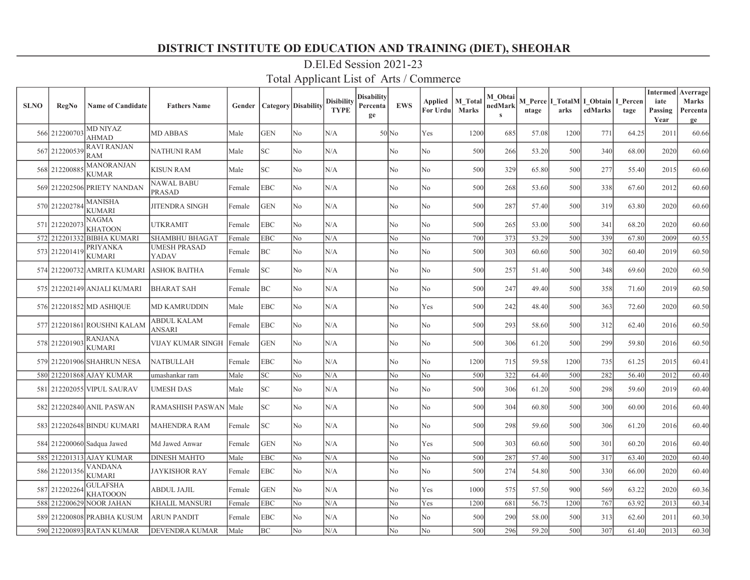# DISTRICT INSTITUTE OD EDUCATION AND TRAINING (DIET), SHEOHAR

## D.El.Ed Session 2021-23

## Total Applicant List of Arts / Commerce

| SLNO | RegNo | Name of Candidate | Fathers Name | Gender | Category | Disability | Disibility TYPE | Disability Percentage | EWS | Applied For Urdu | M_Total Marks | M_ObtainedMarks | M_Percentage | I_TotalMarks | I_ObtainedMarks | I_Percentage | Intermediate Passing Year | Averrage Marks Percentage |
|---|---|---|---|---|---|---|---|---|---|---|---|---|---|---|---|---|---|---|
| 566 | 212200703 | MD NIYAZ AHMAD | MD ABBAS | Male | GEN | No | N/A | 50 | No | Yes | 1200 | 685 | 57.08 | 1200 | 771 | 64.25 | 2011 | 60.66 |
| 567 | 212200539 | RAVI RANJAN RAM | NATHUNI RAM | Male | SC | No | N/A | | No | No | 500 | 266 | 53.20 | 500 | 340 | 68.00 | 2020 | 60.60 |
| 568 | 212200885 | MANORANJAN KUMAR | KISUN RAM | Male | SC | No | N/A | | No | No | 500 | 329 | 65.80 | 500 | 277 | 55.40 | 2015 | 60.60 |
| 569 | 212202506 | PRIETY NANDAN | NAWAL BABU PRASAD | Female | EBC | No | N/A | | No | No | 500 | 268 | 53.60 | 500 | 338 | 67.60 | 2012 | 60.60 |
| 570 | 212202784 | MANISHA KUMARI | JITENDRA SINGH | Female | GEN | No | N/A | | No | No | 500 | 287 | 57.40 | 500 | 319 | 63.80 | 2020 | 60.60 |
| 571 | 212202073 | NAGMA KHATOON | UTKRAMIT | Female | EBC | No | N/A | | No | No | 500 | 265 | 53.00 | 500 | 341 | 68.20 | 2020 | 60.60 |
| 572 | 212201332 | BIBHA KUMARI | SHAMBHU BHAGAT | Female | EBC | No | N/A | | No | No | 700 | 373 | 53.29 | 500 | 339 | 67.80 | 2009 | 60.55 |
| 573 | 212201419 | PRIYANKA KUMARI | UMESH PRASAD YADAV | Female | BC | No | N/A | | No | No | 500 | 303 | 60.60 | 500 | 302 | 60.40 | 2019 | 60.50 |
| 574 | 212200732 | AMRITA KUMARI | ASHOK BAITHA | Female | SC | No | N/A | | No | No | 500 | 257 | 51.40 | 500 | 348 | 69.60 | 2020 | 60.50 |
| 575 | 212202149 | ANJALI KUMARI | BHARAT SAH | Female | BC | No | N/A | | No | No | 500 | 247 | 49.40 | 500 | 358 | 71.60 | 2019 | 60.50 |
| 576 | 212201852 | MD ASHIQUE | MD KAMRUDDIN | Male | EBC | No | N/A | | No | Yes | 500 | 242 | 48.40 | 500 | 363 | 72.60 | 2020 | 60.50 |
| 577 | 212201861 | ROUSHNI KALAM | ABDUL KALAM ANSARI | Female | EBC | No | N/A | | No | No | 500 | 293 | 58.60 | 500 | 312 | 62.40 | 2016 | 60.50 |
| 578 | 212201903 | RANJANA KUMARI | VIJAY KUMAR SINGH | Female | GEN | No | N/A | | No | No | 500 | 306 | 61.20 | 500 | 299 | 59.80 | 2016 | 60.50 |
| 579 | 212201906 | SHAHRUN NESA | NATBULLAH | Female | EBC | No | N/A | | No | No | 1200 | 715 | 59.58 | 1200 | 735 | 61.25 | 2015 | 60.41 |
| 580 | 212201868 | AJAY KUMAR | umashankar ram | Male | SC | No | N/A | | No | No | 500 | 322 | 64.40 | 500 | 282 | 56.40 | 2012 | 60.40 |
| 581 | 212202055 | VIPUL SAURAV | UMESH DAS | Male | SC | No | N/A | | No | No | 500 | 306 | 61.20 | 500 | 298 | 59.60 | 2019 | 60.40 |
| 582 | 212202840 | ANIL PASWAN | RAMASHISH PASWAN | Male | SC | No | N/A | | No | No | 500 | 304 | 60.80 | 500 | 300 | 60.00 | 2016 | 60.40 |
| 583 | 212202648 | BINDU KUMARI | MAHENDRA RAM | Female | SC | No | N/A | | No | No | 500 | 298 | 59.60 | 500 | 306 | 61.20 | 2016 | 60.40 |
| 584 | 212200060 | Sadqua Jawed | Md Jawed Anwar | Female | GEN | No | N/A | | No | Yes | 500 | 303 | 60.60 | 500 | 301 | 60.20 | 2016 | 60.40 |
| 585 | 212201313 | AJAY KUMAR | DINESH MAHTO | Male | EBC | No | N/A | | No | No | 500 | 287 | 57.40 | 500 | 317 | 63.40 | 2020 | 60.40 |
| 586 | 212201356 | VANDANA KUMARI | JAYKISHOR RAY | Female | EBC | No | N/A | | No | No | 500 | 274 | 54.80 | 500 | 330 | 66.00 | 2020 | 60.40 |
| 587 | 212202264 | GULAFSHA KHATOOON | ABDUL JAJIL | Female | GEN | No | N/A | | No | Yes | 1000 | 575 | 57.50 | 900 | 569 | 63.22 | 2020 | 60.36 |
| 588 | 212200629 | NOOR JAHAN | KHALIL MANSURI | Female | EBC | No | N/A | | No | Yes | 1200 | 681 | 56.75 | 1200 | 767 | 63.92 | 2013 | 60.34 |
| 589 | 212200808 | PRABHA KUSUM | ARUN PANDIT | Female | EBC | No | N/A | | No | No | 500 | 290 | 58.00 | 500 | 313 | 62.60 | 2011 | 60.30 |
| 590 | 212200893 | RATAN KUMAR | DEVENDRA KUMAR | Male | BC | No | N/A | | No | No | 500 | 296 | 59.20 | 500 | 307 | 61.40 | 2013 | 60.30 |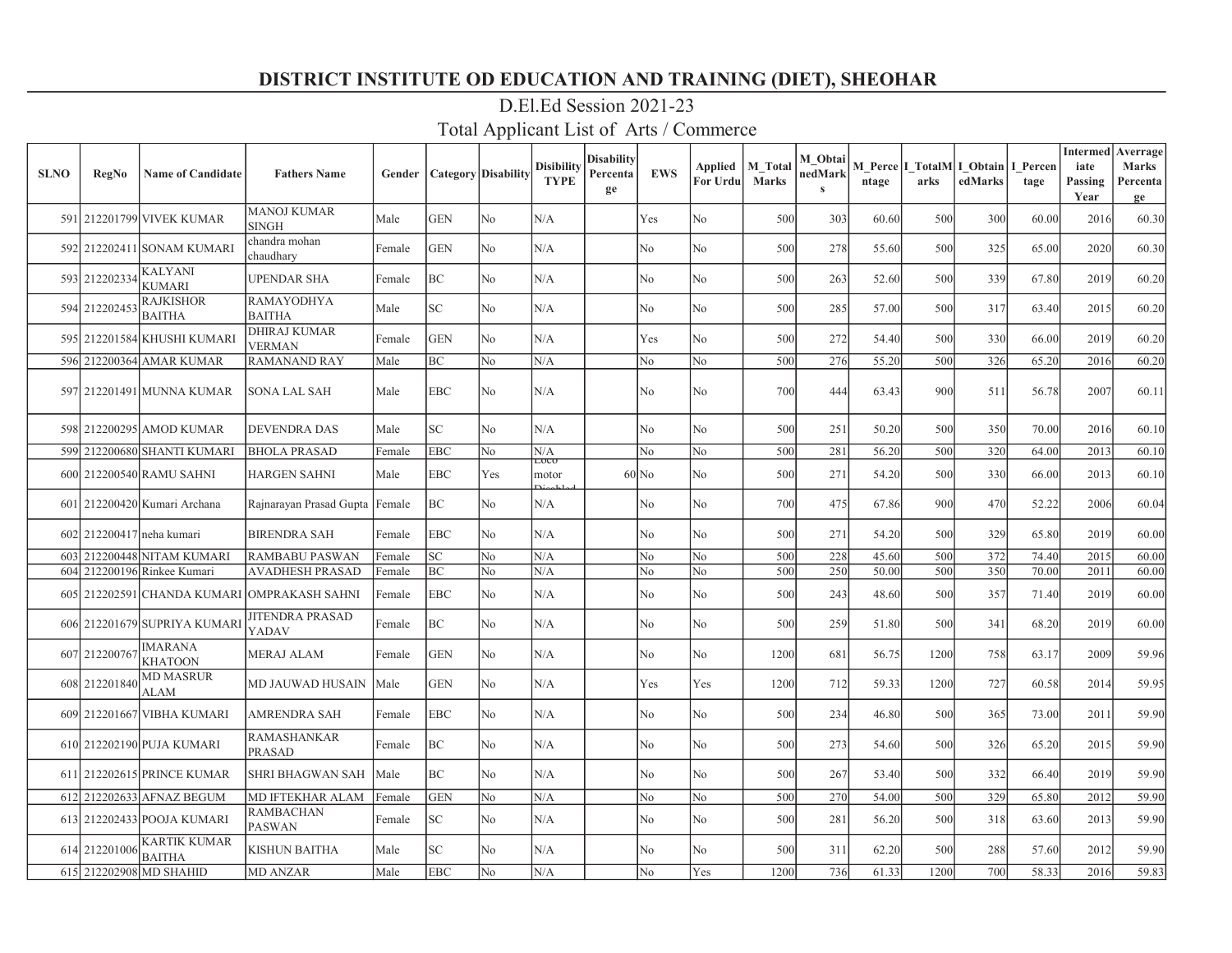# DISTRICT INSTITUTE OD EDUCATION AND TRAINING (DIET), SHEOHAR

## D.El.Ed Session 2021-23

## Total Applicant List of Arts / Commerce

| SLNO | RegNo | Name of Candidate | Fathers Name | Gender | Category | Disability | Disibility TYPE | Disability Percentage | EWS | Applied For Urdu | M_Total Marks | M_ObtainedMarks | M_Percentage | I_TotalMarks | I_ObtainedMarks | I_Percentage | Intermediate Passing Year | Averrage Marks Percentage |
|---|---|---|---|---|---|---|---|---|---|---|---|---|---|---|---|---|---|---|
| 591 | 212201799 | VIVEK KUMAR | MANOJ KUMAR SINGH | Male | GEN | No | N/A | | Yes | No | 500 | 303 | 60.60 | 500 | 300 | 60.00 | 2016 | 60.30 |
| 592 | 212202411 | SONAM KUMARI | chandra mohan chaudhary | Female | GEN | No | N/A | | No | No | 500 | 278 | 55.60 | 500 | 325 | 65.00 | 2020 | 60.30 |
| 593 | 212202334 | KALYANI KUMARI | UPENDAR SHA | Female | BC | No | N/A | | No | No | 500 | 263 | 52.60 | 500 | 339 | 67.80 | 2019 | 60.20 |
| 594 | 212202453 | RAJKISHOR BAITHA | RAMAYODHYA BAITHA | Male | SC | No | N/A | | No | No | 500 | 285 | 57.00 | 500 | 317 | 63.40 | 2015 | 60.20 |
| 595 | 212201584 | KHUSHI KUMARI | DHIRAJ KUMAR VERMAN | Female | GEN | No | N/A | | Yes | No | 500 | 272 | 54.40 | 500 | 330 | 66.00 | 2019 | 60.20 |
| 596 | 212200364 | AMAR KUMAR | RAMANAND RAY | Male | BC | No | N/A | | No | No | 500 | 276 | 55.20 | 500 | 326 | 65.20 | 2016 | 60.20 |
| 597 | 212201491 | MUNNA KUMAR | SONA LAL SAH | Male | EBC | No | N/A | | No | No | 700 | 444 | 63.43 | 900 | 511 | 56.78 | 2007 | 60.11 |
| 598 | 212200295 | AMOD KUMAR | DEVENDRA DAS | Male | SC | No | N/A | | No | No | 500 | 251 | 50.20 | 500 | 350 | 70.00 | 2016 | 60.10 |
| 599 | 212200680 | SHANTI KUMARI | BHOLA PRASAD | Female | EBC | No | N/A | | No | No | 500 | 281 | 56.20 | 500 | 320 | 64.00 | 2013 | 60.10 |
| 600 | 212200540 | RAMU SAHNI | HARGEN SAHNI | Male | EBC | Yes | Loco motor Disabled | 60 | No | No | 500 | 271 | 54.20 | 500 | 330 | 66.00 | 2013 | 60.10 |
| 601 | 212200420 | Kumari Archana | Rajnarayan Prasad Gupta | Female | BC | No | N/A | | No | No | 700 | 475 | 67.86 | 900 | 470 | 52.22 | 2006 | 60.04 |
| 602 | 212200417 | neha kumari | BIRENDRA SAH | Female | EBC | No | N/A | | No | No | 500 | 271 | 54.20 | 500 | 329 | 65.80 | 2019 | 60.00 |
| 603 | 212200448 | NITAM KUMARI | RAMBABU PASWAN | Female | SC | No | N/A | | No | No | 500 | 228 | 45.60 | 500 | 372 | 74.40 | 2015 | 60.00 |
| 604 | 212200196 | Rinkee Kumari | AVADHESH PRASAD | Female | BC | No | N/A | | No | No | 500 | 250 | 50.00 | 500 | 350 | 70.00 | 2011 | 60.00 |
| 605 | 212202591 | CHANDA KUMARI | OMPRAKASH SAHNI | Female | EBC | No | N/A | | No | No | 500 | 243 | 48.60 | 500 | 357 | 71.40 | 2019 | 60.00 |
| 606 | 212201679 | SUPRIYA KUMARI | JITENDRA PRASAD YADAV | Female | BC | No | N/A | | No | No | 500 | 259 | 51.80 | 500 | 341 | 68.20 | 2019 | 60.00 |
| 607 | 212200767 | IMARANA KHATOON | MERAJ ALAM | Female | GEN | No | N/A | | No | No | 1200 | 681 | 56.75 | 1200 | 758 | 63.17 | 2009 | 59.96 |
| 608 | 212201840 | MD MASRUR ALAM | MD JAUWAD HUSAIN | Male | GEN | No | N/A | | Yes | Yes | 1200 | 712 | 59.33 | 1200 | 727 | 60.58 | 2014 | 59.95 |
| 609 | 212201667 | VIBHA KUMARI | AMRENDRA SAH | Female | EBC | No | N/A | | No | No | 500 | 234 | 46.80 | 500 | 365 | 73.00 | 2011 | 59.90 |
| 610 | 212202190 | PUJA KUMARI | RAMASHANKAR PRASAD | Female | BC | No | N/A | | No | No | 500 | 273 | 54.60 | 500 | 326 | 65.20 | 2015 | 59.90 |
| 611 | 212202615 | PRINCE KUMAR | SHRI BHAGWAN SAH | Male | BC | No | N/A | | No | No | 500 | 267 | 53.40 | 500 | 332 | 66.40 | 2019 | 59.90 |
| 612 | 212202633 | AFNAZ BEGUM | MD IFTEKHAR ALAM | Female | GEN | No | N/A | | No | No | 500 | 270 | 54.00 | 500 | 329 | 65.80 | 2012 | 59.90 |
| 613 | 212202433 | POOJA KUMARI | RAMBACHAN PASWAN | Female | SC | No | N/A | | No | No | 500 | 281 | 56.20 | 500 | 318 | 63.60 | 2013 | 59.90 |
| 614 | 212201006 | KARTIK KUMAR BAITHA | KISHUN BAITHA | Male | SC | No | N/A | | No | No | 500 | 311 | 62.20 | 500 | 288 | 57.60 | 2012 | 59.90 |
| 615 | 212202908 | MD SHAHID | MD ANZAR | Male | EBC | No | N/A | | No | Yes | 1200 | 736 | 61.33 | 1200 | 700 | 58.33 | 2016 | 59.83 |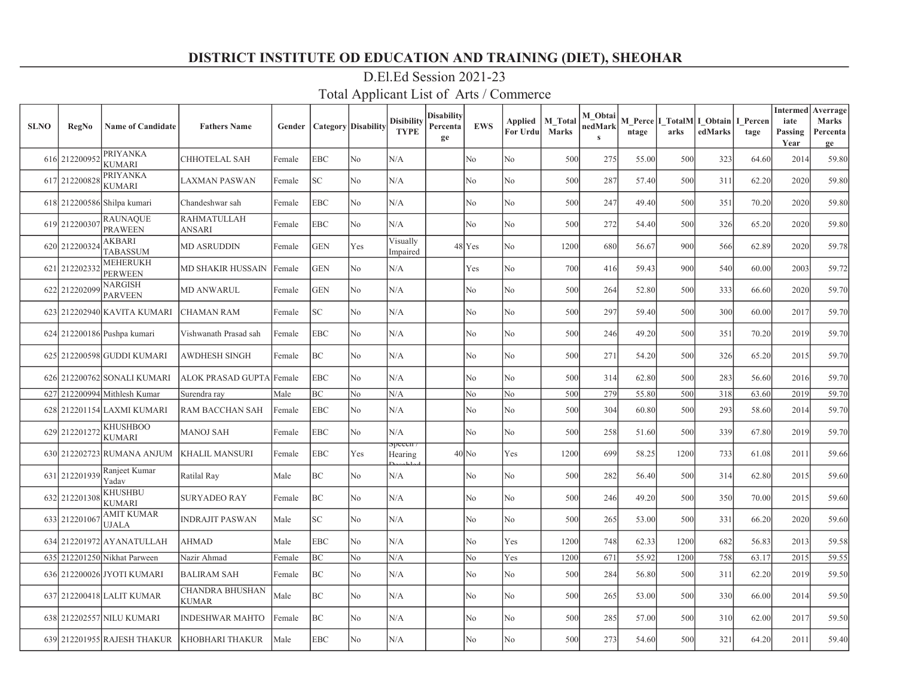# DISTRICT INSTITUTE OD EDUCATION AND TRAINING (DIET), SHEOHAR

## D.El.Ed Session 2021-23

## Total Applicant List of Arts / Commerce

| SLNO | RegNo | Name of Candidate | Fathers Name | Gender | Category | Disability | Disibility TYPE | Disability Percentage | EWS | Applied For Urdu | M_Total Marks | M_ObtainedMarks | M_Percentage | I_TotalMarks | I_ObtainedMarks | I_Percentage | Intermediate Passing Year | Averrage Marks Percentage |
|---|---|---|---|---|---|---|---|---|---|---|---|---|---|---|---|---|---|---|
| 616 | 212200952 | PRIYANKA KUMARI | CHHOTELAL SAH | Female | EBC | No | N/A | | No | No | 500 | 275 | 55.00 | 500 | 323 | 64.60 | 2014 | 59.80 |
| 617 | 212200828 | PRIYANKA KUMARI | LAXMAN PASWAN | Female | SC | No | N/A | | No | No | 500 | 287 | 57.40 | 500 | 311 | 62.20 | 2020 | 59.80 |
| 618 | 212200586 | Shilpa kumari | Chandeshwar sah | Female | EBC | No | N/A | | No | No | 500 | 247 | 49.40 | 500 | 351 | 70.20 | 2020 | 59.80 |
| 619 | 212200307 | RAUNAQUE PRAWEEN | RAHMATULLAH ANSARI | Female | EBC | No | N/A | | No | No | 500 | 272 | 54.40 | 500 | 326 | 65.20 | 2020 | 59.80 |
| 620 | 212200324 | AKBARI TABASSUM | MD ASRUDDIN | Female | GEN | Yes | Visually Impaired | 48 | Yes | No | 1200 | 680 | 56.67 | 900 | 566 | 62.89 | 2020 | 59.78 |
| 621 | 212202332 | MEHERUKH PERWEEN | MD SHAKIR HUSSAIN | Female | GEN | No | N/A | | Yes | No | 700 | 416 | 59.43 | 900 | 540 | 60.00 | 2003 | 59.72 |
| 622 | 212202099 | NARGISH PARVEEN | MD ANWARUL | Female | GEN | No | N/A | | No | No | 500 | 264 | 52.80 | 500 | 333 | 66.60 | 2020 | 59.70 |
| 623 | 212202940 | KAVITA KUMARI | CHAMAN RAM | Female | SC | No | N/A | | No | No | 500 | 297 | 59.40 | 500 | 300 | 60.00 | 2017 | 59.70 |
| 624 | 212200186 | Pushpa kumari | Vishwanath Prasad sah | Female | EBC | No | N/A | | No | No | 500 | 246 | 49.20 | 500 | 351 | 70.20 | 2019 | 59.70 |
| 625 | 212200598 | GUDDI KUMARI | AWDHESH SINGH | Female | BC | No | N/A | | No | No | 500 | 271 | 54.20 | 500 | 326 | 65.20 | 2015 | 59.70 |
| 626 | 212200762 | SONALI KUMARI | ALOK PRASAD GUPTA | Female | EBC | No | N/A | | No | No | 500 | 314 | 62.80 | 500 | 283 | 56.60 | 2016 | 59.70 |
| 627 | 212200994 | Mithlesh Kumar | Surendra ray | Male | BC | No | N/A | | No | No | 500 | 279 | 55.80 | 500 | 318 | 63.60 | 2019 | 59.70 |
| 628 | 212201154 | LAXMI KUMARI | RAM BACCHAN SAH | Female | EBC | No | N/A | | No | No | 500 | 304 | 60.80 | 500 | 293 | 58.60 | 2014 | 59.70 |
| 629 | 212201272 | KHUSHBOO KUMARI | MANOJ SAH | Female | EBC | No | N/A | | No | No | 500 | 258 | 51.60 | 500 | 339 | 67.80 | 2019 | 59.70 |
| 630 | 212202723 | RUMANA ANJUM | KHALIL MANSURI | Female | EBC | Yes | Speech / Hearing Disabled | 40 | No | Yes | 1200 | 699 | 58.25 | 1200 | 733 | 61.08 | 2011 | 59.66 |
| 631 | 212201939 | Ranjeet Kumar Yadav | Ratilal Ray | Male | BC | No | N/A | | No | No | 500 | 282 | 56.40 | 500 | 314 | 62.80 | 2015 | 59.60 |
| 632 | 212201308 | KHUSHBU KUMARI | SURYADEO RAY | Female | BC | No | N/A | | No | No | 500 | 246 | 49.20 | 500 | 350 | 70.00 | 2015 | 59.60 |
| 633 | 212201067 | AMIT KUMAR UJALA | INDRAJIT PASWAN | Male | SC | No | N/A | | No | No | 500 | 265 | 53.00 | 500 | 331 | 66.20 | 2020 | 59.60 |
| 634 | 212201972 | AYANATULLAH | AHMAD | Male | EBC | No | N/A | | No | Yes | 1200 | 748 | 62.33 | 1200 | 682 | 56.83 | 2013 | 59.58 |
| 635 | 212201250 | Nikhat Parween | Nazir Ahmad | Female | BC | No | N/A | | No | Yes | 1200 | 671 | 55.92 | 1200 | 758 | 63.17 | 2015 | 59.55 |
| 636 | 212200026 | JYOTI KUMARI | BALIRAM SAH | Female | BC | No | N/A | | No | No | 500 | 284 | 56.80 | 500 | 311 | 62.20 | 2019 | 59.50 |
| 637 | 212200418 | LALIT KUMAR | CHANDRA BHUSHAN KUMAR | Male | BC | No | N/A | | No | No | 500 | 265 | 53.00 | 500 | 330 | 66.00 | 2014 | 59.50 |
| 638 | 212202557 | NILU KUMARI | INDESHWAR MAHTO | Female | BC | No | N/A | | No | No | 500 | 285 | 57.00 | 500 | 310 | 62.00 | 2017 | 59.50 |
| 639 | 212201955 | RAJESH THAKUR | KHOBHARI THAKUR | Male | EBC | No | N/A | | No | No | 500 | 273 | 54.60 | 500 | 321 | 64.20 | 2011 | 59.40 |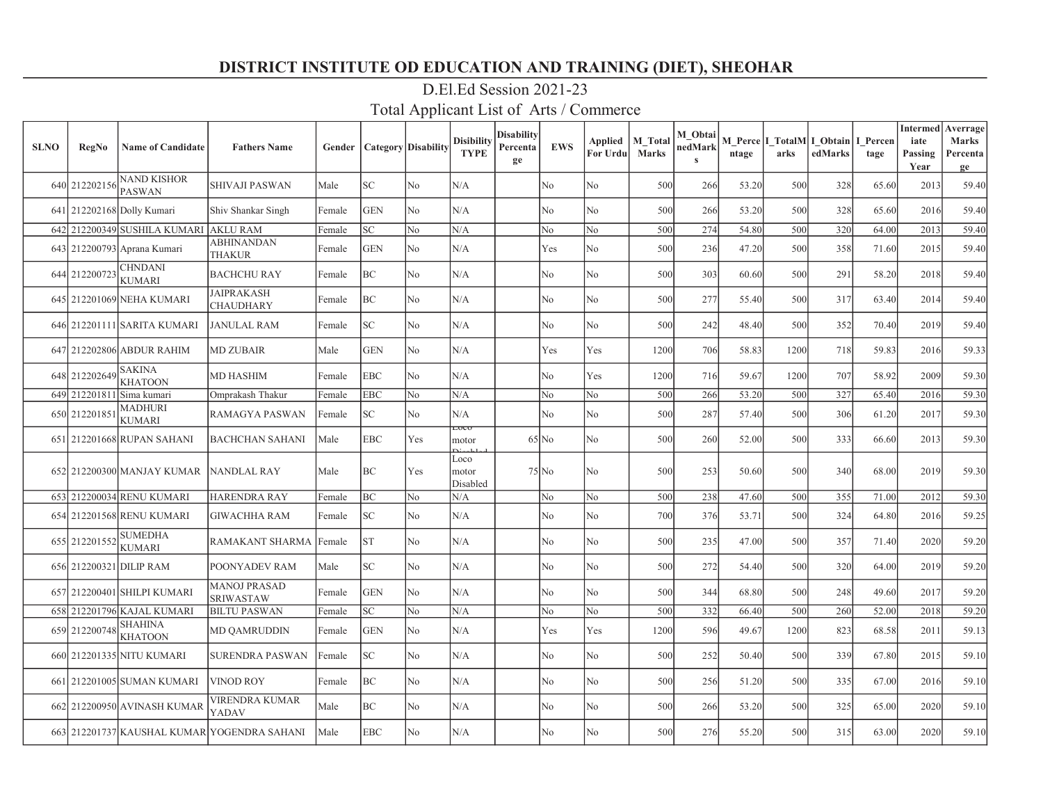# DISTRICT INSTITUTE OD EDUCATION AND TRAINING (DIET), SHEOHAR

## D.El.Ed Session 2021-23

## Total Applicant List of Arts / Commerce

| SLNO | RegNo | Name of Candidate | Fathers Name | Gender | Category | Disability | Disibility TYPE | Disability Percentage | EWS | Applied For Urdu | M_Total Marks | M_ObtainedMarks | M_Percentage | I_TotalMarks | I_ObtainedMarks | I_Percentage | Intermediate Passing Year | Averrage Marks Percentage |
|---|---|---|---|---|---|---|---|---|---|---|---|---|---|---|---|---|---|---|
| 640 | 212202156 | NAND KISHOR PASWAN | SHIVAJI PASWAN | Male | SC | No | N/A | | No | No | 500 | 266 | 53.20 | 500 | 328 | 65.60 | 2013 | 59.40 |
| 641 | 212202168 | Dolly Kumari | Shiv Shankar Singh | Female | GEN | No | N/A | | No | No | 500 | 266 | 53.20 | 500 | 328 | 65.60 | 2016 | 59.40 |
| 642 | 212200349 | SUSHILA KUMARI | AKLU RAM | Female | SC | No | N/A | | No | No | 500 | 274 | 54.80 | 500 | 320 | 64.00 | 2013 | 59.40 |
| 643 | 212200793 | Aprana Kumari | ABHINANDAN THAKUR | Female | GEN | No | N/A | | Yes | No | 500 | 236 | 47.20 | 500 | 358 | 71.60 | 2015 | 59.40 |
| 644 | 212200723 | CHNDANI KUMARI | BACHCHU RAY | Female | BC | No | N/A | | No | No | 500 | 303 | 60.60 | 500 | 291 | 58.20 | 2018 | 59.40 |
| 645 | 212201069 | NEHA KUMARI | JAIPRAKASH CHAUDHARY | Female | BC | No | N/A | | No | No | 500 | 277 | 55.40 | 500 | 317 | 63.40 | 2014 | 59.40 |
| 646 | 212201111 | SARITA KUMARI | JANULAL RAM | Female | SC | No | N/A | | No | No | 500 | 242 | 48.40 | 500 | 352 | 70.40 | 2019 | 59.40 |
| 647 | 212202806 | ABDUR RAHIM | MD ZUBAIR | Male | GEN | No | N/A | | Yes | Yes | 1200 | 706 | 58.83 | 1200 | 718 | 59.83 | 2016 | 59.33 |
| 648 | 212202649 | SAKINA KHATOON | MD HASHIM | Female | EBC | No | N/A | | No | Yes | 1200 | 716 | 59.67 | 1200 | 707 | 58.92 | 2009 | 59.30 |
| 649 | 212201811 | Sima kumari | Omprakash Thakur | Female | EBC | No | N/A | | No | No | 500 | 266 | 53.20 | 500 | 327 | 65.40 | 2016 | 59.30 |
| 650 | 212201851 | MADHURI KUMARI | RAMAGYA PASWAN | Female | SC | No | N/A | | No | No | 500 | 287 | 57.40 | 500 | 306 | 61.20 | 2017 | 59.30 |
| 651 | 212201668 | RUPAN SAHANI | BACHCHAN SAHANI | Male | EBC | Yes | Loco motor Disabled | 65 | No | No | 500 | 260 | 52.00 | 500 | 333 | 66.60 | 2013 | 59.30 |
| 652 | 212200300 | MANJAY KUMAR | NANDLAL RAY | Male | BC | Yes | Loco motor Disabled | 75 | No | No | 500 | 253 | 50.60 | 500 | 340 | 68.00 | 2019 | 59.30 |
| 653 | 212200034 | RENU KUMARI | HARENDRA RAY | Female | BC | No | N/A | | No | No | 500 | 238 | 47.60 | 500 | 355 | 71.00 | 2012 | 59.30 |
| 654 | 212201568 | RENU KUMARI | GIWACHHA RAM | Female | SC | No | N/A | | No | No | 700 | 376 | 53.71 | 500 | 324 | 64.80 | 2016 | 59.25 |
| 655 | 212201552 | SUMEDHA KUMARI | RAMAKANT SHARMA | Female | ST | No | N/A | | No | No | 500 | 235 | 47.00 | 500 | 357 | 71.40 | 2020 | 59.20 |
| 656 | 212200321 | DILIP RAM | POONYADEV RAM | Male | SC | No | N/A | | No | No | 500 | 272 | 54.40 | 500 | 320 | 64.00 | 2019 | 59.20 |
| 657 | 212200401 | SHILPI KUMARI | MANOJ PRASAD SRIWASTAW | Female | GEN | No | N/A | | No | No | 500 | 344 | 68.80 | 500 | 248 | 49.60 | 2017 | 59.20 |
| 658 | 212201796 | KAJAL KUMARI | BILTU PASWAN | Female | SC | No | N/A | | No | No | 500 | 332 | 66.40 | 500 | 260 | 52.00 | 2018 | 59.20 |
| 659 | 212200748 | SHAHINA KHATOON | MD QAMRUDDIN | Female | GEN | No | N/A | | Yes | Yes | 1200 | 596 | 49.67 | 1200 | 823 | 68.58 | 2011 | 59.13 |
| 660 | 212201335 | NITU KUMARI | SURENDRA PASWAN | Female | SC | No | N/A | | No | No | 500 | 252 | 50.40 | 500 | 339 | 67.80 | 2015 | 59.10 |
| 661 | 212201005 | SUMAN KUMARI | VINOD ROY | Female | BC | No | N/A | | No | No | 500 | 256 | 51.20 | 500 | 335 | 67.00 | 2016 | 59.10 |
| 662 | 212200950 | AVINASH KUMAR | VIRENDRA KUMAR YADAV | Male | BC | No | N/A | | No | No | 500 | 266 | 53.20 | 500 | 325 | 65.00 | 2020 | 59.10 |
| 663 | 212201737 | KAUSHAL KUMAR | YOGENDRA SAHANI | Male | EBC | No | N/A | | No | No | 500 | 276 | 55.20 | 500 | 315 | 63.00 | 2020 | 59.10 |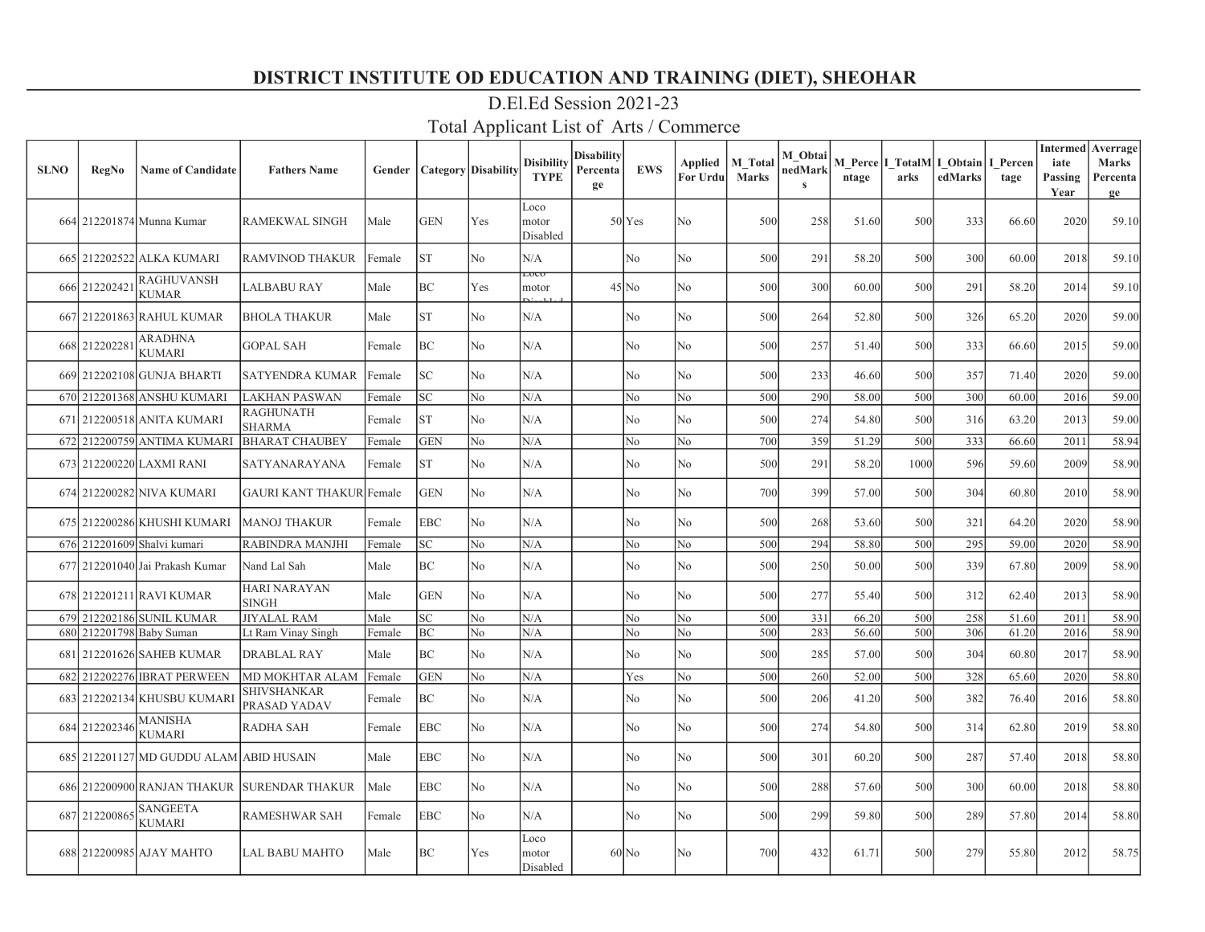# DISTRICT INSTITUTE OD EDUCATION AND TRAINING (DIET), SHEOHAR

## D.El.Ed Session 2021-23

## Total Applicant List of Arts / Commerce

| SLNO | RegNo | Name of Candidate | Fathers Name | Gender | Category | Disability | Disibility TYPE | Disability Percentage | EWS | Applied For Urdu | M_Total Marks | M_ObtainedMarks | M_Percentage | I_TotalMarks | I_ObtainedMarks | I_Percentage | Intermediate Passing Year | Averrage Marks Percentage |
|---|---|---|---|---|---|---|---|---|---|---|---|---|---|---|---|---|---|---|
| 664 | 212201874 | Munna Kumar | RAMEKWAL SINGH | Male | GEN | Yes | Loco motor Disabled | 50 | Yes | No | 500 | 258 | 51.60 | 500 | 333 | 66.60 | 2020 | 59.10 |
| 665 | 212202522 | ALKA KUMARI | RAMVINOD THAKUR | Female | ST | No | N/A | | No | No | 500 | 291 | 58.20 | 500 | 300 | 60.00 | 2018 | 59.10 |
| 666 | 212202421 | RAGHUVANSH KUMAR | LALBABU RAY | Male | BC | Yes | Loco motor Disabled | 45 | No | No | 500 | 300 | 60.00 | 500 | 291 | 58.20 | 2014 | 59.10 |
| 667 | 212201863 | RAHUL KUMAR | BHOLA THAKUR | Male | ST | No | N/A | | No | No | 500 | 264 | 52.80 | 500 | 326 | 65.20 | 2020 | 59.00 |
| 668 | 212202281 | ARADHNA KUMARI | GOPAL SAH | Female | BC | No | N/A | | No | No | 500 | 257 | 51.40 | 500 | 333 | 66.60 | 2015 | 59.00 |
| 669 | 212202108 | GUNJA BHARTI | SATYENDRA KUMAR | Female | SC | No | N/A | | No | No | 500 | 233 | 46.60 | 500 | 357 | 71.40 | 2020 | 59.00 |
| 670 | 212201368 | ANSHU KUMARI | LAKHAN PASWAN | Female | SC | No | N/A | | No | No | 500 | 290 | 58.00 | 500 | 300 | 60.00 | 2016 | 59.00 |
| 671 | 212200518 | ANITA KUMARI | RAGHUNATH SHARMA | Female | ST | No | N/A | | No | No | 500 | 274 | 54.80 | 500 | 316 | 63.20 | 2013 | 59.00 |
| 672 | 212200759 | ANTIMA KUMARI | BHARAT CHAUBEY | Female | GEN | No | N/A | | No | No | 700 | 359 | 51.29 | 500 | 333 | 66.60 | 2011 | 58.94 |
| 673 | 212200220 | LAXMI RANI | SATYANARAYANA | Female | ST | No | N/A | | No | No | 500 | 291 | 58.20 | 1000 | 596 | 59.60 | 2009 | 58.90 |
| 674 | 212200282 | NIVA KUMARI | GAURI KANT THAKUR | Female | GEN | No | N/A | | No | No | 700 | 399 | 57.00 | 500 | 304 | 60.80 | 2010 | 58.90 |
| 675 | 212200286 | KHUSHI KUMARI | MANOJ THAKUR | Female | EBC | No | N/A | | No | No | 500 | 268 | 53.60 | 500 | 321 | 64.20 | 2020 | 58.90 |
| 676 | 212201609 | Shalvi kumari | RABINDRA MANJHI | Female | SC | No | N/A | | No | No | 500 | 294 | 58.80 | 500 | 295 | 59.00 | 2020 | 58.90 |
| 677 | 212201040 | Jai Prakash Kumar | Nand Lal Sah | Male | BC | No | N/A | | No | No | 500 | 250 | 50.00 | 500 | 339 | 67.80 | 2009 | 58.90 |
| 678 | 212201211 | RAVI KUMAR | HARI NARAYAN SINGH | Male | GEN | No | N/A | | No | No | 500 | 277 | 55.40 | 500 | 312 | 62.40 | 2013 | 58.90 |
| 679 | 212202186 | SUNIL KUMAR | JIYALAL RAM | Male | SC | No | N/A | | No | No | 500 | 331 | 66.20 | 500 | 258 | 51.60 | 2011 | 58.90 |
| 680 | 212201798 | Baby Suman | Lt Ram Vinay Singh | Female | BC | No | N/A | | No | No | 500 | 283 | 56.60 | 500 | 306 | 61.20 | 2016 | 58.90 |
| 681 | 212201626 | SAHEB KUMAR | DRABLAL RAY | Male | BC | No | N/A | | No | No | 500 | 285 | 57.00 | 500 | 304 | 60.80 | 2017 | 58.90 |
| 682 | 212202276 | IBRAT PERWEEN | MD MOKHTAR ALAM | Female | GEN | No | N/A | | Yes | No | 500 | 260 | 52.00 | 500 | 328 | 65.60 | 2020 | 58.80 |
| 683 | 212202134 | KHUSBU KUMARI | SHIVSHANKAR PRASAD YADAV | Female | BC | No | N/A | | No | No | 500 | 206 | 41.20 | 500 | 382 | 76.40 | 2016 | 58.80 |
| 684 | 212202346 | MANISHA KUMARI | RADHA SAH | Female | EBC | No | N/A | | No | No | 500 | 274 | 54.80 | 500 | 314 | 62.80 | 2019 | 58.80 |
| 685 | 212201127 | MD GUDDU ALAM | ABID HUSAIN | Male | EBC | No | N/A | | No | No | 500 | 301 | 60.20 | 500 | 287 | 57.40 | 2018 | 58.80 |
| 686 | 212200900 | RANJAN THAKUR | SURENDAR THAKUR | Male | EBC | No | N/A | | No | No | 500 | 288 | 57.60 | 500 | 300 | 60.00 | 2018 | 58.80 |
| 687 | 212200865 | SANGEETA KUMARI | RAMESHWAR SAH | Female | EBC | No | N/A | | No | No | 500 | 299 | 59.80 | 500 | 289 | 57.80 | 2014 | 58.80 |
| 688 | 212200985 | AJAY MAHTO | LAL BABU MAHTO | Male | BC | Yes | Loco motor Disabled | 60 | No | No | 700 | 432 | 61.71 | 500 | 279 | 55.80 | 2012 | 58.75 |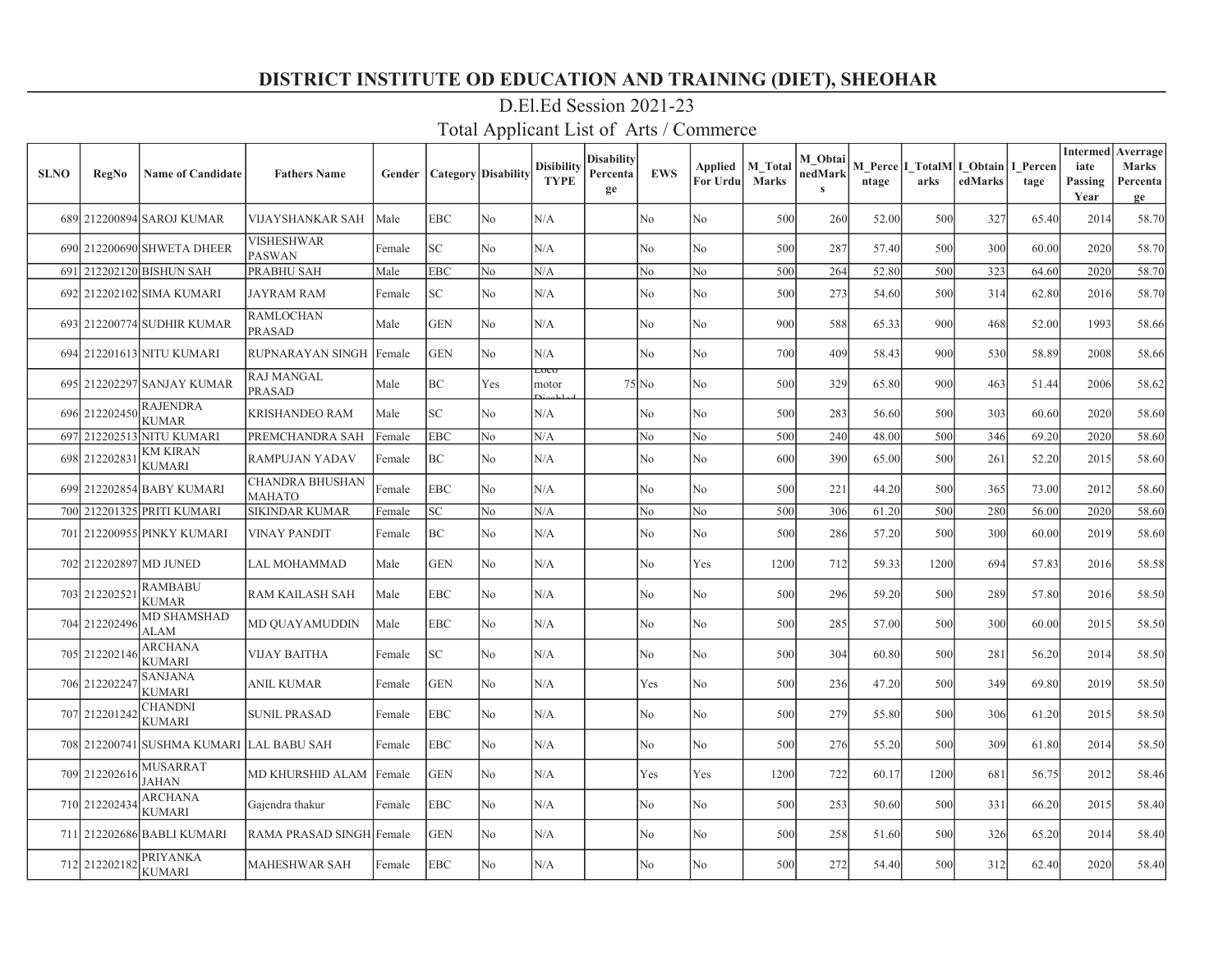# DISTRICT INSTITUTE OD EDUCATION AND TRAINING (DIET), SHEOHAR

## D.El.Ed Session 2021-23

## Total Applicant List of Arts / Commerce

| SLNO | RegNo | Name of Candidate | Fathers Name | Gender | Category | Disability | Disibility TYPE | Disability Percentage | EWS | Applied For Urdu | M_Total Marks | M_ObtainedMarks | M_Percentage | I_TotalMarks | I_ObtainedMarks | I_Percentage | Intermediate Passing Year | Averrage Marks Percentage |
|---|---|---|---|---|---|---|---|---|---|---|---|---|---|---|---|---|---|---|
| 689 | 212200894 | SAROJ KUMAR | VIJAYSHANKAR SAH | Male | EBC | No | N/A | | No | No | 500 | 260 | 52.00 | 500 | 327 | 65.40 | 2014 | 58.70 |
| 690 | 212200690 | SHWETA DHEER | VISHESHWAR PASWAN | Female | SC | No | N/A | | No | No | 500 | 287 | 57.40 | 500 | 300 | 60.00 | 2020 | 58.70 |
| 691 | 212202120 | BISHUN SAH | PRABHU SAH | Male | EBC | No | N/A | | No | No | 500 | 264 | 52.80 | 500 | 323 | 64.60 | 2020 | 58.70 |
| 692 | 212202102 | SIMA KUMARI | JAYRAM RAM | Female | SC | No | N/A | | No | No | 500 | 273 | 54.60 | 500 | 314 | 62.80 | 2016 | 58.70 |
| 693 | 212200774 | SUDHIR KUMAR | RAMLOCHAN PRASAD | Male | GEN | No | N/A | | No | No | 900 | 588 | 65.33 | 900 | 468 | 52.00 | 1993 | 58.66 |
| 694 | 212201613 | NITU KUMARI | RUPNARAYAN SINGH | Female | GEN | No | N/A | | No | No | 700 | 409 | 58.43 | 900 | 530 | 58.89 | 2008 | 58.66 |
| 695 | 212202297 | SANJAY KUMAR | RAJ MANGAL PRASAD | Male | BC | Yes | Loco motor Disabled | 75 | No | No | 500 | 329 | 65.80 | 900 | 463 | 51.44 | 2006 | 58.62 |
| 696 | 212202450 | RAJENDRA KUMAR | KRISHANDEO RAM | Male | SC | No | N/A | | No | No | 500 | 283 | 56.60 | 500 | 303 | 60.60 | 2020 | 58.60 |
| 697 | 212202513 | NITU KUMARI | PREMCHANDRA SAH | Female | EBC | No | N/A | | No | No | 500 | 240 | 48.00 | 500 | 346 | 69.20 | 2020 | 58.60 |
| 698 | 212202831 | KM KIRAN KUMARI | RAMPUJAN YADAV | Female | BC | No | N/A | | No | No | 600 | 390 | 65.00 | 500 | 261 | 52.20 | 2015 | 58.60 |
| 699 | 212202854 | BABY KUMARI | CHANDRA BHUSHAN MAHATO | Female | EBC | No | N/A | | No | No | 500 | 221 | 44.20 | 500 | 365 | 73.00 | 2012 | 58.60 |
| 700 | 212201325 | PRITI KUMARI | SIKINDAR KUMAR | Female | SC | No | N/A | | No | No | 500 | 306 | 61.20 | 500 | 280 | 56.00 | 2020 | 58.60 |
| 701 | 212200955 | PINKY KUMARI | VINAY PANDIT | Female | BC | No | N/A | | No | No | 500 | 286 | 57.20 | 500 | 300 | 60.00 | 2019 | 58.60 |
| 702 | 212202897 | MD JUNED | LAL MOHAMMAD | Male | GEN | No | N/A | | No | Yes | 1200 | 712 | 59.33 | 1200 | 694 | 57.83 | 2016 | 58.58 |
| 703 | 212202521 | RAMBABU KUMAR | RAM KAILASH SAH | Male | EBC | No | N/A | | No | No | 500 | 296 | 59.20 | 500 | 289 | 57.80 | 2016 | 58.50 |
| 704 | 212202496 | MD SHAMSHAD ALAM | MD QUAYAMUDDIN | Male | EBC | No | N/A | | No | No | 500 | 285 | 57.00 | 500 | 300 | 60.00 | 2015 | 58.50 |
| 705 | 212202146 | ARCHANA KUMARI | VIJAY BAITHA | Female | SC | No | N/A | | No | No | 500 | 304 | 60.80 | 500 | 281 | 56.20 | 2014 | 58.50 |
| 706 | 212202247 | SANJANA KUMARI | ANIL KUMAR | Female | GEN | No | N/A | | Yes | No | 500 | 236 | 47.20 | 500 | 349 | 69.80 | 2019 | 58.50 |
| 707 | 212201242 | CHANDNI KUMARI | SUNIL PRASAD | Female | EBC | No | N/A | | No | No | 500 | 279 | 55.80 | 500 | 306 | 61.20 | 2015 | 58.50 |
| 708 | 212200741 | SUSHMA KUMARI | LAL BABU SAH | Female | EBC | No | N/A | | No | No | 500 | 276 | 55.20 | 500 | 309 | 61.80 | 2014 | 58.50 |
| 709 | 212202616 | MUSARRAT JAHAN | MD KHURSHID ALAM | Female | GEN | No | N/A | | Yes | Yes | 1200 | 722 | 60.17 | 1200 | 681 | 56.75 | 2012 | 58.46 |
| 710 | 212202434 | ARCHANA KUMARI | Gajendra thakur | Female | EBC | No | N/A | | No | No | 500 | 253 | 50.60 | 500 | 331 | 66.20 | 2015 | 58.40 |
| 711 | 212202686 | BABLI KUMARI | RAMA PRASAD SINGH | Female | GEN | No | N/A | | No | No | 500 | 258 | 51.60 | 500 | 326 | 65.20 | 2014 | 58.40 |
| 712 | 212202182 | PRIYANKA KUMARI | MAHESHWAR SAH | Female | EBC | No | N/A | | No | No | 500 | 272 | 54.40 | 500 | 312 | 62.40 | 2020 | 58.40 |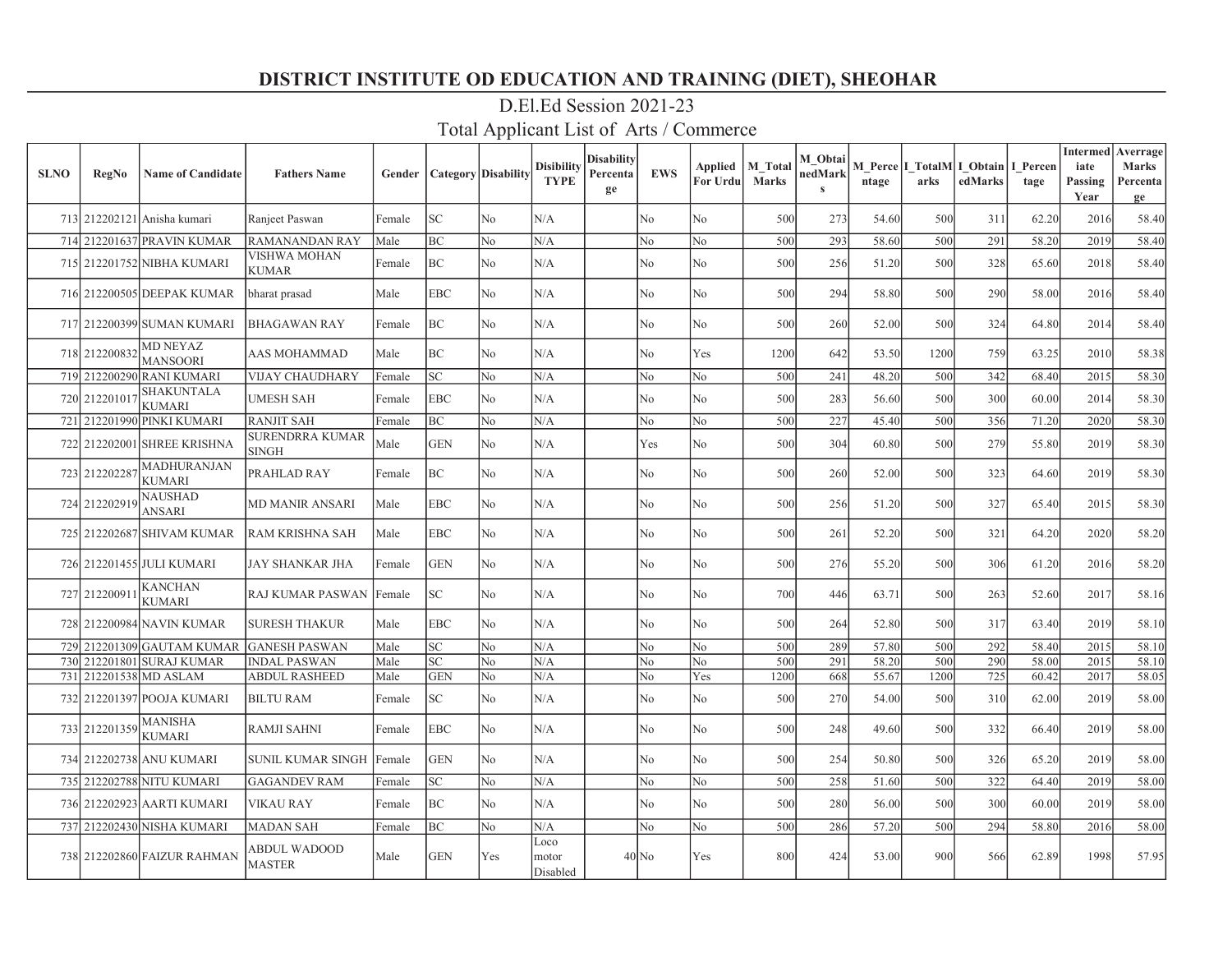# DISTRICT INSTITUTE OD EDUCATION AND TRAINING (DIET), SHEOHAR

## D.El.Ed Session 2021-23

## Total Applicant List of Arts / Commerce

| SLNO | RegNo | Name of Candidate | Fathers Name | Gender | Category | Disability | Disibility TYPE | Disability Percentage | EWS | Applied For Urdu | M_Total Marks | M_ObtainedMarks | M_Percentage | I_TotalMarks | I_ObtainedMarks | I_Percentage | Intermediate Passing Year | Averrage Marks Percentage |
|---|---|---|---|---|---|---|---|---|---|---|---|---|---|---|---|---|---|---|
| 713 | 212202121 | Anisha kumari | Ranjeet Paswan | Female | SC | No | N/A | | No | No | 500 | 273 | 54.60 | 500 | 311 | 62.20 | 2016 | 58.40 |
| 714 | 212201637 | PRAVIN KUMAR | RAMANANDAN RAY | Male | BC | No | N/A | | No | No | 500 | 293 | 58.60 | 500 | 291 | 58.20 | 2019 | 58.40 |
| 715 | 212201752 | NIBHA KUMARI | VISHWA MOHAN KUMAR | Female | BC | No | N/A | | No | No | 500 | 256 | 51.20 | 500 | 328 | 65.60 | 2018 | 58.40 |
| 716 | 212200505 | DEEPAK KUMAR | bharat prasad | Male | EBC | No | N/A | | No | No | 500 | 294 | 58.80 | 500 | 290 | 58.00 | 2016 | 58.40 |
| 717 | 212200399 | SUMAN KUMARI | BHAGAWAN RAY | Female | BC | No | N/A | | No | No | 500 | 260 | 52.00 | 500 | 324 | 64.80 | 2014 | 58.40 |
| 718 | 212200832 | MD NEYAZ MANSOORI | AAS MOHAMMAD | Male | BC | No | N/A | | No | Yes | 1200 | 642 | 53.50 | 1200 | 759 | 63.25 | 2010 | 58.38 |
| 719 | 212200290 | RANI KUMARI | VIJAY CHAUDHARY | Female | SC | No | N/A | | No | No | 500 | 241 | 48.20 | 500 | 342 | 68.40 | 2015 | 58.30 |
| 720 | 212201017 | SHAKUNTALA KUMARI | UMESH SAH | Female | EBC | No | N/A | | No | No | 500 | 283 | 56.60 | 500 | 300 | 60.00 | 2014 | 58.30 |
| 721 | 212201990 | PINKI KUMARI | RANJIT SAH | Female | BC | No | N/A | | No | No | 500 | 227 | 45.40 | 500 | 356 | 71.20 | 2020 | 58.30 |
| 722 | 212202001 | SHREE KRISHNA | SURENDRRA KUMAR SINGH | Male | GEN | No | N/A | | Yes | No | 500 | 304 | 60.80 | 500 | 279 | 55.80 | 2019 | 58.30 |
| 723 | 212202287 | MADHURANJAN KUMARI | PRAHLAD RAY | Female | BC | No | N/A | | No | No | 500 | 260 | 52.00 | 500 | 323 | 64.60 | 2019 | 58.30 |
| 724 | 212202919 | NAUSHAD ANSARI | MD MANIR ANSARI | Male | EBC | No | N/A | | No | No | 500 | 256 | 51.20 | 500 | 327 | 65.40 | 2015 | 58.30 |
| 725 | 212202687 | SHIVAM KUMAR | RAM KRISHNA SAH | Male | EBC | No | N/A | | No | No | 500 | 261 | 52.20 | 500 | 321 | 64.20 | 2020 | 58.20 |
| 726 | 212201455 | JULI KUMARI | JAY SHANKAR JHA | Female | GEN | No | N/A | | No | No | 500 | 276 | 55.20 | 500 | 306 | 61.20 | 2016 | 58.20 |
| 727 | 212200911 | KANCHAN KUMARI | RAJ KUMAR PASWAN | Female | SC | No | N/A | | No | No | 700 | 446 | 63.71 | 500 | 263 | 52.60 | 2017 | 58.16 |
| 728 | 212200984 | NAVIN KUMAR | SURESH THAKUR | Male | EBC | No | N/A | | No | No | 500 | 264 | 52.80 | 500 | 317 | 63.40 | 2019 | 58.10 |
| 729 | 212201309 | GAUTAM KUMAR | GANESH PASWAN | Male | SC | No | N/A | | No | No | 500 | 289 | 57.80 | 500 | 292 | 58.40 | 2015 | 58.10 |
| 730 | 212201801 | SURAJ KUMAR | INDAL PASWAN | Male | SC | No | N/A | | No | No | 500 | 291 | 58.20 | 500 | 290 | 58.00 | 2015 | 58.10 |
| 731 | 212201538 | MD ASLAM | ABDUL RASHEED | Male | GEN | No | N/A | | No | Yes | 1200 | 668 | 55.67 | 1200 | 725 | 60.42 | 2017 | 58.05 |
| 732 | 212201397 | POOJA KUMARI | BILTU RAM | Female | SC | No | N/A | | No | No | 500 | 270 | 54.00 | 500 | 310 | 62.00 | 2019 | 58.00 |
| 733 | 212201359 | MANISHA KUMARI | RAMJI SAHNI | Female | EBC | No | N/A | | No | No | 500 | 248 | 49.60 | 500 | 332 | 66.40 | 2019 | 58.00 |
| 734 | 212202738 | ANU KUMARI | SUNIL KUMAR SINGH | Female | GEN | No | N/A | | No | No | 500 | 254 | 50.80 | 500 | 326 | 65.20 | 2019 | 58.00 |
| 735 | 212202788 | NITU KUMARI | GAGANDEV RAM | Female | SC | No | N/A | | No | No | 500 | 258 | 51.60 | 500 | 322 | 64.40 | 2019 | 58.00 |
| 736 | 212202923 | AARTI KUMARI | VIKAU RAY | Female | BC | No | N/A | | No | No | 500 | 280 | 56.00 | 500 | 300 | 60.00 | 2019 | 58.00 |
| 737 | 212202430 | NISHA KUMARI | MADAN SAH | Female | BC | No | N/A | | No | No | 500 | 286 | 57.20 | 500 | 294 | 58.80 | 2016 | 58.00 |
| 738 | 212202860 | FAIZUR RAHMAN | ABDUL WADOOD MASTER | Male | GEN | Yes | Loco motor Disabled | 40 | No | Yes | 800 | 424 | 53.00 | 900 | 566 | 62.89 | 1998 | 57.95 |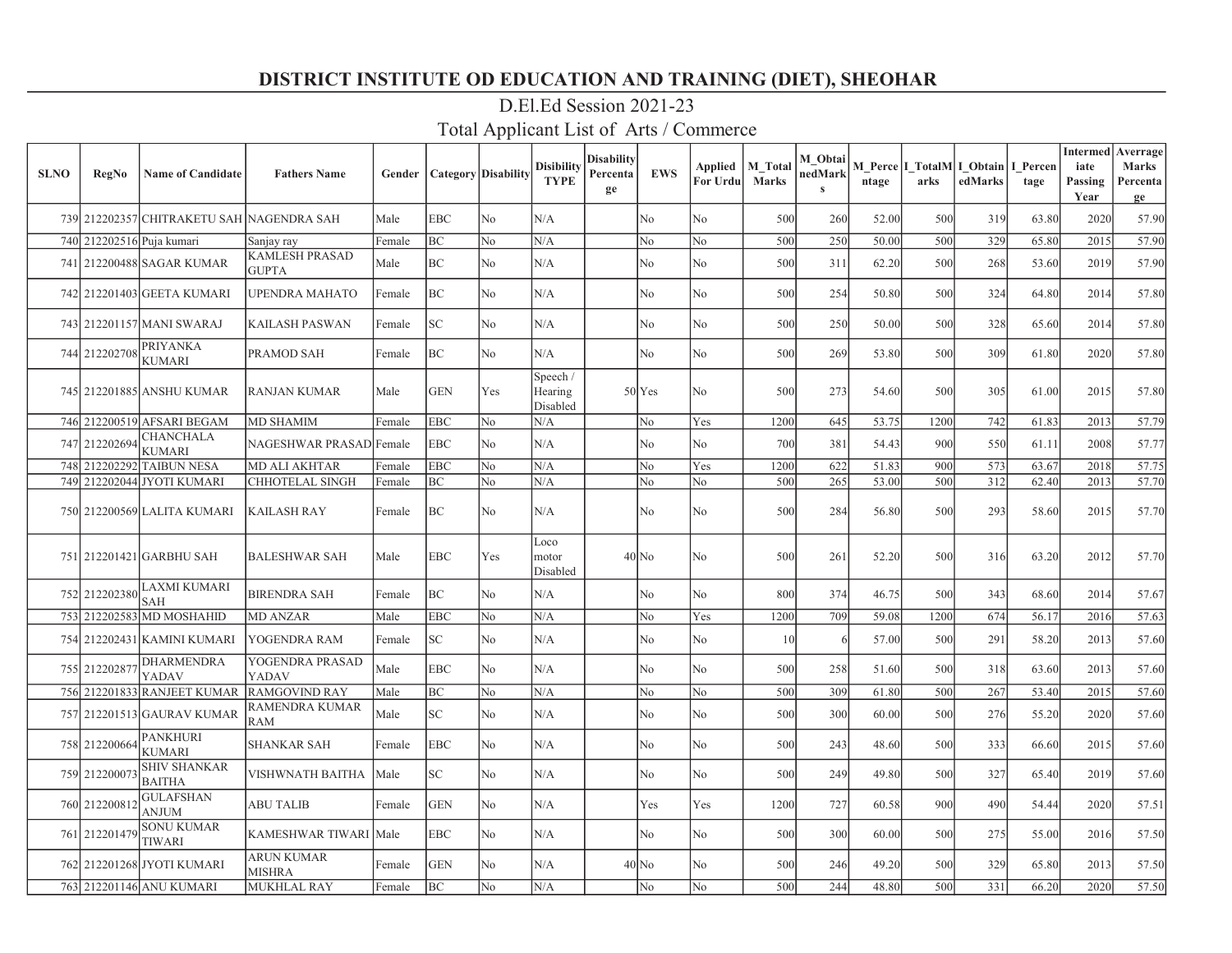# DISTRICT INSTITUTE OD EDUCATION AND TRAINING (DIET), SHEOHAR

## D.El.Ed Session 2021-23

## Total Applicant List of Arts / Commerce

| SLNO | RegNo | Name of Candidate | Fathers Name | Gender | Category | Disability | Disibility TYPE | Disability Percentage | EWS | Applied For Urdu | M_Total Marks | M_ObtainedMarks | M_Percentage | I_TotalMarks | I_ObtainedMarks | I_Percentage | Intermediate Passing Year | Averrage Marks Percentage |
|---|---|---|---|---|---|---|---|---|---|---|---|---|---|---|---|---|---|---|
| 739 | 212202357 | CHITRAKETU SAH | NAGENDRA SAH | Male | EBC | No | N/A | | No | No | 500 | 260 | 52.00 | 500 | 319 | 63.80 | 2020 | 57.90 |
| 740 | 212202516 | Puja kumari | Sanjay ray | Female | BC | No | N/A | | No | No | 500 | 250 | 50.00 | 500 | 329 | 65.80 | 2015 | 57.90 |
| 741 | 212200488 | SAGAR KUMAR | KAMLESH PRASAD GUPTA | Male | BC | No | N/A | | No | No | 500 | 311 | 62.20 | 500 | 268 | 53.60 | 2019 | 57.90 |
| 742 | 212201403 | GEETA KUMARI | UPENDRA MAHATO | Female | BC | No | N/A | | No | No | 500 | 254 | 50.80 | 500 | 324 | 64.80 | 2014 | 57.80 |
| 743 | 212201157 | MANI SWARAJ | KAILASH PASWAN | Female | SC | No | N/A | | No | No | 500 | 250 | 50.00 | 500 | 328 | 65.60 | 2014 | 57.80 |
| 744 | 212202708 | PRIYANKA KUMARI | PRAMOD SAH | Female | BC | No | N/A | | No | No | 500 | 269 | 53.80 | 500 | 309 | 61.80 | 2020 | 57.80 |
| 745 | 212201885 | ANSHU KUMAR | RANJAN KUMAR | Male | GEN | Yes | Speech / Hearing Disabled | 50 | Yes | No | 500 | 273 | 54.60 | 500 | 305 | 61.00 | 2015 | 57.80 |
| 746 | 212200519 | AFSARI BEGAM | MD SHAMIM | Female | EBC | No | N/A | | No | Yes | 1200 | 645 | 53.75 | 1200 | 742 | 61.83 | 2013 | 57.79 |
| 747 | 212202694 | CHANCHALA KUMARI | NAGESHWAR PRASAD | Female | EBC | No | N/A | | No | No | 700 | 381 | 54.43 | 900 | 550 | 61.11 | 2008 | 57.77 |
| 748 | 212202292 | TAIBUN NESA | MD ALI AKHTAR | Female | EBC | No | N/A | | No | Yes | 1200 | 622 | 51.83 | 900 | 573 | 63.67 | 2018 | 57.75 |
| 749 | 212202044 | JYOTI KUMARI | CHHOTELAL SINGH | Female | BC | No | N/A | | No | No | 500 | 265 | 53.00 | 500 | 312 | 62.40 | 2013 | 57.70 |
| 750 | 212200569 | LALITA KUMARI | KAILASH RAY | Female | BC | No | N/A | | No | No | 500 | 284 | 56.80 | 500 | 293 | 58.60 | 2015 | 57.70 |
| 751 | 212201421 | GARBHU SAH | BALESHWAR SAH | Male | EBC | Yes | Loco motor Disabled | 40 | No | No | 500 | 261 | 52.20 | 500 | 316 | 63.20 | 2012 | 57.70 |
| 752 | 212202380 | LAXMI KUMARI SAH | BIRENDRA SAH | Female | BC | No | N/A | | No | No | 800 | 374 | 46.75 | 500 | 343 | 68.60 | 2014 | 57.67 |
| 753 | 212202583 | MD MOSHAHID | MD ANZAR | Male | EBC | No | N/A | | No | Yes | 1200 | 709 | 59.08 | 1200 | 674 | 56.17 | 2016 | 57.63 |
| 754 | 212202431 | KAMINI KUMARI | YOGENDRA RAM | Female | SC | No | N/A | | No | No | 10 | 6 | 57.00 | 500 | 291 | 58.20 | 2013 | 57.60 |
| 755 | 212202877 | DHARMENDRA YADAV | YOGENDRA PRASAD YADAV | Male | EBC | No | N/A | | No | No | 500 | 258 | 51.60 | 500 | 318 | 63.60 | 2013 | 57.60 |
| 756 | 212201833 | RANJEET KUMAR | RAMGOVIND RAY | Male | BC | No | N/A | | No | No | 500 | 309 | 61.80 | 500 | 267 | 53.40 | 2015 | 57.60 |
| 757 | 212201513 | GAURAV KUMAR | RAMENDRA KUMAR RAM | Male | SC | No | N/A | | No | No | 500 | 300 | 60.00 | 500 | 276 | 55.20 | 2020 | 57.60 |
| 758 | 212200664 | PANKHURI KUMARI | SHANKAR SAH | Female | EBC | No | N/A | | No | No | 500 | 243 | 48.60 | 500 | 333 | 66.60 | 2015 | 57.60 |
| 759 | 212200073 | SHIV SHANKAR BAITHA | VISHWNATH BAITHA | Male | SC | No | N/A | | No | No | 500 | 249 | 49.80 | 500 | 327 | 65.40 | 2019 | 57.60 |
| 760 | 212200812 | GULAFSHAN ANJUM | ABU TALIB | Female | GEN | No | N/A | | Yes | Yes | 1200 | 727 | 60.58 | 900 | 490 | 54.44 | 2020 | 57.51 |
| 761 | 212201479 | SONU KUMAR TIWARI | KAMESHWAR TIWARI | Male | EBC | No | N/A | | No | No | 500 | 300 | 60.00 | 500 | 275 | 55.00 | 2016 | 57.50 |
| 762 | 212201268 | JYOTI KUMARI | ARUN KUMAR MISHRA | Female | GEN | No | N/A | 40 | No | No | 500 | 246 | 49.20 | 500 | 329 | 65.80 | 2013 | 57.50 |
| 763 | 212201146 | ANU KUMARI | MUKHLAL RAY | Female | BC | No | N/A | | No | No | 500 | 244 | 48.80 | 500 | 331 | 66.20 | 2020 | 57.50 |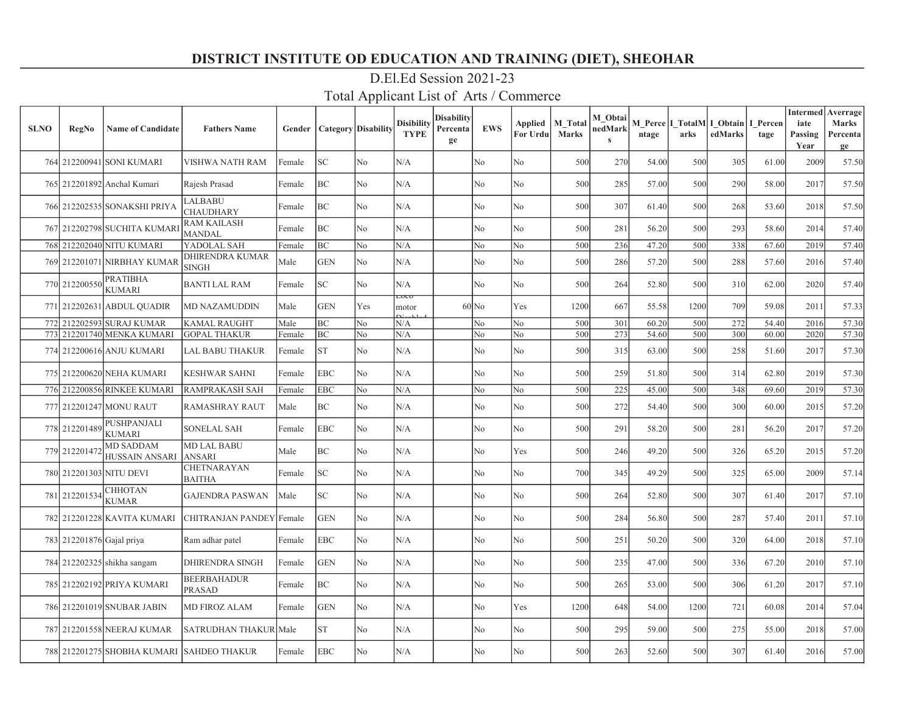# DISTRICT INSTITUTE OD EDUCATION AND TRAINING (DIET), SHEOHAR

## D.El.Ed Session 2021-23

## Total Applicant List of Arts / Commerce

| SLNO | RegNo | Name of Candidate | Fathers Name | Gender | Category | Disability | Disibility TYPE | Disability Percentage | EWS | Applied For Urdu | M_Total Marks | M_ObtainedMarks | M_Percentage | I_TotalMarks | I_ObtainedMarks | I_Percentage | Intermediate Passing Year | Averrage Marks Percentage |
|---|---|---|---|---|---|---|---|---|---|---|---|---|---|---|---|---|---|---|
| 764 | 212200941 | SONI KUMARI | VISHWA NATH RAM | Female | SC | No | N/A | | No | No | 500 | 270 | 54.00 | 500 | 305 | 61.00 | 2009 | 57.50 |
| 765 | 212201892 | Anchal Kumari | Rajesh Prasad | Female | BC | No | N/A | | No | No | 500 | 285 | 57.00 | 500 | 290 | 58.00 | 2017 | 57.50 |
| 766 | 212202535 | SONAKSHI PRIYA | LALBABU CHAUDHARY | Female | BC | No | N/A | | No | No | 500 | 307 | 61.40 | 500 | 268 | 53.60 | 2018 | 57.50 |
| 767 | 212202798 | SUCHITA KUMARI | RAM KAILASH MANDAL | Female | BC | No | N/A | | No | No | 500 | 281 | 56.20 | 500 | 293 | 58.60 | 2014 | 57.40 |
| 768 | 212202040 | NITU KUMARI | YADOLAL SAH | Female | BC | No | N/A | | No | No | 500 | 236 | 47.20 | 500 | 338 | 67.60 | 2019 | 57.40 |
| 769 | 212201071 | NIRBHAY KUMAR | DHIRENDRA KUMAR SINGH | Male | GEN | No | N/A | | No | No | 500 | 286 | 57.20 | 500 | 288 | 57.60 | 2016 | 57.40 |
| 770 | 212200550 | PRATIBHA KUMARI | BANTI LAL RAM | Female | SC | No | N/A | | No | No | 500 | 264 | 52.80 | 500 | 310 | 62.00 | 2020 | 57.40 |
| 771 | 212202631 | ABDUL QUADIR | MD NAZAMUDDIN | Male | GEN | Yes | Loco motor Disabled | 60 | No | Yes | 1200 | 667 | 55.58 | 1200 | 709 | 59.08 | 2011 | 57.33 |
| 772 | 212202593 | SURAJ KUMAR | KAMAL RAUGHT | Male | BC | No | N/A | | No | No | 500 | 301 | 60.20 | 500 | 272 | 54.40 | 2016 | 57.30 |
| 773 | 212201740 | MENKA KUMARI | GOPAL THAKUR | Female | BC | No | N/A | | No | No | 500 | 273 | 54.60 | 500 | 300 | 60.00 | 2020 | 57.30 |
| 774 | 212200616 | ANJU KUMARI | LAL BABU THAKUR | Female | ST | No | N/A | | No | No | 500 | 315 | 63.00 | 500 | 258 | 51.60 | 2017 | 57.30 |
| 775 | 212200620 | NEHA KUMARI | KESHWAR SAHNI | Female | EBC | No | N/A | | No | No | 500 | 259 | 51.80 | 500 | 314 | 62.80 | 2019 | 57.30 |
| 776 | 212200856 | RINKEE KUMARI | RAMPRAKASH SAH | Female | EBC | No | N/A | | No | No | 500 | 225 | 45.00 | 500 | 348 | 69.60 | 2019 | 57.30 |
| 777 | 212201247 | MONU RAUT | RAMASHRAY RAUT | Male | BC | No | N/A | | No | No | 500 | 272 | 54.40 | 500 | 300 | 60.00 | 2015 | 57.20 |
| 778 | 212201489 | PUSHPANJALI KUMARI | SONELAL SAH | Female | EBC | No | N/A | | No | No | 500 | 291 | 58.20 | 500 | 281 | 56.20 | 2017 | 57.20 |
| 779 | 212201472 | MD SADDAM HUSSAIN ANSARI | MD LAL BABU ANSARI | Male | BC | No | N/A | | No | Yes | 500 | 246 | 49.20 | 500 | 326 | 65.20 | 2015 | 57.20 |
| 780 | 212201303 | NITU DEVI | CHETNARAYAN BAITHA | Female | SC | No | N/A | | No | No | 700 | 345 | 49.29 | 500 | 325 | 65.00 | 2009 | 57.14 |
| 781 | 212201534 | CHHOTAN KUMAR | GAJENDRA PASWAN | Male | SC | No | N/A | | No | No | 500 | 264 | 52.80 | 500 | 307 | 61.40 | 2017 | 57.10 |
| 782 | 212201228 | KAVITA KUMARI | CHITRANJAN PANDEY | Female | GEN | No | N/A | | No | No | 500 | 284 | 56.80 | 500 | 287 | 57.40 | 2011 | 57.10 |
| 783 | 212201876 | Gajal priya | Ram adhar patel | Female | EBC | No | N/A | | No | No | 500 | 251 | 50.20 | 500 | 320 | 64.00 | 2018 | 57.10 |
| 784 | 212202325 | shikha sangam | DHIRENDRA SINGH | Female | GEN | No | N/A | | No | No | 500 | 235 | 47.00 | 500 | 336 | 67.20 | 2010 | 57.10 |
| 785 | 212202192 | PRIYA KUMARI | BEERBAHADUR PRASAD | Female | BC | No | N/A | | No | No | 500 | 265 | 53.00 | 500 | 306 | 61.20 | 2017 | 57.10 |
| 786 | 212201019 | SNUBAR JABIN | MD FIROZ ALAM | Female | GEN | No | N/A | | No | Yes | 1200 | 648 | 54.00 | 1200 | 721 | 60.08 | 2014 | 57.04 |
| 787 | 212201558 | NEERAJ KUMAR | SATRUDHAN THAKUR | Male | ST | No | N/A | | No | No | 500 | 295 | 59.00 | 500 | 275 | 55.00 | 2018 | 57.00 |
| 788 | 212201275 | SHOBHA KUMARI | SAHDEO THAKUR | Female | EBC | No | N/A | | No | No | 500 | 263 | 52.60 | 500 | 307 | 61.40 | 2016 | 57.00 |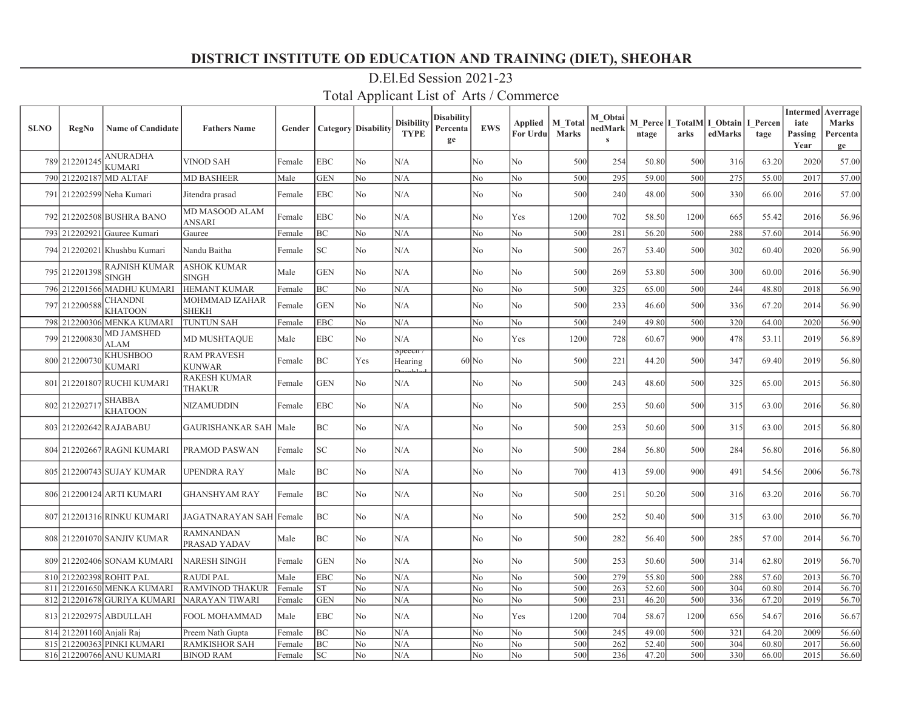# DISTRICT INSTITUTE OD EDUCATION AND TRAINING (DIET), SHEOHAR

## D.El.Ed Session 2021-23

## Total Applicant List of Arts / Commerce

| SLNO | RegNo | Name of Candidate | Fathers Name | Gender | Category | Disability | Disibility TYPE | Disability Percentage | EWS | Applied For Urdu | M_Total Marks | M_ObtainedMarks | M_Percentage | I_TotalMarks | I_ObtainedMarks | I_Percentage | Intermediate Passing Year | Averrage Marks Percentage |
|---|---|---|---|---|---|---|---|---|---|---|---|---|---|---|---|---|---|---|
| 789 | 212201245 | ANURADHA KUMARI | VINOD SAH | Female | EBC | No | N/A | | No | No | 500 | 254 | 50.80 | 500 | 316 | 63.20 | 2020 | 57.00 |
| 790 | 212202187 | MD ALTAF | MD BASHEER | Male | GEN | No | N/A | | No | No | 500 | 295 | 59.00 | 500 | 275 | 55.00 | 2017 | 57.00 |
| 791 | 212202599 | Neha Kumari | Jitendra prasad | Female | EBC | No | N/A | | No | No | 500 | 240 | 48.00 | 500 | 330 | 66.00 | 2016 | 57.00 |
| 792 | 212202508 | BUSHRA BANO | MD MASOOD ALAM ANSARI | Female | EBC | No | N/A | | No | Yes | 1200 | 702 | 58.50 | 1200 | 665 | 55.42 | 2016 | 56.96 |
| 793 | 212202921 | Gauree Kumari | Gauree | Female | BC | No | N/A | | No | No | 500 | 281 | 56.20 | 500 | 288 | 57.60 | 2014 | 56.90 |
| 794 | 212202021 | Khushbu Kumari | Nandu Baitha | Female | SC | No | N/A | | No | No | 500 | 267 | 53.40 | 500 | 302 | 60.40 | 2020 | 56.90 |
| 795 | 212201398 | RAJNISH KUMAR SINGH | ASHOK KUMAR SINGH | Male | GEN | No | N/A | | No | No | 500 | 269 | 53.80 | 500 | 300 | 60.00 | 2016 | 56.90 |
| 796 | 212201566 | MADHU KUMARI | HEMANT KUMAR | Female | BC | No | N/A | | No | No | 500 | 325 | 65.00 | 500 | 244 | 48.80 | 2018 | 56.90 |
| 797 | 212200588 | CHANDNI KHATOON | MOHMMAD IZAHAR SHEKH | Female | GEN | No | N/A | | No | No | 500 | 233 | 46.60 | 500 | 336 | 67.20 | 2014 | 56.90 |
| 798 | 212200306 | MENKA KUMARI | TUNTUN SAH | Female | EBC | No | N/A | | No | No | 500 | 249 | 49.80 | 500 | 320 | 64.00 | 2020 | 56.90 |
| 799 | 212200830 | MD JAMSHED ALAM | MD MUSHTAQUE | Male | EBC | No | N/A | | No | Yes | 1200 | 728 | 60.67 | 900 | 478 | 53.11 | 2019 | 56.89 |
| 800 | 212200730 | KHUSHBOO KUMARI | RAM PRAVESH KUNWAR | Female | BC | Yes | Speech / Hearing Disabled | 60 | No | No | 500 | 221 | 44.20 | 500 | 347 | 69.40 | 2019 | 56.80 |
| 801 | 212201807 | RUCHI KUMARI | RAKESH KUMAR THAKUR | Female | GEN | No | N/A | | No | No | 500 | 243 | 48.60 | 500 | 325 | 65.00 | 2015 | 56.80 |
| 802 | 212202717 | SHABBA KHATOON | NIZAMUDDIN | Female | EBC | No | N/A | | No | No | 500 | 253 | 50.60 | 500 | 315 | 63.00 | 2016 | 56.80 |
| 803 | 212202642 | RAJABABU | GAURISHANKAR SAH | Male | BC | No | N/A | | No | No | 500 | 253 | 50.60 | 500 | 315 | 63.00 | 2015 | 56.80 |
| 804 | 212202667 | RAGNI KUMARI | PRAMOD PASWAN | Female | SC | No | N/A | | No | No | 500 | 284 | 56.80 | 500 | 284 | 56.80 | 2016 | 56.80 |
| 805 | 212200743 | SUJAY KUMAR | UPENDRA RAY | Male | BC | No | N/A | | No | No | 700 | 413 | 59.00 | 900 | 491 | 54.56 | 2006 | 56.78 |
| 806 | 212200124 | ARTI KUMARI | GHANSHYAM RAY | Female | BC | No | N/A | | No | No | 500 | 251 | 50.20 | 500 | 316 | 63.20 | 2016 | 56.70 |
| 807 | 212201316 | RINKU KUMARI | JAGATNARAYAN SAH | Female | BC | No | N/A | | No | No | 500 | 252 | 50.40 | 500 | 315 | 63.00 | 2010 | 56.70 |
| 808 | 212201070 | SANJIV KUMAR | RAMNANDAN PRASAD YADAV | Male | BC | No | N/A | | No | No | 500 | 282 | 56.40 | 500 | 285 | 57.00 | 2014 | 56.70 |
| 809 | 212202406 | SONAM KUMARI | NARESH SINGH | Female | GEN | No | N/A | | No | No | 500 | 253 | 50.60 | 500 | 314 | 62.80 | 2019 | 56.70 |
| 810 | 212202398 | ROHIT PAL | RAUDI PAL | Male | EBC | No | N/A | | No | No | 500 | 279 | 55.80 | 500 | 288 | 57.60 | 2013 | 56.70 |
| 811 | 212201650 | MENKA KUMARI | RAMVINOD THAKUR | Female | ST | No | N/A | | No | No | 500 | 263 | 52.60 | 500 | 304 | 60.80 | 2014 | 56.70 |
| 812 | 212201678 | GURIYA KUMARI | NARAYAN TIWARI | Female | GEN | No | N/A | | No | No | 500 | 231 | 46.20 | 500 | 336 | 67.20 | 2019 | 56.70 |
| 813 | 212202975 | ABDULLAH | FOOL MOHAMMAD | Male | EBC | No | N/A | | No | Yes | 1200 | 704 | 58.67 | 1200 | 656 | 54.67 | 2016 | 56.67 |
| 814 | 212201160 | Anjali Raj | Preem Nath Gupta | Female | BC | No | N/A | | No | No | 500 | 245 | 49.00 | 500 | 321 | 64.20 | 2009 | 56.60 |
| 815 | 212200363 | PINKI KUMARI | RAMKISHOR SAH | Female | BC | No | N/A | | No | No | 500 | 262 | 52.40 | 500 | 304 | 60.80 | 2017 | 56.60 |
| 816 | 212200766 | ANU KUMARI | BINOD RAM | Female | SC | No | N/A | | No | No | 500 | 236 | 47.20 | 500 | 330 | 66.00 | 2015 | 56.60 |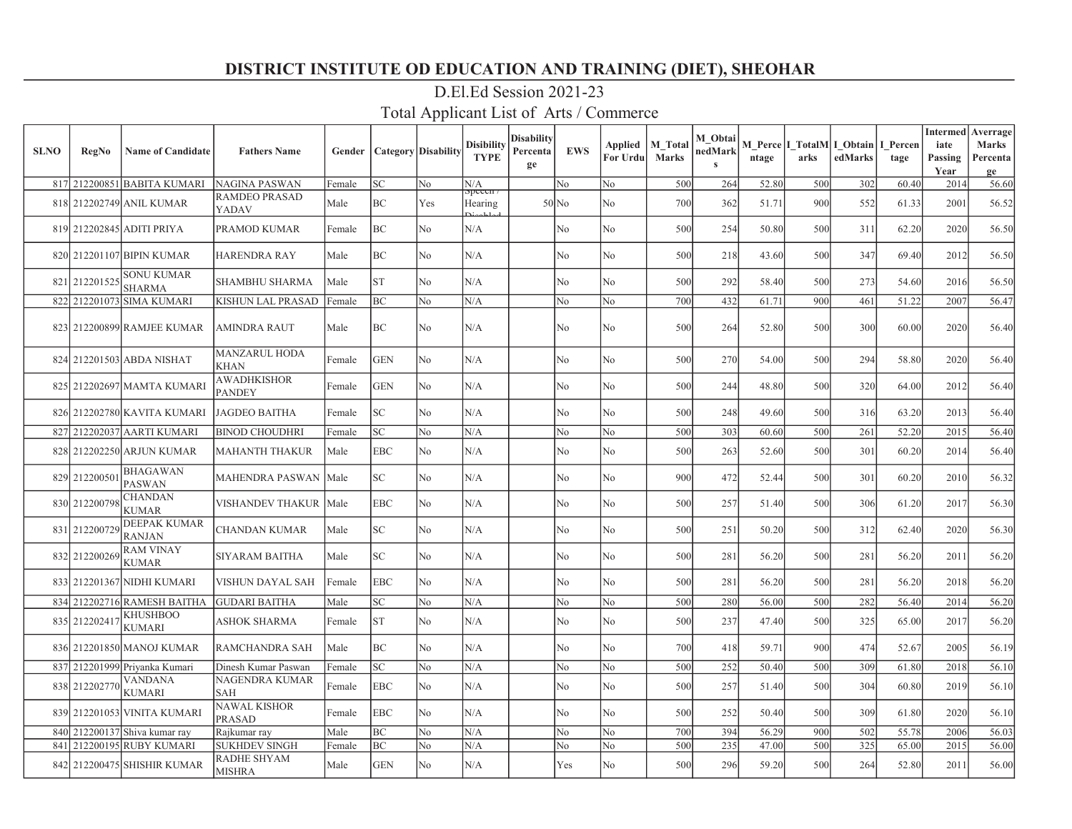# DISTRICT INSTITUTE OD EDUCATION AND TRAINING (DIET), SHEOHAR

## D.El.Ed Session 2021-23

## Total Applicant List of Arts / Commerce

| SLNO | RegNo | Name of Candidate | Fathers Name | Gender | Category | Disability | Disibility TYPE | Disability Percentage | EWS | Applied For Urdu | M_Total Marks | M_ObtainedMarks | M_Percentage | I_TotalMarks | I_ObtainedMarks | I_Percentage | Intermediate Passing Year | Averrage Marks Percentage |
|---|---|---|---|---|---|---|---|---|---|---|---|---|---|---|---|---|---|---|
| 817 | 212200851 | BABITA KUMARI | NAGINA PASWAN | Female | SC | No | N/A | | No | No | 500 | 264 | 52.80 | 500 | 302 | 60.40 | 2014 | 56.60 |
| 818 | 212202749 | ANIL KUMAR | RAMDEO PRASAD YADAV | Male | BC | Yes | Speech / Hearing Disabled | 50 | No | No | 700 | 362 | 51.71 | 900 | 552 | 61.33 | 2001 | 56.52 |
| 819 | 212202845 | ADITI PRIYA | PRAMOD KUMAR | Female | BC | No | N/A | | No | No | 500 | 254 | 50.80 | 500 | 311 | 62.20 | 2020 | 56.50 |
| 820 | 212201107 | BIPIN KUMAR | HARENDRA RAY | Male | BC | No | N/A | | No | No | 500 | 218 | 43.60 | 500 | 347 | 69.40 | 2012 | 56.50 |
| 821 | 212201525 | SONU KUMAR SHARMA | SHAMBHU SHARMA | Male | ST | No | N/A | | No | No | 500 | 292 | 58.40 | 500 | 273 | 54.60 | 2016 | 56.50 |
| 822 | 212201073 | SIMA KUMARI | KISHUN LAL PRASAD | Female | BC | No | N/A | | No | No | 700 | 432 | 61.71 | 900 | 461 | 51.22 | 2007 | 56.47 |
| 823 | 212200899 | RAMJEE KUMAR | AMINDRA RAUT | Male | BC | No | N/A | | No | No | 500 | 264 | 52.80 | 500 | 300 | 60.00 | 2020 | 56.40 |
| 824 | 212201503 | ABDA NISHAT | MANZARUL HODA KHAN | Female | GEN | No | N/A | | No | No | 500 | 270 | 54.00 | 500 | 294 | 58.80 | 2020 | 56.40 |
| 825 | 212202697 | MAMTA KUMARI | AWADHKISHOR PANDEY | Female | GEN | No | N/A | | No | No | 500 | 244 | 48.80 | 500 | 320 | 64.00 | 2012 | 56.40 |
| 826 | 212202780 | KAVITA KUMARI | JAGDEO BAITHA | Female | SC | No | N/A | | No | No | 500 | 248 | 49.60 | 500 | 316 | 63.20 | 2013 | 56.40 |
| 827 | 212202037 | AARTI KUMARI | BINOD CHOUDHRI | Female | SC | No | N/A | | No | No | 500 | 303 | 60.60 | 500 | 261 | 52.20 | 2015 | 56.40 |
| 828 | 212202250 | ARJUN KUMAR | MAHANTH THAKUR | Male | EBC | No | N/A | | No | No | 500 | 263 | 52.60 | 500 | 301 | 60.20 | 2014 | 56.40 |
| 829 | 212200501 | BHAGAWAN PASWAN | MAHENDRA PASWAN | Male | SC | No | N/A | | No | No | 900 | 472 | 52.44 | 500 | 301 | 60.20 | 2010 | 56.32 |
| 830 | 212200798 | CHANDAN KUMAR | VISHANDEV THAKUR | Male | EBC | No | N/A | | No | No | 500 | 257 | 51.40 | 500 | 306 | 61.20 | 2017 | 56.30 |
| 831 | 212200729 | DEEPAK KUMAR RANJAN | CHANDAN KUMAR | Male | SC | No | N/A | | No | No | 500 | 251 | 50.20 | 500 | 312 | 62.40 | 2020 | 56.30 |
| 832 | 212200269 | RAM VINAY KUMAR | SIYARAM BAITHA | Male | SC | No | N/A | | No | No | 500 | 281 | 56.20 | 500 | 281 | 56.20 | 2011 | 56.20 |
| 833 | 212201367 | NIDHI KUMARI | VISHUN DAYAL SAH | Female | EBC | No | N/A | | No | No | 500 | 281 | 56.20 | 500 | 281 | 56.20 | 2018 | 56.20 |
| 834 | 212202716 | RAMESH BAITHA | GUDARI BAITHA | Male | SC | No | N/A | | No | No | 500 | 280 | 56.00 | 500 | 282 | 56.40 | 2014 | 56.20 |
| 835 | 212202417 | KHUSHBOO KUMARI | ASHOK SHARMA | Female | ST | No | N/A | | No | No | 500 | 237 | 47.40 | 500 | 325 | 65.00 | 2017 | 56.20 |
| 836 | 212201850 | MANOJ KUMAR | RAMCHANDRA SAH | Male | BC | No | N/A | | No | No | 700 | 418 | 59.71 | 900 | 474 | 52.67 | 2005 | 56.19 |
| 837 | 212201999 | Priyanka Kumari | Dinesh Kumar Paswan | Female | SC | No | N/A | | No | No | 500 | 252 | 50.40 | 500 | 309 | 61.80 | 2018 | 56.10 |
| 838 | 212202770 | VANDANA KUMARI | NAGENDRA KUMAR SAH | Female | EBC | No | N/A | | No | No | 500 | 257 | 51.40 | 500 | 304 | 60.80 | 2019 | 56.10 |
| 839 | 212201053 | VINITA KUMARI | NAWAL KISHOR PRASAD | Female | EBC | No | N/A | | No | No | 500 | 252 | 50.40 | 500 | 309 | 61.80 | 2020 | 56.10 |
| 840 | 212200137 | Shiva kumar ray | Rajkumar ray | Male | BC | No | N/A | | No | No | 700 | 394 | 56.29 | 900 | 502 | 55.78 | 2006 | 56.03 |
| 841 | 212200195 | RUBY KUMARI | SUKHDEV SINGH | Female | BC | No | N/A | | No | No | 500 | 235 | 47.00 | 500 | 325 | 65.00 | 2015 | 56.00 |
| 842 | 212200475 | SHISHIR KUMAR | RADHE SHYAM MISHRA | Male | GEN | No | N/A | | Yes | No | 500 | 296 | 59.20 | 500 | 264 | 52.80 | 2011 | 56.00 |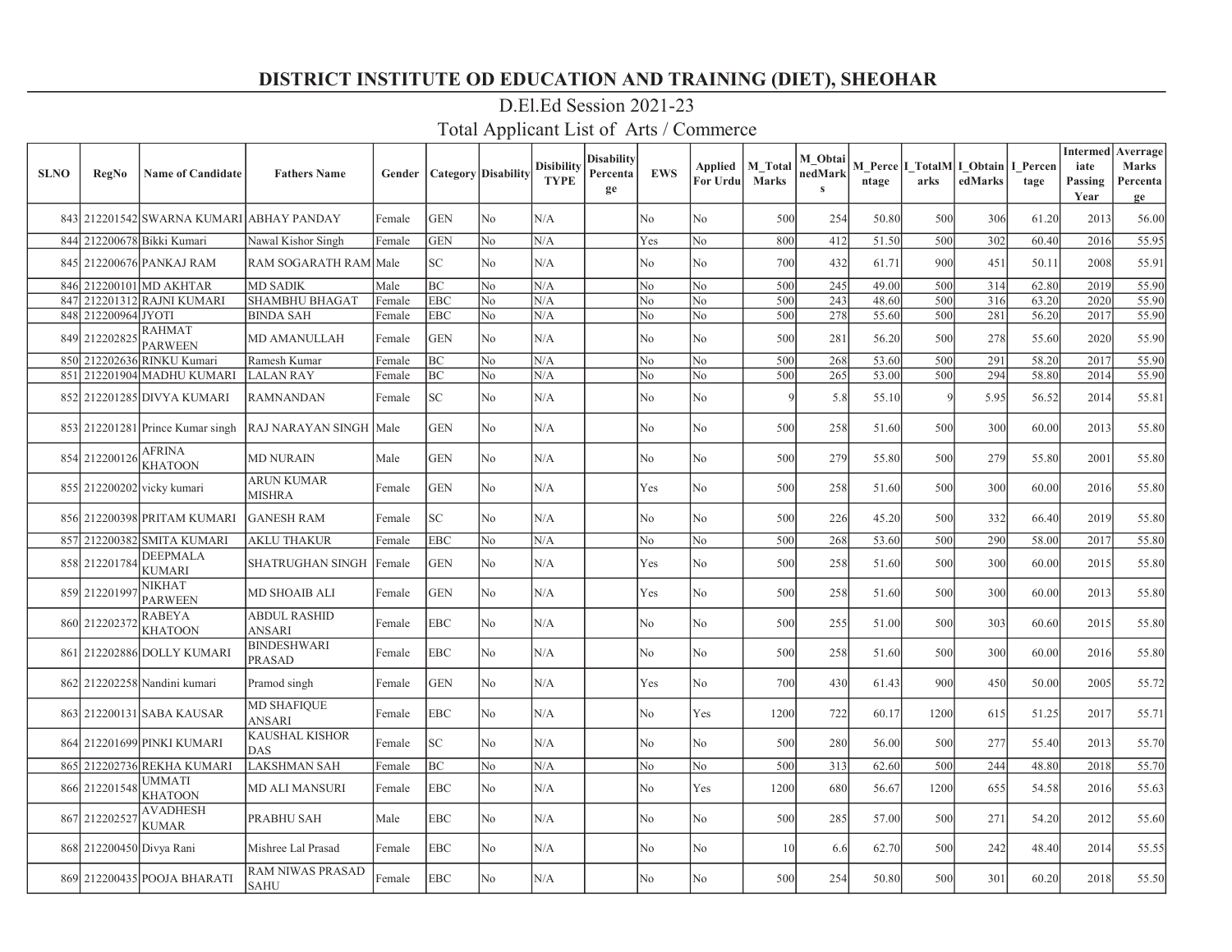# DISTRICT INSTITUTE OD EDUCATION AND TRAINING (DIET), SHEOHAR

## D.El.Ed Session 2021-23

## Total Applicant List of Arts / Commerce

| SLNO | RegNo | Name of Candidate | Fathers Name | Gender | Category | Disability | Disibility TYPE | Disability Percentage | EWS | Applied For Urdu | M_Total Marks | M_ObtainedMarks | M_Percentage | I_TotalMarks | I_ObtainedMarks | I_Percentage | Intermediate Passing Year | Averrage Marks Percentage |
|---|---|---|---|---|---|---|---|---|---|---|---|---|---|---|---|---|---|---|
| 843 | 212201542 | SWARNA KUMARI | ABHAY PANDAY | Female | GEN | No | N/A | | No | No | 500 | 254 | 50.80 | 500 | 306 | 61.20 | 2013 | 56.00 |
| 844 | 212200678 | Bikki Kumari | Nawal Kishor Singh | Female | GEN | No | N/A | | Yes | No | 800 | 412 | 51.50 | 500 | 302 | 60.40 | 2016 | 55.95 |
| 845 | 212200676 | PANKAJ RAM | RAM SOGARATH RAM | Male | SC | No | N/A | | No | No | 700 | 432 | 61.71 | 900 | 451 | 50.11 | 2008 | 55.91 |
| 846 | 212200101 | MD AKHTAR | MD SADIK | Male | BC | No | N/A | | No | No | 500 | 245 | 49.00 | 500 | 314 | 62.80 | 2019 | 55.90 |
| 847 | 212201312 | RAJNI KUMARI | SHAMBHU BHAGAT | Female | EBC | No | N/A | | No | No | 500 | 243 | 48.60 | 500 | 316 | 63.20 | 2020 | 55.90 |
| 848 | 212200964 | JYOTI | BINDA SAH | Female | EBC | No | N/A | | No | No | 500 | 278 | 55.60 | 500 | 281 | 56.20 | 2017 | 55.90 |
| 849 | 212202825 | RAHMAT PARWEEN | MD AMANULLAH | Female | GEN | No | N/A | | No | No | 500 | 281 | 56.20 | 500 | 278 | 55.60 | 2020 | 55.90 |
| 850 | 212202636 | RINKU Kumari | Ramesh Kumar | Female | BC | No | N/A | | No | No | 500 | 268 | 53.60 | 500 | 291 | 58.20 | 2017 | 55.90 |
| 851 | 212201904 | MADHU KUMARI | LALAN RAY | Female | BC | No | N/A | | No | No | 500 | 265 | 53.00 | 500 | 294 | 58.80 | 2014 | 55.90 |
| 852 | 212201285 | DIVYA KUMARI | RAMNANDAN | Female | SC | No | N/A | | No | No | 9 | 5.8 | 55.10 | 9 | 5.95 | 56.52 | 2014 | 55.81 |
| 853 | 212201281 | Prince Kumar singh | RAJ NARAYAN SINGH | Male | GEN | No | N/A | | No | No | 500 | 258 | 51.60 | 500 | 300 | 60.00 | 2013 | 55.80 |
| 854 | 212200126 | AFRINA KHATOON | MD NURAIN | Male | GEN | No | N/A | | No | No | 500 | 279 | 55.80 | 500 | 279 | 55.80 | 2001 | 55.80 |
| 855 | 212200202 | vicky kumari | ARUN KUMAR MISHRA | Female | GEN | No | N/A | | Yes | No | 500 | 258 | 51.60 | 500 | 300 | 60.00 | 2016 | 55.80 |
| 856 | 212200398 | PRITAM KUMARI | GANESH RAM | Female | SC | No | N/A | | No | No | 500 | 226 | 45.20 | 500 | 332 | 66.40 | 2019 | 55.80 |
| 857 | 212200382 | SMITA KUMARI | AKLU THAKUR | Female | EBC | No | N/A | | No | No | 500 | 268 | 53.60 | 500 | 290 | 58.00 | 2017 | 55.80 |
| 858 | 212201784 | DEEPMALA KUMARI | SHATRUGHAN SINGH | Female | GEN | No | N/A | | Yes | No | 500 | 258 | 51.60 | 500 | 300 | 60.00 | 2015 | 55.80 |
| 859 | 212201997 | NIKHAT PARWEEN | MD SHOAIB ALI | Female | GEN | No | N/A | | Yes | No | 500 | 258 | 51.60 | 500 | 300 | 60.00 | 2013 | 55.80 |
| 860 | 212202372 | RABEYA KHATOON | ABDUL RASHID ANSARI | Female | EBC | No | N/A | | No | No | 500 | 255 | 51.00 | 500 | 303 | 60.60 | 2015 | 55.80 |
| 861 | 212202886 | DOLLY KUMARI | BINDESHWARI PRASAD | Female | EBC | No | N/A | | No | No | 500 | 258 | 51.60 | 500 | 300 | 60.00 | 2016 | 55.80 |
| 862 | 212202258 | Nandini kumari | Pramod singh | Female | GEN | No | N/A | | Yes | No | 700 | 430 | 61.43 | 900 | 450 | 50.00 | 2005 | 55.72 |
| 863 | 212200131 | SABA KAUSAR | MD SHAFIQUE ANSARI | Female | EBC | No | N/A | | No | Yes | 1200 | 722 | 60.17 | 1200 | 615 | 51.25 | 2017 | 55.71 |
| 864 | 212201699 | PINKI KUMARI | KAUSHAL KISHOR DAS | Female | SC | No | N/A | | No | No | 500 | 280 | 56.00 | 500 | 277 | 55.40 | 2013 | 55.70 |
| 865 | 212202736 | REKHA KUMARI | LAKSHMAN SAH | Female | BC | No | N/A | | No | No | 500 | 313 | 62.60 | 500 | 244 | 48.80 | 2018 | 55.70 |
| 866 | 212201548 | UMMATI KHATOON | MD ALI MANSURI | Female | EBC | No | N/A | | No | Yes | 1200 | 680 | 56.67 | 1200 | 655 | 54.58 | 2016 | 55.63 |
| 867 | 212202527 | AVADHESH KUMAR | PRABHU SAH | Male | EBC | No | N/A | | No | No | 500 | 285 | 57.00 | 500 | 271 | 54.20 | 2012 | 55.60 |
| 868 | 212200450 | Divya Rani | Mishree Lal Prasad | Female | EBC | No | N/A | | No | No | 10 | 6.6 | 62.70 | 500 | 242 | 48.40 | 2014 | 55.55 |
| 869 | 212200435 | POOJA BHARATI | RAM NIWAS PRASAD SAHU | Female | EBC | No | N/A | | No | No | 500 | 254 | 50.80 | 500 | 301 | 60.20 | 2018 | 55.50 |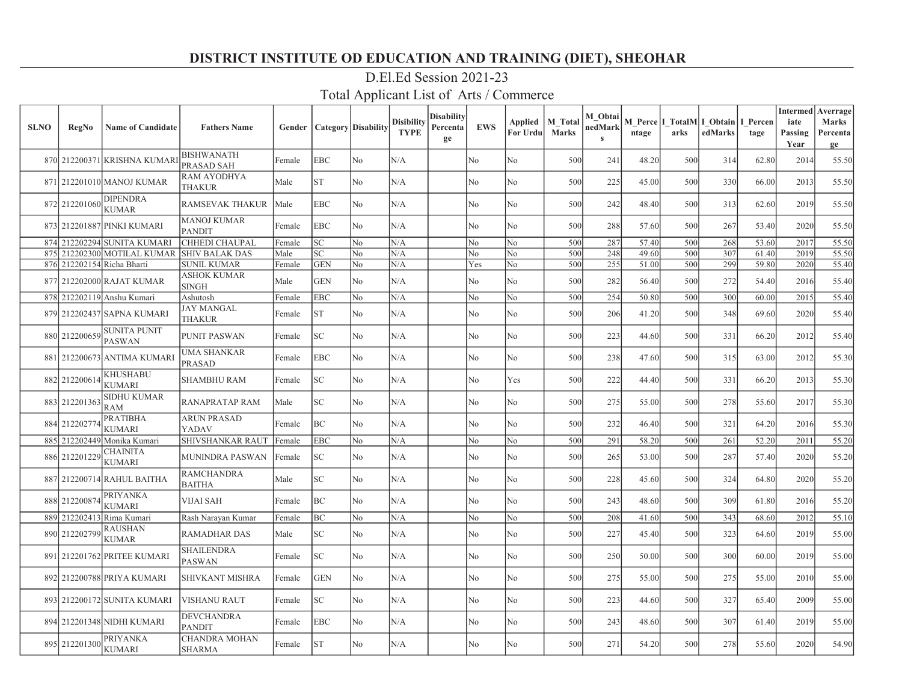# DISTRICT INSTITUTE OD EDUCATION AND TRAINING (DIET), SHEOHAR

## D.El.Ed Session 2021-23

## Total Applicant List of Arts / Commerce

| SLNO | RegNo | Name of Candidate | Fathers Name | Gender | Category | Disability | Disibility TYPE | Disability Percentage | EWS | Applied For Urdu | M_Total Marks | M_ObtainedMarks | M_Percentage | I_TotalMarks | I_ObtainedMarks | I_Percentage | Intermediate Passing Year | Averrage Marks Percentage |
|---|---|---|---|---|---|---|---|---|---|---|---|---|---|---|---|---|---|---|
| 870 | 212200371 | KRISHNA KUMARI | BISHWANATH PRASAD SAH | Female | EBC | No | N/A | | No | No | 500 | 241 | 48.20 | 500 | 314 | 62.80 | 2014 | 55.50 |
| 871 | 212201010 | MANOJ KUMAR | RAM AYODHYA THAKUR | Male | ST | No | N/A | | No | No | 500 | 225 | 45.00 | 500 | 330 | 66.00 | 2013 | 55.50 |
| 872 | 212201060 | DIPENDRA KUMAR | RAMSEVAK THAKUR | Male | EBC | No | N/A | | No | No | 500 | 242 | 48.40 | 500 | 313 | 62.60 | 2019 | 55.50 |
| 873 | 212201887 | PINKI KUMARI | MANOJ KUMAR PANDIT | Female | EBC | No | N/A | | No | No | 500 | 288 | 57.60 | 500 | 267 | 53.40 | 2020 | 55.50 |
| 874 | 212202294 | SUNITA KUMARI | CHHEDI CHAUPAL | Female | SC | No | N/A | | No | No | 500 | 287 | 57.40 | 500 | 268 | 53.60 | 2017 | 55.50 |
| 875 | 212202300 | MOTILAL KUMAR | SHIV BALAK DAS | Male | SC | No | N/A | | No | No | 500 | 248 | 49.60 | 500 | 307 | 61.40 | 2019 | 55.50 |
| 876 | 212202154 | Richa Bharti | SUNIL KUMAR | Female | GEN | No | N/A | | Yes | No | 500 | 255 | 51.00 | 500 | 299 | 59.80 | 2020 | 55.40 |
| 877 | 212202000 | RAJAT KUMAR | ASHOK KUMAR SINGH | Male | GEN | No | N/A | | No | No | 500 | 282 | 56.40 | 500 | 272 | 54.40 | 2016 | 55.40 |
| 878 | 212202119 | Anshu Kumari | Ashutosh | Female | EBC | No | N/A | | No | No | 500 | 254 | 50.80 | 500 | 300 | 60.00 | 2015 | 55.40 |
| 879 | 212202437 | SAPNA KUMARI | JAY MANGAL THAKUR | Female | ST | No | N/A | | No | No | 500 | 206 | 41.20 | 500 | 348 | 69.60 | 2020 | 55.40 |
| 880 | 212200659 | SUNITA PUNIT PASWAN | PUNIT PASWAN | Female | SC | No | N/A | | No | No | 500 | 223 | 44.60 | 500 | 331 | 66.20 | 2012 | 55.40 |
| 881 | 212200673 | ANTIMA KUMARI | UMA SHANKAR PRASAD | Female | EBC | No | N/A | | No | No | 500 | 238 | 47.60 | 500 | 315 | 63.00 | 2012 | 55.30 |
| 882 | 212200614 | KHUSHABU KUMARI | SHAMBHU RAM | Female | SC | No | N/A | | No | Yes | 500 | 222 | 44.40 | 500 | 331 | 66.20 | 2013 | 55.30 |
| 883 | 212201363 | SIDHU KUMAR RAM | RANAPRATAP RAM | Male | SC | No | N/A | | No | No | 500 | 275 | 55.00 | 500 | 278 | 55.60 | 2017 | 55.30 |
| 884 | 212202774 | PRATIBHA KUMARI | ARUN PRASAD YADAV | Female | BC | No | N/A | | No | No | 500 | 232 | 46.40 | 500 | 321 | 64.20 | 2016 | 55.30 |
| 885 | 212202449 | Monika Kumari | SHIVSHANKAR RAUT | Female | EBC | No | N/A | | No | No | 500 | 291 | 58.20 | 500 | 261 | 52.20 | 2011 | 55.20 |
| 886 | 212201229 | CHAINITA KUMARI | MUNINDRA PASWAN | Female | SC | No | N/A | | No | No | 500 | 265 | 53.00 | 500 | 287 | 57.40 | 2020 | 55.20 |
| 887 | 212200714 | RAHUL BAITHA | RAMCHANDRA BAITHA | Male | SC | No | N/A | | No | No | 500 | 228 | 45.60 | 500 | 324 | 64.80 | 2020 | 55.20 |
| 888 | 212200874 | PRIYANKA KUMARI | VIJAI SAH | Female | BC | No | N/A | | No | No | 500 | 243 | 48.60 | 500 | 309 | 61.80 | 2016 | 55.20 |
| 889 | 212202413 | Rima Kumari | Rash Narayan Kumar | Female | BC | No | N/A | | No | No | 500 | 208 | 41.60 | 500 | 343 | 68.60 | 2012 | 55.10 |
| 890 | 212202799 | RAUSHAN KUMAR | RAMADHAR DAS | Male | SC | No | N/A | | No | No | 500 | 227 | 45.40 | 500 | 323 | 64.60 | 2019 | 55.00 |
| 891 | 212201762 | PRITEE KUMARI | SHAILENDRA PASWAN | Female | SC | No | N/A | | No | No | 500 | 250 | 50.00 | 500 | 300 | 60.00 | 2019 | 55.00 |
| 892 | 212200788 | PRIYA KUMARI | SHIVKANT MISHRA | Female | GEN | No | N/A | | No | No | 500 | 275 | 55.00 | 500 | 275 | 55.00 | 2010 | 55.00 |
| 893 | 212200172 | SUNITA KUMARI | VISHANU RAUT | Female | SC | No | N/A | | No | No | 500 | 223 | 44.60 | 500 | 327 | 65.40 | 2009 | 55.00 |
| 894 | 212201348 | NIDHI KUMARI | DEVCHANDRA PANDIT | Female | EBC | No | N/A | | No | No | 500 | 243 | 48.60 | 500 | 307 | 61.40 | 2019 | 55.00 |
| 895 | 212201300 | PRIYANKA KUMARI | CHANDRA MOHAN SHARMA | Female | ST | No | N/A | | No | No | 500 | 271 | 54.20 | 500 | 278 | 55.60 | 2020 | 54.90 |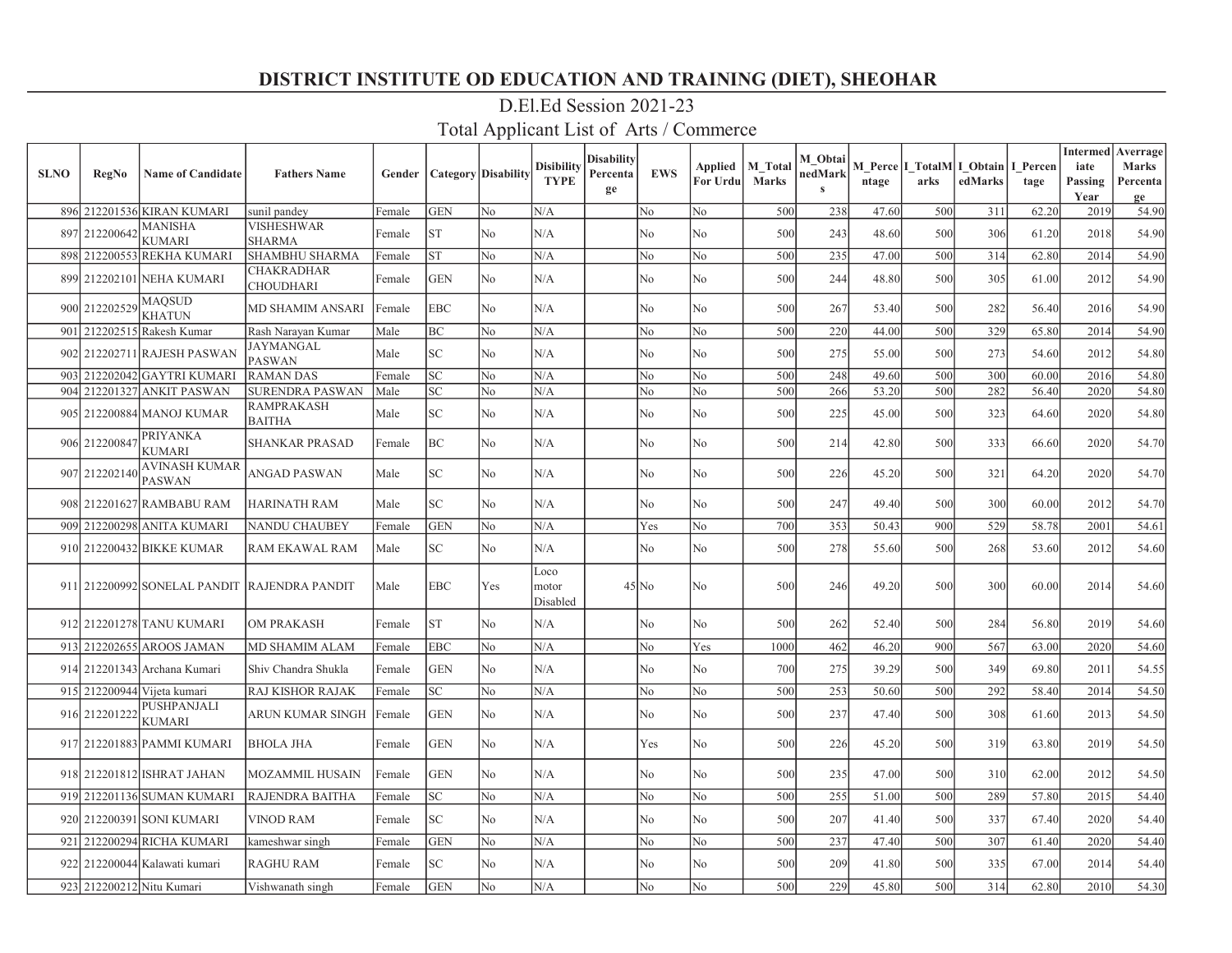# DISTRICT INSTITUTE OD EDUCATION AND TRAINING (DIET), SHEOHAR

## D.El.Ed Session 2021-23

## Total Applicant List of Arts / Commerce

| SLNO | RegNo | Name of Candidate | Fathers Name | Gender | Category | Disability | Disibility TYPE | Disability Percentage | EWS | Applied For Urdu | M_Total Marks | M_ObtainedMarks | M_Percentage | I_TotalMarks | I_ObtainedMarks | I_Percentage | Intermediate Passing Year | Averrage Marks Percentage |
|---|---|---|---|---|---|---|---|---|---|---|---|---|---|---|---|---|---|---|
| 896 | 212201536 | KIRAN KUMARI | sunil pandey | Female | GEN | No | N/A | | No | No | 500 | 238 | 47.60 | 500 | 311 | 62.20 | 2019 | 54.90 |
| 897 | 212200642 | MANISHA KUMARI | VISHESHWAR SHARMA | Female | ST | No | N/A | | No | No | 500 | 243 | 48.60 | 500 | 306 | 61.20 | 2018 | 54.90 |
| 898 | 212200553 | REKHA KUMARI | SHAMBHU SHARMA | Female | ST | No | N/A | | No | No | 500 | 235 | 47.00 | 500 | 314 | 62.80 | 2014 | 54.90 |
| 899 | 212202101 | NEHA KUMARI | CHAKRADHAR CHOUDHARI | Female | GEN | No | N/A | | No | No | 500 | 244 | 48.80 | 500 | 305 | 61.00 | 2012 | 54.90 |
| 900 | 212202529 | MAQSUD KHATUN | MD SHAMIM ANSARI | Female | EBC | No | N/A | | No | No | 500 | 267 | 53.40 | 500 | 282 | 56.40 | 2016 | 54.90 |
| 901 | 212202515 | Rakesh Kumar | Rash Narayan Kumar | Male | BC | No | N/A | | No | No | 500 | 220 | 44.00 | 500 | 329 | 65.80 | 2014 | 54.90 |
| 902 | 212202711 | RAJESH PASWAN | JAYMANGAL PASWAN | Male | SC | No | N/A | | No | No | 500 | 275 | 55.00 | 500 | 273 | 54.60 | 2012 | 54.80 |
| 903 | 212202042 | GAYTRI KUMARI | RAMAN DAS | Female | SC | No | N/A | | No | No | 500 | 248 | 49.60 | 500 | 300 | 60.00 | 2016 | 54.80 |
| 904 | 212201327 | ANKIT PASWAN | SURENDRA PASWAN | Male | SC | No | N/A | | No | No | 500 | 266 | 53.20 | 500 | 282 | 56.40 | 2020 | 54.80 |
| 905 | 212200884 | MANOJ KUMAR | RAMPRAKASH BAITHA | Male | SC | No | N/A | | No | No | 500 | 225 | 45.00 | 500 | 323 | 64.60 | 2020 | 54.80 |
| 906 | 212200847 | PRIYANKA KUMARI | SHANKAR PRASAD | Female | BC | No | N/A | | No | No | 500 | 214 | 42.80 | 500 | 333 | 66.60 | 2020 | 54.70 |
| 907 | 212202140 | AVINASH KUMAR PASWAN | ANGAD PASWAN | Male | SC | No | N/A | | No | No | 500 | 226 | 45.20 | 500 | 321 | 64.20 | 2020 | 54.70 |
| 908 | 212201627 | RAMBABU RAM | HARINATH RAM | Male | SC | No | N/A | | No | No | 500 | 247 | 49.40 | 500 | 300 | 60.00 | 2012 | 54.70 |
| 909 | 212200298 | ANITA KUMARI | NANDU CHAUBEY | Female | GEN | No | N/A | | Yes | No | 700 | 353 | 50.43 | 900 | 529 | 58.78 | 2001 | 54.61 |
| 910 | 212200432 | BIKKE KUMAR | RAM EKAWAL RAM | Male | SC | No | N/A | | No | No | 500 | 278 | 55.60 | 500 | 268 | 53.60 | 2012 | 54.60 |
| 911 | 212200992 | SONELAL PANDIT | RAJENDRA PANDIT | Male | EBC | Yes | Loco motor Disabled | 45 | No | No | 500 | 246 | 49.20 | 500 | 300 | 60.00 | 2014 | 54.60 |
| 912 | 212201278 | TANU KUMARI | OM PRAKASH | Female | ST | No | N/A | | No | No | 500 | 262 | 52.40 | 500 | 284 | 56.80 | 2019 | 54.60 |
| 913 | 212202655 | AROOS JAMAN | MD SHAMIM ALAM | Female | EBC | No | N/A | | No | Yes | 1000 | 462 | 46.20 | 900 | 567 | 63.00 | 2020 | 54.60 |
| 914 | 212201343 | Archana Kumari | Shiv Chandra Shukla | Female | GEN | No | N/A | | No | No | 700 | 275 | 39.29 | 500 | 349 | 69.80 | 2011 | 54.55 |
| 915 | 212200944 | Vijeta kumari | RAJ KISHOR RAJAK | Female | SC | No | N/A | | No | No | 500 | 253 | 50.60 | 500 | 292 | 58.40 | 2014 | 54.50 |
| 916 | 212201222 | PUSHPANJALI KUMARI | ARUN KUMAR SINGH | Female | GEN | No | N/A | | No | No | 500 | 237 | 47.40 | 500 | 308 | 61.60 | 2013 | 54.50 |
| 917 | 212201883 | PAMMI KUMARI | BHOLA JHA | Female | GEN | No | N/A | | Yes | No | 500 | 226 | 45.20 | 500 | 319 | 63.80 | 2019 | 54.50 |
| 918 | 212201812 | ISHRAT JAHAN | MOZAMMIL HUSAIN | Female | GEN | No | N/A | | No | No | 500 | 235 | 47.00 | 500 | 310 | 62.00 | 2012 | 54.50 |
| 919 | 212201136 | SUMAN KUMARI | RAJENDRA BAITHA | Female | SC | No | N/A | | No | No | 500 | 255 | 51.00 | 500 | 289 | 57.80 | 2015 | 54.40 |
| 920 | 212200391 | SONI KUMARI | VINOD RAM | Female | SC | No | N/A | | No | No | 500 | 207 | 41.40 | 500 | 337 | 67.40 | 2020 | 54.40 |
| 921 | 212200294 | RICHA KUMARI | kameshwar singh | Female | GEN | No | N/A | | No | No | 500 | 237 | 47.40 | 500 | 307 | 61.40 | 2020 | 54.40 |
| 922 | 212200044 | Kalawati kumari | RAGHU RAM | Female | SC | No | N/A | | No | No | 500 | 209 | 41.80 | 500 | 335 | 67.00 | 2014 | 54.40 |
| 923 | 212200212 | Nitu Kumari | Vishwanath singh | Female | GEN | No | N/A | | No | No | 500 | 229 | 45.80 | 500 | 314 | 62.80 | 2010 | 54.30 |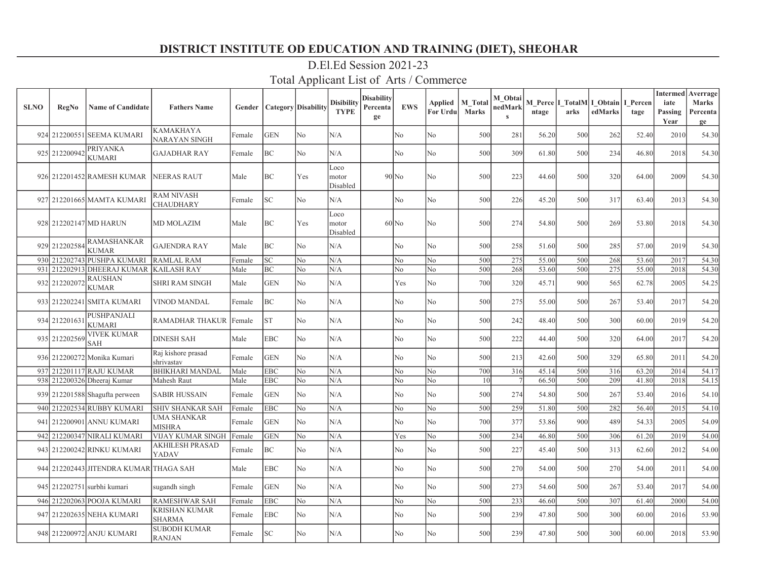# DISTRICT INSTITUTE OD EDUCATION AND TRAINING (DIET), SHEOHAR

## D.El.Ed Session 2021-23

## Total Applicant List of Arts / Commerce

| SLNO | RegNo | Name of Candidate | Fathers Name | Gender | Category | Disability | Disibility TYPE | Disability Percentage | EWS | Applied For Urdu | M_Total Marks | M_ObtainedMarks | M_Percentage | I_TotalMarks | I_ObtainedMarks | I_Percentage | Intermediate Passing Year | Averrage Marks Percentage |
|---|---|---|---|---|---|---|---|---|---|---|---|---|---|---|---|---|---|---|
| 924 | 212200551 | SEEMA KUMARI | KAMAKHAYA NARAYAN SINGH | Female | GEN | No | N/A | | No | No | 500 | 281 | 56.20 | 500 | 262 | 52.40 | 2010 | 54.30 |
| 925 | 212200942 | PRIYANKA KUMARI | GAJADHAR RAY | Female | BC | No | N/A | | No | No | 500 | 309 | 61.80 | 500 | 234 | 46.80 | 2018 | 54.30 |
| 926 | 212201452 | RAMESH KUMAR | NEERAS RAUT | Male | BC | Yes | Loco motor Disabled | 90 | No | No | 500 | 223 | 44.60 | 500 | 320 | 64.00 | 2009 | 54.30 |
| 927 | 212201665 | MAMTA KUMARI | RAM NIVASH CHAUDHARY | Female | SC | No | N/A | | No | No | 500 | 226 | 45.20 | 500 | 317 | 63.40 | 2013 | 54.30 |
| 928 | 212202147 | MD HARUN | MD MOLAZIM | Male | BC | Yes | Loco motor Disabled | 60 | No | No | 500 | 274 | 54.80 | 500 | 269 | 53.80 | 2018 | 54.30 |
| 929 | 212202584 | RAMASHANKAR KUMAR | GAJENDRA RAY | Male | BC | No | N/A | | No | No | 500 | 258 | 51.60 | 500 | 285 | 57.00 | 2019 | 54.30 |
| 930 | 212202743 | PUSHPA KUMARI | RAMLAL RAM | Female | SC | No | N/A | | No | No | 500 | 275 | 55.00 | 500 | 268 | 53.60 | 2017 | 54.30 |
| 931 | 212202913 | DHEERAJ KUMAR | KAILASH RAY | Male | BC | No | N/A | | No | No | 500 | 268 | 53.60 | 500 | 275 | 55.00 | 2018 | 54.30 |
| 932 | 212202072 | RAUSHAN KUMAR | SHRI RAM SINGH | Male | GEN | No | N/A | | Yes | No | 700 | 320 | 45.71 | 900 | 565 | 62.78 | 2005 | 54.25 |
| 933 | 212202241 | SMITA KUMARI | VINOD MANDAL | Female | BC | No | N/A | | No | No | 500 | 275 | 55.00 | 500 | 267 | 53.40 | 2017 | 54.20 |
| 934 | 212201631 | PUSHPANJALI KUMARI | RAMADHAR THAKUR | Female | ST | No | N/A | | No | No | 500 | 242 | 48.40 | 500 | 300 | 60.00 | 2019 | 54.20 |
| 935 | 212202569 | VIVEK KUMAR SAH | DINESH SAH | Male | EBC | No | N/A | | No | No | 500 | 222 | 44.40 | 500 | 320 | 64.00 | 2017 | 54.20 |
| 936 | 212200272 | Monika Kumari | Raj kishore prasad shrivastav | Female | GEN | No | N/A | | No | No | 500 | 213 | 42.60 | 500 | 329 | 65.80 | 2011 | 54.20 |
| 937 | 212201117 | RAJU KUMAR | BHIKHARI MANDAL | Male | EBC | No | N/A | | No | No | 700 | 316 | 45.14 | 500 | 316 | 63.20 | 2014 | 54.17 |
| 938 | 212200326 | Dheeraj Kumar | Mahesh Raut | Male | EBC | No | N/A | | No | No | 10 | 7 | 66.50 | 500 | 209 | 41.80 | 2018 | 54.15 |
| 939 | 212201588 | Shagufta perweeen | SABIR HUSSAIN | Female | GEN | No | N/A | | No | No | 500 | 274 | 54.80 | 500 | 267 | 53.40 | 2016 | 54.10 |
| 940 | 212202534 | RUBBY KUMARI | SHIV SHANKAR SAH | Female | EBC | No | N/A | | No | No | 500 | 259 | 51.80 | 500 | 282 | 56.40 | 2015 | 54.10 |
| 941 | 212200901 | ANNU KUMARI | UMA SHANKAR MISHRA | Female | GEN | No | N/A | | No | No | 700 | 377 | 53.86 | 900 | 489 | 54.33 | 2005 | 54.09 |
| 942 | 212200347 | NIRALI KUMARI | VIJAY KUMAR SINGH | Female | GEN | No | N/A | | Yes | No | 500 | 234 | 46.80 | 500 | 306 | 61.20 | 2019 | 54.00 |
| 943 | 212200242 | RINKU KUMARI | AKHILESH PRASAD YADAV | Female | BC | No | N/A | | No | No | 500 | 227 | 45.40 | 500 | 313 | 62.60 | 2012 | 54.00 |
| 944 | 212202443 | JITENDRA KUMAR | THAGA SAH | Male | EBC | No | N/A | | No | No | 500 | 270 | 54.00 | 500 | 270 | 54.00 | 2011 | 54.00 |
| 945 | 212202751 | surbhi kumari | sugandh singh | Female | GEN | No | N/A | | No | No | 500 | 273 | 54.60 | 500 | 267 | 53.40 | 2017 | 54.00 |
| 946 | 212202063 | POOJA KUMARI | RAMESHWAR SAH | Female | EBC | No | N/A | | No | No | 500 | 233 | 46.60 | 500 | 307 | 61.40 | 2000 | 54.00 |
| 947 | 212202635 | NEHA KUMARI | KRISHAN KUMAR SHARMA | Female | EBC | No | N/A | | No | No | 500 | 239 | 47.80 | 500 | 300 | 60.00 | 2016 | 53.90 |
| 948 | 212200972 | ANJU KUMARI | SUBODH KUMAR RANJAN | Female | SC | No | N/A | | No | No | 500 | 239 | 47.80 | 500 | 300 | 60.00 | 2018 | 53.90 |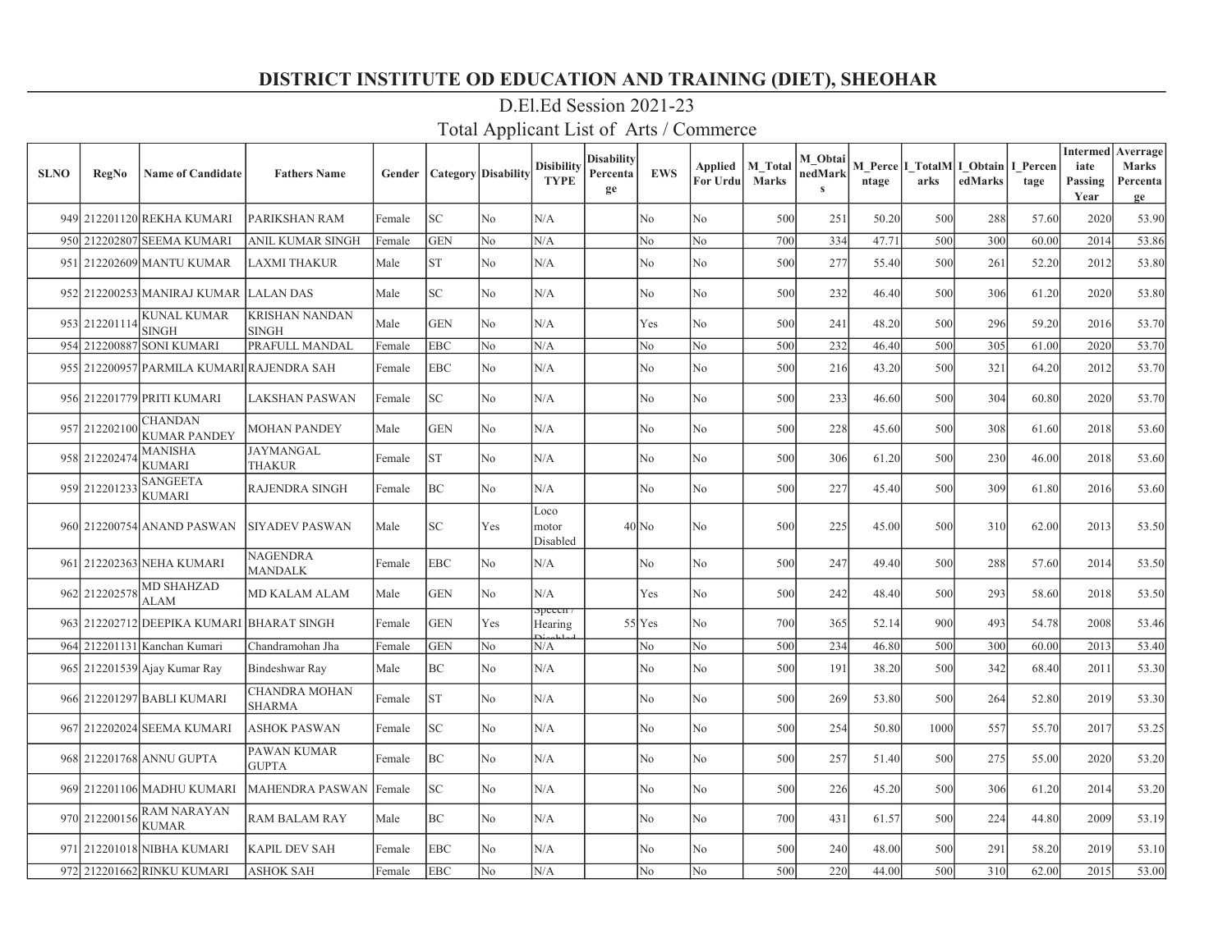# DISTRICT INSTITUTE OD EDUCATION AND TRAINING (DIET), SHEOHAR

## D.El.Ed Session 2021-23

## Total Applicant List of Arts / Commerce

| SLNO | RegNo | Name of Candidate | Fathers Name | Gender | Category | Disability | Disibility TYPE | Disability Percentage | EWS | Applied For Urdu | M_Total Marks | M_ObtainedMarks | M_Percentage | I_TotalMarks | I_ObtainedMarks | I_Percentage | Intermediate Passing Year | Averrage Marks Percentage |
|---|---|---|---|---|---|---|---|---|---|---|---|---|---|---|---|---|---|---|
| 949 | 212201120 | REKHA KUMARI | PARIKSHAN RAM | Female | SC | No | N/A | | No | No | 500 | 251 | 50.20 | 500 | 288 | 57.60 | 2020 | 53.90 |
| 950 | 212202807 | SEEMA KUMARI | ANIL KUMAR SINGH | Female | GEN | No | N/A | | No | No | 700 | 334 | 47.71 | 500 | 300 | 60.00 | 2014 | 53.86 |
| 951 | 212202609 | MANTU KUMAR | LAXMI THAKUR | Male | ST | No | N/A | | No | No | 500 | 277 | 55.40 | 500 | 261 | 52.20 | 2012 | 53.80 |
| 952 | 212200253 | MANIRAJ KUMAR | LALAN DAS | Male | SC | No | N/A | | No | No | 500 | 232 | 46.40 | 500 | 306 | 61.20 | 2020 | 53.80 |
| 953 | 212201114 | KUNAL KUMAR SINGH | KRISHAN NANDAN SINGH | Male | GEN | No | N/A | | Yes | No | 500 | 241 | 48.20 | 500 | 296 | 59.20 | 2016 | 53.70 |
| 954 | 212200887 | SONI KUMARI | PRAFULL MANDAL | Female | EBC | No | N/A | | No | No | 500 | 232 | 46.40 | 500 | 305 | 61.00 | 2020 | 53.70 |
| 955 | 212200957 | PARMILA KUMARI | RAJENDRA SAH | Female | EBC | No | N/A | | No | No | 500 | 216 | 43.20 | 500 | 321 | 64.20 | 2012 | 53.70 |
| 956 | 212201779 | PRITI KUMARI | LAKSHAN PASWAN | Female | SC | No | N/A | | No | No | 500 | 233 | 46.60 | 500 | 304 | 60.80 | 2020 | 53.70 |
| 957 | 212202100 | CHANDAN KUMAR PANDEY | MOHAN PANDEY | Male | GEN | No | N/A | | No | No | 500 | 228 | 45.60 | 500 | 308 | 61.60 | 2018 | 53.60 |
| 958 | 212202474 | MANISHA KUMARI | JAYMANGAL THAKUR | Female | ST | No | N/A | | No | No | 500 | 306 | 61.20 | 500 | 230 | 46.00 | 2018 | 53.60 |
| 959 | 212201233 | SANGEETA KUMARI | RAJENDRA SINGH | Female | BC | No | N/A | | No | No | 500 | 227 | 45.40 | 500 | 309 | 61.80 | 2016 | 53.60 |
| 960 | 212200754 | ANAND PASWAN | SIYADEV PASWAN | Male | SC | Yes | Loco motor Disabled | 40 | No | No | 500 | 225 | 45.00 | 500 | 310 | 62.00 | 2013 | 53.50 |
| 961 | 212202363 | NEHA KUMARI | NAGENDRA MANDALK | Female | EBC | No | N/A | | No | No | 500 | 247 | 49.40 | 500 | 288 | 57.60 | 2014 | 53.50 |
| 962 | 212202578 | MD SHAHZAD ALAM | MD KALAM ALAM | Male | GEN | No | N/A | | Yes | No | 500 | 242 | 48.40 | 500 | 293 | 58.60 | 2018 | 53.50 |
| 963 | 212202712 | DEEPIKA KUMARI | BHARAT SINGH | Female | GEN | Yes | Speech / Hearing Disabled | 55 | Yes | No | 700 | 365 | 52.14 | 900 | 493 | 54.78 | 2008 | 53.46 |
| 964 | 212201131 | Kanchan Kumari | Chandramohan Jha | Female | GEN | No | N/A | | No | No | 500 | 234 | 46.80 | 500 | 300 | 60.00 | 2013 | 53.40 |
| 965 | 212201539 | Ajay Kumar Ray | Bindeshwar Ray | Male | BC | No | N/A | | No | No | 500 | 191 | 38.20 | 500 | 342 | 68.40 | 2011 | 53.30 |
| 966 | 212201297 | BABLI KUMARI | CHANDRA MOHAN SHARMA | Female | ST | No | N/A | | No | No | 500 | 269 | 53.80 | 500 | 264 | 52.80 | 2019 | 53.30 |
| 967 | 212202024 | SEEMA KUMARI | ASHOK PASWAN | Female | SC | No | N/A | | No | No | 500 | 254 | 50.80 | 1000 | 557 | 55.70 | 2017 | 53.25 |
| 968 | 212201768 | ANNU GUPTA | PAWAN KUMAR GUPTA | Female | BC | No | N/A | | No | No | 500 | 257 | 51.40 | 500 | 275 | 55.00 | 2020 | 53.20 |
| 969 | 212201106 | MADHU KUMARI | MAHENDRA PASWAN | Female | SC | No | N/A | | No | No | 500 | 226 | 45.20 | 500 | 306 | 61.20 | 2014 | 53.20 |
| 970 | 212200156 | RAM NARAYAN KUMAR | RAM BALAM RAY | Male | BC | No | N/A | | No | No | 700 | 431 | 61.57 | 500 | 224 | 44.80 | 2009 | 53.19 |
| 971 | 212201018 | NIBHA KUMARI | KAPIL DEV SAH | Female | EBC | No | N/A | | No | No | 500 | 240 | 48.00 | 500 | 291 | 58.20 | 2019 | 53.10 |
| 972 | 212201662 | RINKU KUMARI | ASHOK SAH | Female | EBC | No | N/A | | No | No | 500 | 220 | 44.00 | 500 | 310 | 62.00 | 2015 | 53.00 |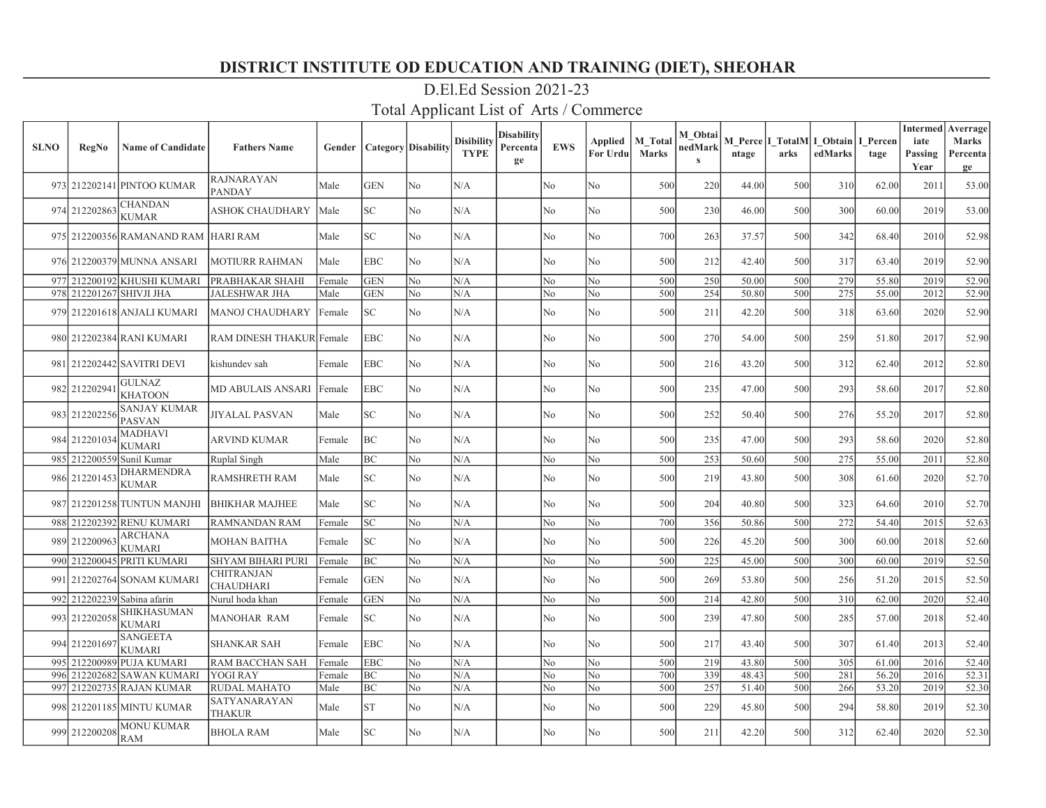# DISTRICT INSTITUTE OD EDUCATION AND TRAINING (DIET), SHEOHAR

## D.El.Ed Session 2021-23

## Total Applicant List of Arts / Commerce

| SLNO | RegNo | Name of Candidate | Fathers Name | Gender | Category | Disability | Disibility TYPE | Disability Percentage | EWS | Applied For Urdu | M_Total Marks | M_ObtainedMarks | M_Percentage | I_TotalMarks | I_ObtainedMarks | I_Percentage | Intermediate Passing Year | Average Marks Percentage |
|---|---|---|---|---|---|---|---|---|---|---|---|---|---|---|---|---|---|---|
| 973 | 212202141 | PINTOO KUMAR | RAJNARAYAN PANDAY | Male | GEN | No | N/A | | No | No | 500 | 220 | 44.00 | 500 | 310 | 62.00 | 2011 | 53.00 |
| 974 | 212202863 | CHANDAN KUMAR | ASHOK CHAUDHARY | Male | SC | No | N/A | | No | No | 500 | 230 | 46.00 | 500 | 300 | 60.00 | 2019 | 53.00 |
| 975 | 212200356 | RAMANAND RAM | HARI RAM | Male | SC | No | N/A | | No | No | 700 | 263 | 37.57 | 500 | 342 | 68.40 | 2010 | 52.98 |
| 976 | 212200379 | MUNNA ANSARI | MOTIURR RAHMAN | Male | EBC | No | N/A | | No | No | 500 | 212 | 42.40 | 500 | 317 | 63.40 | 2019 | 52.90 |
| 977 | 212200192 | KHUSHI KUMARI | PRABHAKAR SHAHI | Female | GEN | No | N/A | | No | No | 500 | 250 | 50.00 | 500 | 279 | 55.80 | 2019 | 52.90 |
| 978 | 212201267 | SHIVJI JHA | JALESHWAR JHA | Male | GEN | No | N/A | | No | No | 500 | 254 | 50.80 | 500 | 275 | 55.00 | 2012 | 52.90 |
| 979 | 212201618 | ANJALI KUMARI | MANOJ CHAUDHARY | Female | SC | No | N/A | | No | No | 500 | 211 | 42.20 | 500 | 318 | 63.60 | 2020 | 52.90 |
| 980 | 212202384 | RANI KUMARI | RAM DINESH THAKUR | Female | EBC | No | N/A | | No | No | 500 | 270 | 54.00 | 500 | 259 | 51.80 | 2017 | 52.90 |
| 981 | 212202442 | SAVITRI DEVI | kishundev sah | Female | EBC | No | N/A | | No | No | 500 | 216 | 43.20 | 500 | 312 | 62.40 | 2012 | 52.80 |
| 982 | 212202941 | GULNAZ KHATOON | MD ABULAIS ANSARI | Female | EBC | No | N/A | | No | No | 500 | 235 | 47.00 | 500 | 293 | 58.60 | 2017 | 52.80 |
| 983 | 212202256 | SANJAY KUMAR PASVAN | JIYALAL PASVAN | Male | SC | No | N/A | | No | No | 500 | 252 | 50.40 | 500 | 276 | 55.20 | 2017 | 52.80 |
| 984 | 212201034 | MADHAVI KUMARI | ARVIND KUMAR | Female | BC | No | N/A | | No | No | 500 | 235 | 47.00 | 500 | 293 | 58.60 | 2020 | 52.80 |
| 985 | 212200559 | Sunil Kumar | Ruplal Singh | Male | BC | No | N/A | | No | No | 500 | 253 | 50.60 | 500 | 275 | 55.00 | 2011 | 52.80 |
| 986 | 212201453 | DHARMENDRA KUMAR | RAMSHRETH RAM | Male | SC | No | N/A | | No | No | 500 | 219 | 43.80 | 500 | 308 | 61.60 | 2020 | 52.70 |
| 987 | 212201258 | TUNTUN MANJHI | BHIKHAR MAJHEE | Male | SC | No | N/A | | No | No | 500 | 204 | 40.80 | 500 | 323 | 64.60 | 2010 | 52.70 |
| 988 | 212202392 | RENU KUMARI | RAMNANDAN RAM | Female | SC | No | N/A | | No | No | 700 | 356 | 50.86 | 500 | 272 | 54.40 | 2015 | 52.63 |
| 989 | 212200963 | ARCHANA KUMARI | MOHAN BAITHA | Female | SC | No | N/A | | No | No | 500 | 226 | 45.20 | 500 | 300 | 60.00 | 2018 | 52.60 |
| 990 | 212200045 | PRITI KUMARI | SHYAM BIHARI PURI | Female | BC | No | N/A | | No | No | 500 | 225 | 45.00 | 500 | 300 | 60.00 | 2019 | 52.50 |
| 991 | 212202764 | SONAM KUMARI | CHITRANJAN CHAUDHARI | Female | GEN | No | N/A | | No | No | 500 | 269 | 53.80 | 500 | 256 | 51.20 | 2015 | 52.50 |
| 992 | 212202239 | Sabina afarin | Nurul hoda khan | Female | GEN | No | N/A | | No | No | 500 | 214 | 42.80 | 500 | 310 | 62.00 | 2020 | 52.40 |
| 993 | 212202058 | SHIKHASUMAN KUMARI | MANOHAR RAM | Female | SC | No | N/A | | No | No | 500 | 239 | 47.80 | 500 | 285 | 57.00 | 2018 | 52.40 |
| 994 | 212201697 | SANGEETA KUMARI | SHANKAR SAH | Female | EBC | No | N/A | | No | No | 500 | 217 | 43.40 | 500 | 307 | 61.40 | 2013 | 52.40 |
| 995 | 212200989 | PUJA KUMARI | RAM BACCHAN SAH | Female | EBC | No | N/A | | No | No | 500 | 219 | 43.80 | 500 | 305 | 61.00 | 2016 | 52.40 |
| 996 | 212202682 | SAWAN KUMARI | YOGI RAY | Female | BC | No | N/A | | No | No | 700 | 339 | 48.43 | 500 | 281 | 56.20 | 2016 | 52.31 |
| 997 | 212202735 | RAJAN KUMAR | RUDAL MAHATO | Male | BC | No | N/A | | No | No | 500 | 257 | 51.40 | 500 | 266 | 53.20 | 2019 | 52.30 |
| 998 | 212201185 | MINTU KUMAR | SATYANARAYAN THAKUR | Male | ST | No | N/A | | No | No | 500 | 229 | 45.80 | 500 | 294 | 58.80 | 2019 | 52.30 |
| 999 | 212200208 | MONU KUMAR RAM | BHOLA RAM | Male | SC | No | N/A | | No | No | 500 | 211 | 42.20 | 500 | 312 | 62.40 | 2020 | 52.30 |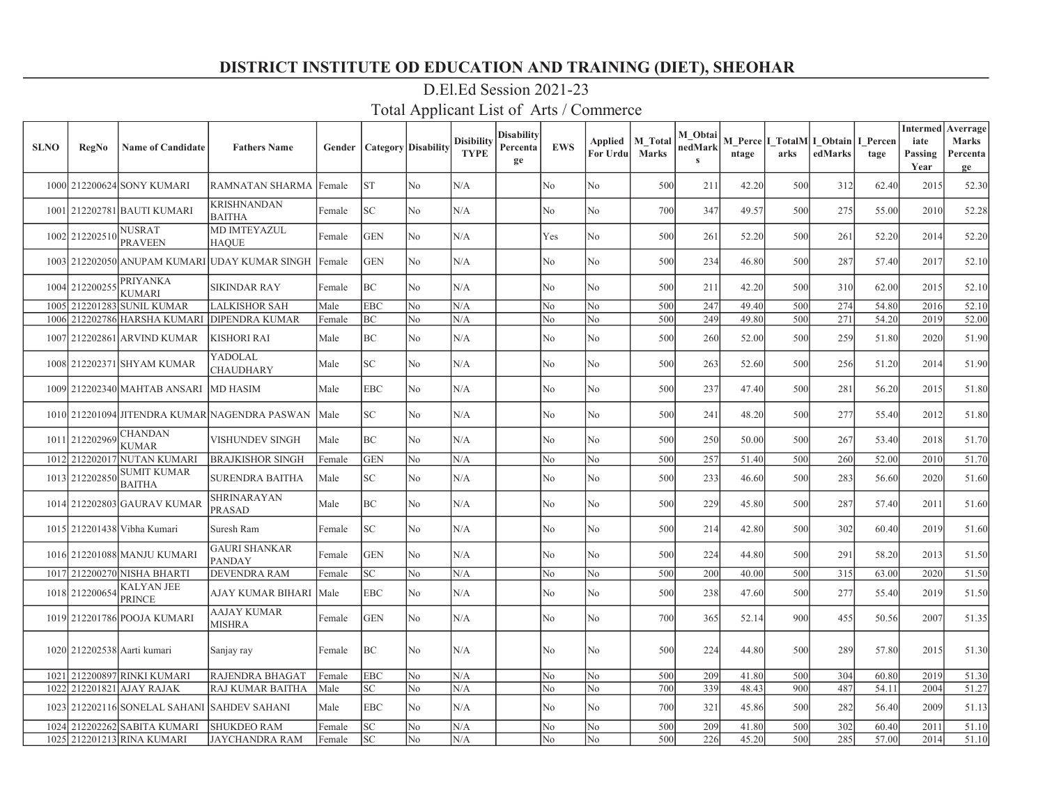# DISTRICT INSTITUTE OD EDUCATION AND TRAINING (DIET), SHEOHAR

## D.El.Ed Session 2021-23

## Total Applicant List of Arts / Commerce

| SLNO | RegNo | Name of Candidate | Fathers Name | Gender | Category | Disability | Disibility TYPE | Disability Percentage | EWS | Applied For Urdu | M_Total Marks | M_ObtainedMarks | M_Percentage | I_TotalMarks | I_ObtainedMarks | I_Percentage | Intermediate Passing Year | Averrage Marks Percentage |
|---|---|---|---|---|---|---|---|---|---|---|---|---|---|---|---|---|---|---|
| 1000 | 212200624 | SONY KUMARI | RAMNATAN SHARMA | Female | ST | No | N/A | | No | No | 500 | 211 | 42.20 | 500 | 312 | 62.40 | 2015 | 52.30 |
| 1001 | 212202781 | BAUTI KUMARI | KRISHNANDAN BAITHA | Female | SC | No | N/A | | No | No | 700 | 347 | 49.57 | 500 | 275 | 55.00 | 2010 | 52.28 |
| 1002 | 212202510 | NUSRAT PRAVEEN | MD IMTEYAZUL HAQUE | Female | GEN | No | N/A | | Yes | No | 500 | 261 | 52.20 | 500 | 261 | 52.20 | 2014 | 52.20 |
| 1003 | 212202050 | ANUPAM KUMARI | UDAY KUMAR SINGH | Female | GEN | No | N/A | | No | No | 500 | 234 | 46.80 | 500 | 287 | 57.40 | 2017 | 52.10 |
| 1004 | 212200255 | PRIYANKA KUMARI | SIKINDAR RAY | Female | BC | No | N/A | | No | No | 500 | 211 | 42.20 | 500 | 310 | 62.00 | 2015 | 52.10 |
| 1005 | 212201283 | SUNIL KUMAR | LALKISHOR SAH | Male | EBC | No | N/A | | No | No | 500 | 247 | 49.40 | 500 | 274 | 54.80 | 2016 | 52.10 |
| 1006 | 212202786 | HARSHA KUMARI | DIPENDRA KUMAR | Female | BC | No | N/A | | No | No | 500 | 249 | 49.80 | 500 | 271 | 54.20 | 2019 | 52.00 |
| 1007 | 212202861 | ARVIND KUMAR | KISHORI RAI | Male | BC | No | N/A | | No | No | 500 | 260 | 52.00 | 500 | 259 | 51.80 | 2020 | 51.90 |
| 1008 | 212202371 | SHYAM KUMAR | YADOLAL CHAUDHARY | Male | SC | No | N/A | | No | No | 500 | 263 | 52.60 | 500 | 256 | 51.20 | 2014 | 51.90 |
| 1009 | 212202340 | MAHTAB ANSARI | MD HASIM | Male | EBC | No | N/A | | No | No | 500 | 237 | 47.40 | 500 | 281 | 56.20 | 2015 | 51.80 |
| 1010 | 212201094 | JITENDRA KUMAR | NAGENDRA PASWAN | Male | SC | No | N/A | | No | No | 500 | 241 | 48.20 | 500 | 277 | 55.40 | 2012 | 51.80 |
| 1011 | 212202969 | CHANDAN KUMAR | VISHUNDEV SINGH | Male | BC | No | N/A | | No | No | 500 | 250 | 50.00 | 500 | 267 | 53.40 | 2018 | 51.70 |
| 1012 | 212202017 | NUTAN KUMARI | BRAJKISHOR SINGH | Female | GEN | No | N/A | | No | No | 500 | 257 | 51.40 | 500 | 260 | 52.00 | 2010 | 51.70 |
| 1013 | 212202850 | SUMIT KUMAR BAITHA | SURENDRA BAITHA | Male | SC | No | N/A | | No | No | 500 | 233 | 46.60 | 500 | 283 | 56.60 | 2020 | 51.60 |
| 1014 | 212202803 | GAURAV KUMAR | SHRINARAYAN PRASAD | Male | BC | No | N/A | | No | No | 500 | 229 | 45.80 | 500 | 287 | 57.40 | 2011 | 51.60 |
| 1015 | 212201438 | Vibha Kumari | Suresh Ram | Female | SC | No | N/A | | No | No | 500 | 214 | 42.80 | 500 | 302 | 60.40 | 2019 | 51.60 |
| 1016 | 212201088 | MANJU KUMARI | GAURI SHANKAR PANDAY | Female | GEN | No | N/A | | No | No | 500 | 224 | 44.80 | 500 | 291 | 58.20 | 2013 | 51.50 |
| 1017 | 212200270 | NISHA BHARTI | DEVENDRA RAM | Female | SC | No | N/A | | No | No | 500 | 200 | 40.00 | 500 | 315 | 63.00 | 2020 | 51.50 |
| 1018 | 212200654 | KALYAN JEE PRINCE | AJAY KUMAR BIHARI | Male | EBC | No | N/A | | No | No | 500 | 238 | 47.60 | 500 | 277 | 55.40 | 2019 | 51.50 |
| 1019 | 212201786 | POOJA KUMARI | AAJAY KUMAR MISHRA | Female | GEN | No | N/A | | No | No | 700 | 365 | 52.14 | 900 | 455 | 50.56 | 2007 | 51.35 |
| 1020 | 212202538 | Aarti kumari | Sanjay ray | Female | BC | No | N/A | | No | No | 500 | 224 | 44.80 | 500 | 289 | 57.80 | 2015 | 51.30 |
| 1021 | 212200897 | RINKI KUMARI | RAJENDRA BHAGAT | Female | EBC | No | N/A | | No | No | 500 | 209 | 41.80 | 500 | 304 | 60.80 | 2019 | 51.30 |
| 1022 | 212201821 | AJAY RAJAK | RAJ KUMAR BAITHA | Male | SC | No | N/A | | No | No | 700 | 339 | 48.43 | 900 | 487 | 54.11 | 2004 | 51.27 |
| 1023 | 212202116 | SONELAL SAHANI | SAHDEV SAHANI | Male | EBC | No | N/A | | No | No | 700 | 321 | 45.86 | 500 | 282 | 56.40 | 2009 | 51.13 |
| 1024 | 212202262 | SABITA KUMARI | SHUKDEO RAM | Female | SC | No | N/A | | No | No | 500 | 209 | 41.80 | 500 | 302 | 60.40 | 2011 | 51.10 |
| 1025 | 212201213 | RINA KUMARI | JAYCHANDRA RAM | Female | SC | No | N/A | | No | No | 500 | 226 | 45.20 | 500 | 285 | 57.00 | 2014 | 51.10 |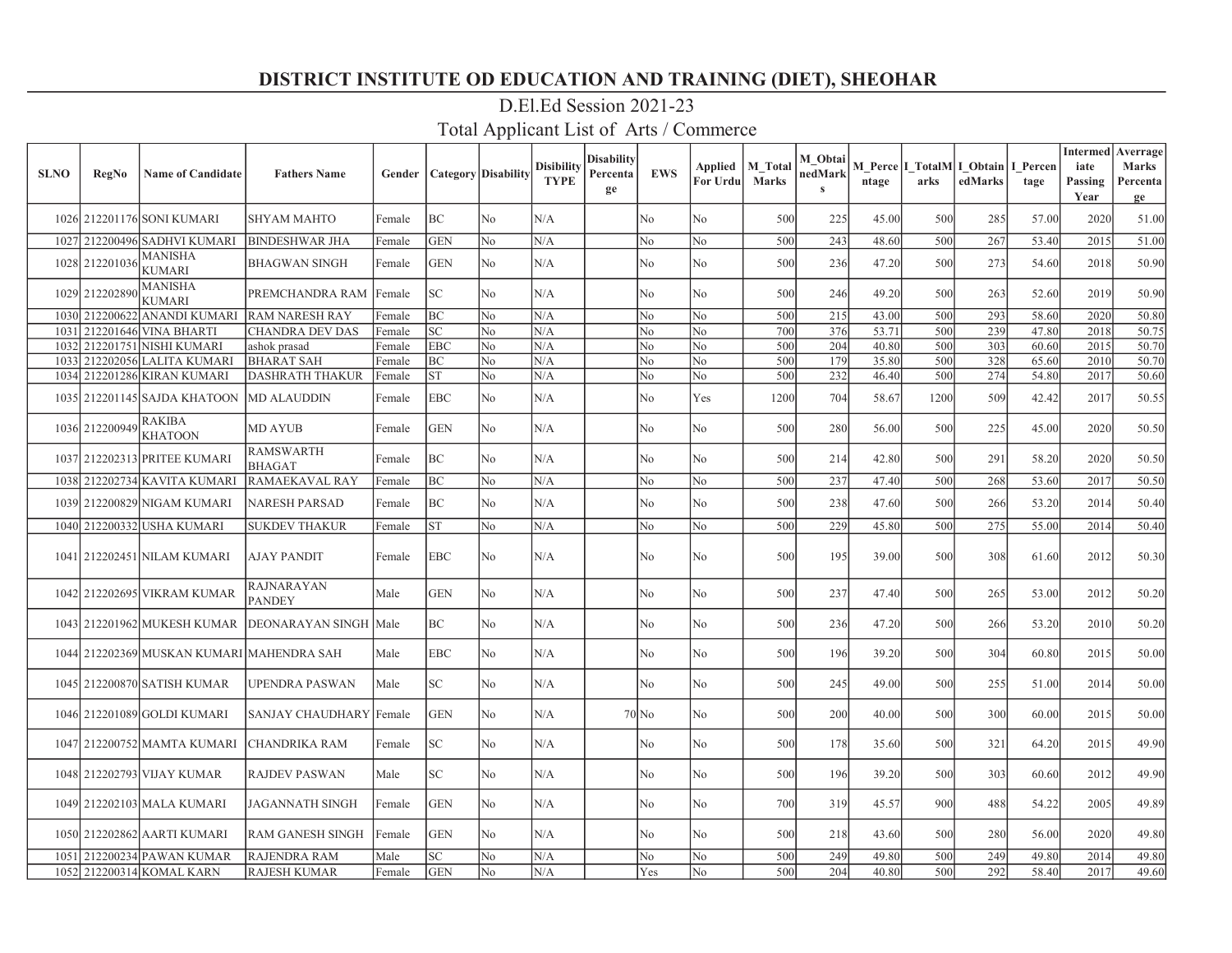# DISTRICT INSTITUTE OD EDUCATION AND TRAINING (DIET), SHEOHAR

## D.El.Ed Session 2021-23

## Total Applicant List of Arts / Commerce

| SLNO | RegNo | Name of Candidate | Fathers Name | Gender | Category | Disability | Disibility TYPE | Disability Percentage | EWS | Applied For Urdu | M_Total Marks | M_ObtainedMarks | M_Percentage | I_TotalMarks | I_ObtainedMarks | I_Percentage | Intermediate Passing Year | Averrage Marks Percentage |
|---|---|---|---|---|---|---|---|---|---|---|---|---|---|---|---|---|---|---|
| 1026 | 212201176 | SONI KUMARI | SHYAM MAHTO | Female | BC | No | N/A | | No | No | 500 | 225 | 45.00 | 500 | 285 | 57.00 | 2020 | 51.00 |
| 1027 | 212200496 | SADHVI KUMARI | BINDESHWAR JHA | Female | GEN | No | N/A | | No | No | 500 | 243 | 48.60 | 500 | 267 | 53.40 | 2015 | 51.00 |
| 1028 | 212201036 | MANISHA KUMARI | BHAGWAN SINGH | Female | GEN | No | N/A | | No | No | 500 | 236 | 47.20 | 500 | 273 | 54.60 | 2018 | 50.90 |
| 1029 | 212202890 | MANISHA KUMARI | PREMCHANDRA RAM | Female | SC | No | N/A | | No | No | 500 | 246 | 49.20 | 500 | 263 | 52.60 | 2019 | 50.90 |
| 1030 | 212200622 | ANANDI KUMARI | RAM NARESH RAY | Female | BC | No | N/A | | No | No | 500 | 215 | 43.00 | 500 | 293 | 58.60 | 2020 | 50.80 |
| 1031 | 212201646 | VINA BHARTI | CHANDRA DEV DAS | Female | SC | No | N/A | | No | No | 700 | 376 | 53.71 | 500 | 239 | 47.80 | 2018 | 50.75 |
| 1032 | 212201751 | NISHI KUMARI | ashok prasad | Female | EBC | No | N/A | | No | No | 500 | 204 | 40.80 | 500 | 303 | 60.60 | 2015 | 50.70 |
| 1033 | 212202056 | LALITA KUMARI | BHARAT SAH | Female | BC | No | N/A | | No | No | 500 | 179 | 35.80 | 500 | 328 | 65.60 | 2010 | 50.70 |
| 1034 | 212201286 | KIRAN KUMARI | DASHRATH THAKUR | Female | ST | No | N/A | | No | No | 500 | 232 | 46.40 | 500 | 274 | 54.80 | 2017 | 50.60 |
| 1035 | 212201145 | SAJDA KHATOON | MD ALAUDDIN | Female | EBC | No | N/A | | No | Yes | 1200 | 704 | 58.67 | 1200 | 509 | 42.42 | 2017 | 50.55 |
| 1036 | 212200949 | RAKIBA KHATOON | MD AYUB | Female | GEN | No | N/A | | No | No | 500 | 280 | 56.00 | 500 | 225 | 45.00 | 2020 | 50.50 |
| 1037 | 212202313 | PRITEE KUMARI | RAMSWARTH BHAGAT | Female | BC | No | N/A | | No | No | 500 | 214 | 42.80 | 500 | 291 | 58.20 | 2020 | 50.50 |
| 1038 | 212202734 | KAVITA KUMARI | RAMAEKAVAL RAY | Female | BC | No | N/A | | No | No | 500 | 237 | 47.40 | 500 | 268 | 53.60 | 2017 | 50.50 |
| 1039 | 212200829 | NIGAM KUMARI | NARESH PARSAD | Female | BC | No | N/A | | No | No | 500 | 238 | 47.60 | 500 | 266 | 53.20 | 2014 | 50.40 |
| 1040 | 212200332 | USHA KUMARI | SUKDEV THAKUR | Female | ST | No | N/A | | No | No | 500 | 229 | 45.80 | 500 | 275 | 55.00 | 2014 | 50.40 |
| 1041 | 212202451 | NILAM KUMARI | AJAY PANDIT | Female | EBC | No | N/A | | No | No | 500 | 195 | 39.00 | 500 | 308 | 61.60 | 2012 | 50.30 |
| 1042 | 212202695 | VIKRAM KUMAR | RAJNARAYAN PANDEY | Male | GEN | No | N/A | | No | No | 500 | 237 | 47.40 | 500 | 265 | 53.00 | 2012 | 50.20 |
| 1043 | 212201962 | MUKESH KUMAR | DEONARAYAN SINGH | Male | BC | No | N/A | | No | No | 500 | 236 | 47.20 | 500 | 266 | 53.20 | 2010 | 50.20 |
| 1044 | 212202369 | MUSKAN KUMARI | MAHENDRA SAH | Male | EBC | No | N/A | | No | No | 500 | 196 | 39.20 | 500 | 304 | 60.80 | 2015 | 50.00 |
| 1045 | 212200870 | SATISH KUMAR | UPENDRA PASWAN | Male | SC | No | N/A | | No | No | 500 | 245 | 49.00 | 500 | 255 | 51.00 | 2014 | 50.00 |
| 1046 | 212201089 | GOLDI KUMARI | SANJAY CHAUDHARY | Female | GEN | No | N/A | 70 | No | No | 500 | 200 | 40.00 | 500 | 300 | 60.00 | 2015 | 50.00 |
| 1047 | 212200752 | MAMTA KUMARI | CHANDRIKA RAM | Female | SC | No | N/A | | No | No | 500 | 178 | 35.60 | 500 | 321 | 64.20 | 2015 | 49.90 |
| 1048 | 212202793 | VIJAY KUMAR | RAJDEV PASWAN | Male | SC | No | N/A | | No | No | 500 | 196 | 39.20 | 500 | 303 | 60.60 | 2012 | 49.90 |
| 1049 | 212202103 | MALA KUMARI | JAGANNATH SINGH | Female | GEN | No | N/A | | No | No | 700 | 319 | 45.57 | 900 | 488 | 54.22 | 2005 | 49.89 |
| 1050 | 212202862 | AARTI KUMARI | RAM GANESH SINGH | Female | GEN | No | N/A | | No | No | 500 | 218 | 43.60 | 500 | 280 | 56.00 | 2020 | 49.80 |
| 1051 | 212200234 | PAWAN KUMAR | RAJENDRA RAM | Male | SC | No | N/A | | No | No | 500 | 249 | 49.80 | 500 | 249 | 49.80 | 2014 | 49.80 |
| 1052 | 212200314 | KOMAL KARN | RAJESH KUMAR | Female | GEN | No | N/A | | Yes | No | 500 | 204 | 40.80 | 500 | 292 | 58.40 | 2017 | 49.60 |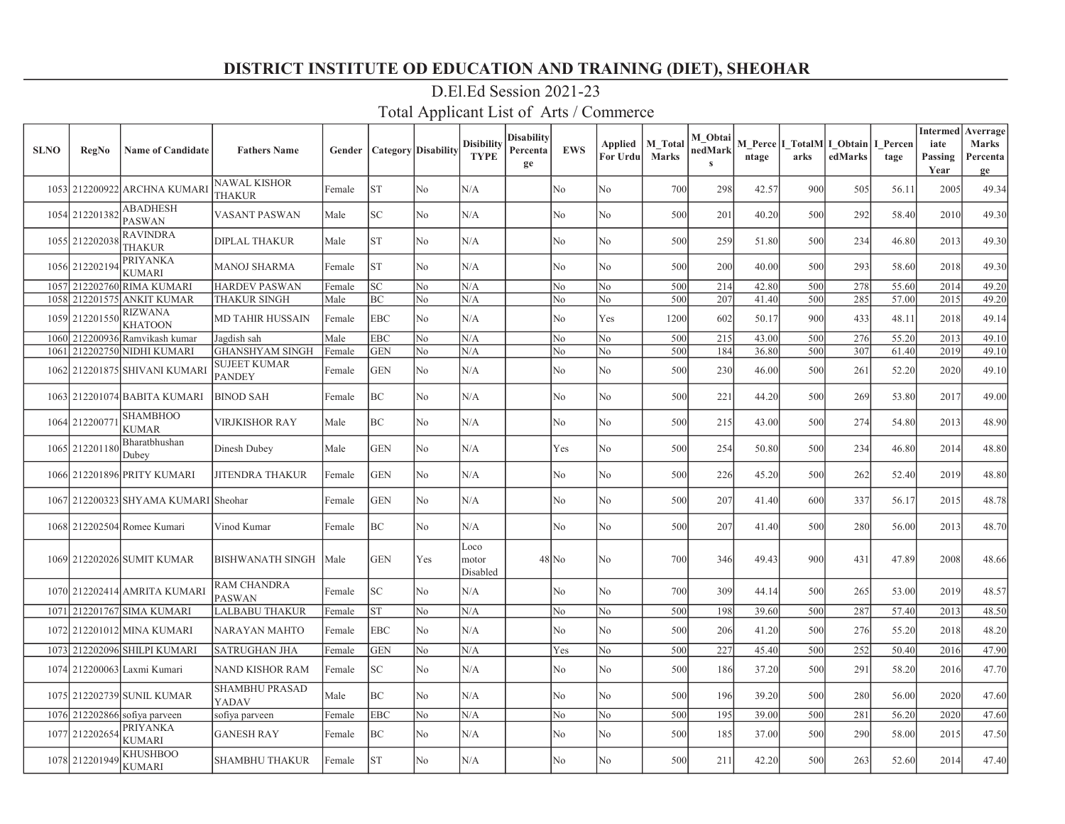# DISTRICT INSTITUTE OD EDUCATION AND TRAINING (DIET), SHEOHAR

## D.El.Ed Session 2021-23

## Total Applicant List of Arts / Commerce

| SLNO | RegNo | Name of Candidate | Fathers Name | Gender | Category | Disability | Disibility TYPE | Disability Percentage | EWS | Applied For Urdu | M_Total Marks | M_ObtainedMarks | M_Percentage | I_TotalMarks | I_ObtainedMarks | I_Percentage | Intermediate Passing Year | Averrage Marks Percentage |
|---|---|---|---|---|---|---|---|---|---|---|---|---|---|---|---|---|---|---|
| 1053 | 212200922 | ARCHNA KUMARI | NAWAL KISHOR THAKUR | Female | ST | No | N/A | | No | No | 700 | 298 | 42.57 | 900 | 505 | 56.11 | 2005 | 49.34 |
| 1054 | 212201382 | ABADHESH PASWAN | VASANT PASWAN | Male | SC | No | N/A | | No | No | 500 | 201 | 40.20 | 500 | 292 | 58.40 | 2010 | 49.30 |
| 1055 | 212202038 | RAVINDRA THAKUR | DIPLAL THAKUR | Male | ST | No | N/A | | No | No | 500 | 259 | 51.80 | 500 | 234 | 46.80 | 2013 | 49.30 |
| 1056 | 212202194 | PRIYANKA KUMARI | MANOJ SHARMA | Female | ST | No | N/A | | No | No | 500 | 200 | 40.00 | 500 | 293 | 58.60 | 2018 | 49.30 |
| 1057 | 212202760 | RIMA KUMARI | HARDEV PASWAN | Female | SC | No | N/A | | No | No | 500 | 214 | 42.80 | 500 | 278 | 55.60 | 2014 | 49.20 |
| 1058 | 212201575 | ANKIT KUMAR | THAKUR SINGH | Male | BC | No | N/A | | No | No | 500 | 207 | 41.40 | 500 | 285 | 57.00 | 2015 | 49.20 |
| 1059 | 212201550 | RIZWANA KHATOON | MD TAHIR HUSSAIN | Female | EBC | No | N/A | | No | Yes | 1200 | 602 | 50.17 | 900 | 433 | 48.11 | 2018 | 49.14 |
| 1060 | 212200936 | Ramvikash kumar | Jagdish sah | Male | EBC | No | N/A | | No | No | 500 | 215 | 43.00 | 500 | 276 | 55.20 | 2013 | 49.10 |
| 1061 | 212202750 | NIDHI KUMARI | GHANSHYAM SINGH | Female | GEN | No | N/A | | No | No | 500 | 184 | 36.80 | 500 | 307 | 61.40 | 2019 | 49.10 |
| 1062 | 212201875 | SHIVANI KUMARI | SUJEET KUMAR PANDEY | Female | GEN | No | N/A | | No | No | 500 | 230 | 46.00 | 500 | 261 | 52.20 | 2020 | 49.10 |
| 1063 | 212201074 | BABITA KUMARI | BINOD SAH | Female | BC | No | N/A | | No | No | 500 | 221 | 44.20 | 500 | 269 | 53.80 | 2017 | 49.00 |
| 1064 | 212200771 | SHAMBHOO KUMAR | VIRJKISHOR RAY | Male | BC | No | N/A | | No | No | 500 | 215 | 43.00 | 500 | 274 | 54.80 | 2013 | 48.90 |
| 1065 | 212201180 | Bharatbhushan Dubey | Dinesh Dubey | Male | GEN | No | N/A | | Yes | No | 500 | 254 | 50.80 | 500 | 234 | 46.80 | 2014 | 48.80 |
| 1066 | 212201896 | PRITY KUMARI | JITENDRA THAKUR | Female | GEN | No | N/A | | No | No | 500 | 226 | 45.20 | 500 | 262 | 52.40 | 2019 | 48.80 |
| 1067 | 212200323 | SHYAMA KUMARI | Sheohar | Female | GEN | No | N/A | | No | No | 500 | 207 | 41.40 | 600 | 337 | 56.17 | 2015 | 48.78 |
| 1068 | 212202504 | Romee Kumari | Vinod Kumar | Female | BC | No | N/A | | No | No | 500 | 207 | 41.40 | 500 | 280 | 56.00 | 2013 | 48.70 |
| 1069 | 212202026 | SUMIT KUMAR | BISHWANATH SINGH | Male | GEN | Yes | Loco motor Disabled | 48 | No | No | 700 | 346 | 49.43 | 900 | 431 | 47.89 | 2008 | 48.66 |
| 1070 | 212202414 | AMRITA KUMARI | RAM CHANDRA PASWAN | Female | SC | No | N/A | | No | No | 700 | 309 | 44.14 | 500 | 265 | 53.00 | 2019 | 48.57 |
| 1071 | 212201767 | SIMA KUMARI | LALBABU THAKUR | Female | ST | No | N/A | | No | No | 500 | 198 | 39.60 | 500 | 287 | 57.40 | 2013 | 48.50 |
| 1072 | 212201012 | MINA KUMARI | NARAYAN MAHTO | Female | EBC | No | N/A | | No | No | 500 | 206 | 41.20 | 500 | 276 | 55.20 | 2018 | 48.20 |
| 1073 | 212202096 | SHILPI KUMARI | SATRUGHAN JHA | Female | GEN | No | N/A | | Yes | No | 500 | 227 | 45.40 | 500 | 252 | 50.40 | 2016 | 47.90 |
| 1074 | 212200063 | Laxmi Kumari | NAND KISHOR RAM | Female | SC | No | N/A | | No | No | 500 | 186 | 37.20 | 500 | 291 | 58.20 | 2016 | 47.70 |
| 1075 | 212202739 | SUNIL KUMAR | SHAMBHU PRASAD YADAV | Male | BC | No | N/A | | No | No | 500 | 196 | 39.20 | 500 | 280 | 56.00 | 2020 | 47.60 |
| 1076 | 212202866 | sofiya parveen | sofiya parveen | Female | EBC | No | N/A | | No | No | 500 | 195 | 39.00 | 500 | 281 | 56.20 | 2020 | 47.60 |
| 1077 | 212202654 | PRIYANKA KUMARI | GANESH RAY | Female | BC | No | N/A | | No | No | 500 | 185 | 37.00 | 500 | 290 | 58.00 | 2015 | 47.50 |
| 1078 | 212201949 | KHUSHBOO KUMARI | SHAMBHU THAKUR | Female | ST | No | N/A | | No | No | 500 | 211 | 42.20 | 500 | 263 | 52.60 | 2014 | 47.40 |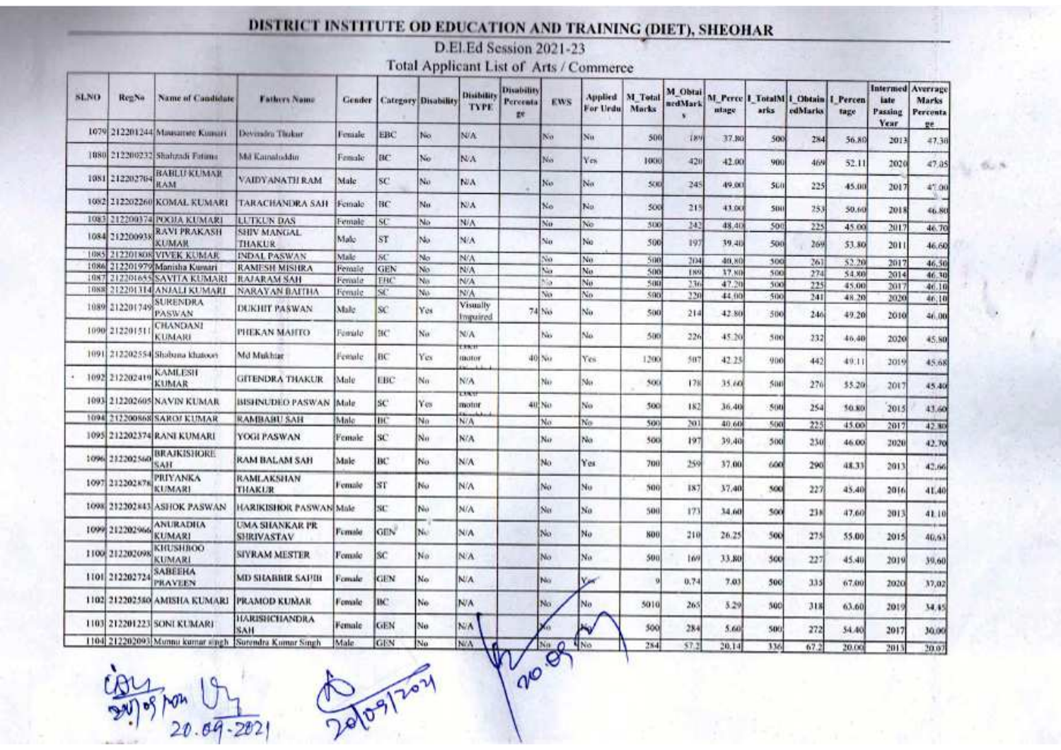# DISTRICT INSTITUTE OD EDUCATION AND TRAINING (DIET), SHEOHAR

## D.El.Ed Session 2021-23

### Total Applicant List of Arts / Commerce

| SLNO | RegNo | Name of Candidate | Fathers Name | Gender | Category | Disability | Disibility TYPE | Disability Percentage | EWS | Applied For Urdu | M_Total Marks | M_ObtainedMarks | M_Percentage | I_TotalMarks | I_ObtainedMarks | I_Percentage | Intermediate Passing Year | Average Marks Percentage |
|---|---|---|---|---|---|---|---|---|---|---|---|---|---|---|---|---|---|---|
| 1079 | 212201244 | Mausamee Kumari | Devendra Thakur | Female | EBC | No | N/A | | No | No | 500 | 189 | 37.80 | 500 | 284 | 56.80 | 2013 | 47.30 |
| 1080 | 212200232 | Shahzadi Fatima | Md Kamaluddin | Female | BC | No | N/A | | No | Yes | 1000 | 420 | 42.00 | 900 | 469 | 52.11 | 2020 | 47.05 |
| 1081 | 212202704 | BABLU KUMAR RAM | VAIDYANATH RAM | Male | SC | No | N/A | | No | No | 500 | 245 | 49.00 | 500 | 225 | 45.00 | 2017 | 47.00 |
| 1082 | 212202260 | KOMAL KUMARI | TARACHANDRA SAH | Female | BC | No | N/A | | No | No | 500 | 215 | 43.00 | 500 | 253 | 50.60 | 2018 | 46.80 |
| 1083 | 212200374 | POOJA KUMARI | LUTKUN DAS | Female | SC | No | N/A | | No | No | 500 | 242 | 48.40 | 500 | 225 | 45.00 | 2017 | 46.70 |
| 1084 | 212200938 | RAVI PRAKASH KUMAR | SHIV MANGAL THAKUR | Male | ST | No | N/A | | No | No | 500 | 197 | 39.40 | 500 | 269 | 53.80 | 2011 | 46.60 |
| 1085 | 212201808 | VIVEK KUMAR | INDAL PASWAN | Male | SC | No | N/A | | No | No | 500 | 204 | 40.80 | 500 | 261 | 52.20 | 2017 | 46.50 |
| 1086 | 212201979 | Manisha Kumari | RAMESH MISHRA | Female | GEN | No | N/A | | No | No | 500 | 189 | 37.80 | 500 | 274 | 54.80 | 2014 | 46.30 |
| 1087 | 212201655 | SAVITA KUMARI | RAJARAM SAH | Female | EBC | No | N/A | | No | No | 500 | 236 | 47.20 | 500 | 225 | 45.00 | 2017 | 46.10 |
| 1088 | 212201314 | ANJALI KUMARI | NARAYAN BAITHA | Female | SC | No | N/A | | No | No | 500 | 220 | 44.00 | 500 | 241 | 48.20 | 2020 | 46.10 |
| 1089 | 212201749 | SURENDRA PASWAN | DUKHIT PASWAN | Male | SC | Yes | Visually Impaired | 74 | No | No | 500 | 214 | 42.80 | 500 | 246 | 49.20 | 2010 | 46.00 |
| 1090 | 212201511 | CHANDANI KUMARI | PHEKAN MAHTO | Female | BC | No | N/A | | No | No | 500 | 226 | 45.20 | 500 | 232 | 46.40 | 2020 | 45.80 |
| 1091 | 212202554 | Shabana khatoon | Md Mukhtar | Female | BC | Yes | Loco motor Disabled | 40 | No | Yes | 1200 | 507 | 42.25 | 900 | 442 | 49.11 | 2019 | 45.68 |
| 1092 | 212202419 | KAMLESH KUMAR | GITENDRA THAKUR | Male | EBC | No | N/A | | No | No | 500 | 178 | 35.60 | 500 | 276 | 55.20 | 2017 | 45.40 |
| 1093 | 212202605 | NAVIN KUMAR | BISHNUDEO PASWAN | Male | SC | Yes | Loco motor Disabled | 40 | No | No | 500 | 182 | 36.40 | 500 | 254 | 50.80 | 2015 | 43.60 |
| 1094 | 212200868 | SAROJ KUMAR | RAMBABU SAH | Male | BC | No | N/A | | No | No | 500 | 203 | 40.60 | 500 | 225 | 45.00 | 2017 | 42.80 |
| 1095 | 212202374 | RANI KUMARI | YOGI PASWAN | Female | SC | No | N/A | | No | No | 500 | 197 | 39.40 | 500 | 230 | 46.00 | 2020 | 42.70 |
| 1096 | 212202560 | BRAJKISHORE SAH | RAM BALAM SAH | Male | BC | No | N/A | | No | Yes | 700 | 259 | 37.00 | 600 | 290 | 48.33 | 2013 | 42.66 |
| 1097 | 212202876 | PRIYANKA KUMARI | RAMLAKSHAN THAKUR | Female | ST | No | N/A | | No | No | 500 | 187 | 37.40 | 500 | 227 | 45.40 | 2016 | 41.40 |
| 1098 | 212202843 | ASHOK PASWAN | HARIKISHOR PASWAN | Male | SC | No | N/A | | No | No | 500 | 173 | 34.60 | 500 | 238 | 47.60 | 2013 | 41.10 |
| 1099 | 212202966 | ANURADHA KUMARI | UMA SHANKAR PR SHRIVASTAV | Female | GEN | No | N/A | | No | No | 800 | 210 | 26.25 | 500 | 275 | 55.00 | 2015 | 40.63 |
| 1100 | 212202098 | KHUSHBOO KUMARI | SIYRAM MESTER | Female | SC | No | N/A | | No | No | 500 | 169 | 33.80 | 500 | 227 | 45.40 | 2019 | 39.60 |
| 1101 | 212202724 | SABEEHA PRAVEEN | MD SHABBIR SAHIB | Female | GEN | No | N/A | | No | Yes | 9 | 0.74 | 7.03 | 500 | 335 | 67.00 | 2020 | 37.02 |
| 1102 | 212202580 | AMISHA KUMARI | PRAMOD KUMAR | Female | BC | No | N/A | | No | No | 5010 | 265 | 5.29 | 500 | 318 | 63.60 | 2019 | 34.45 |
| 1103 | 212201223 | SONI KUMARI | HARISHCHANDRA SAH | Female | GEN | No | N/A | | No | No | 500 | 284 | 5.60 | 500 | 272 | 54.40 | 2017 | 30.00 |
| 1104 | 212202093 | Munnu kumar singh | Surendra Kumar Singh | Male | GEN | No | N/A | | No | No | 284 | 57.2 | 20.14 | 336 | 67.2 | 20.00 | 2013 | 20.07 |

20/09/2021 20.09.2021 20/09/2021 20.09